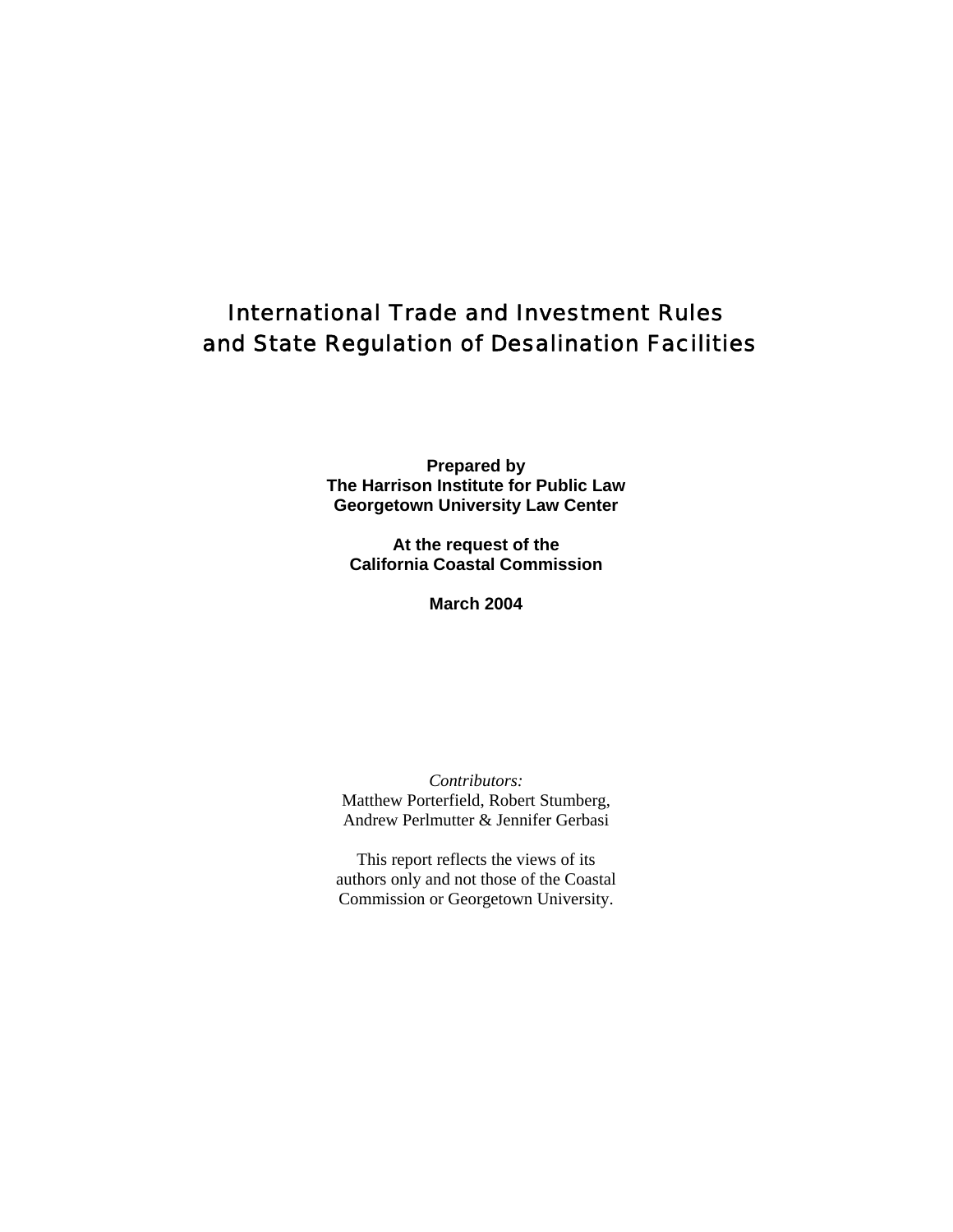# International Trade and Investment Rules and State Regulation of Desalination Facilities

**Prepared by**
**The Harrison Institute for Public Law**
**Georgetown University Law Center**

**At the request of the**
**California Coastal Commission**

**March 2004**

*Contributors:*
Matthew Porterfield, Robert Stumberg,
Andrew Perlmutter & Jennifer Gerbasi

This report reflects the views of its authors only and not those of the Coastal Commission or Georgetown University.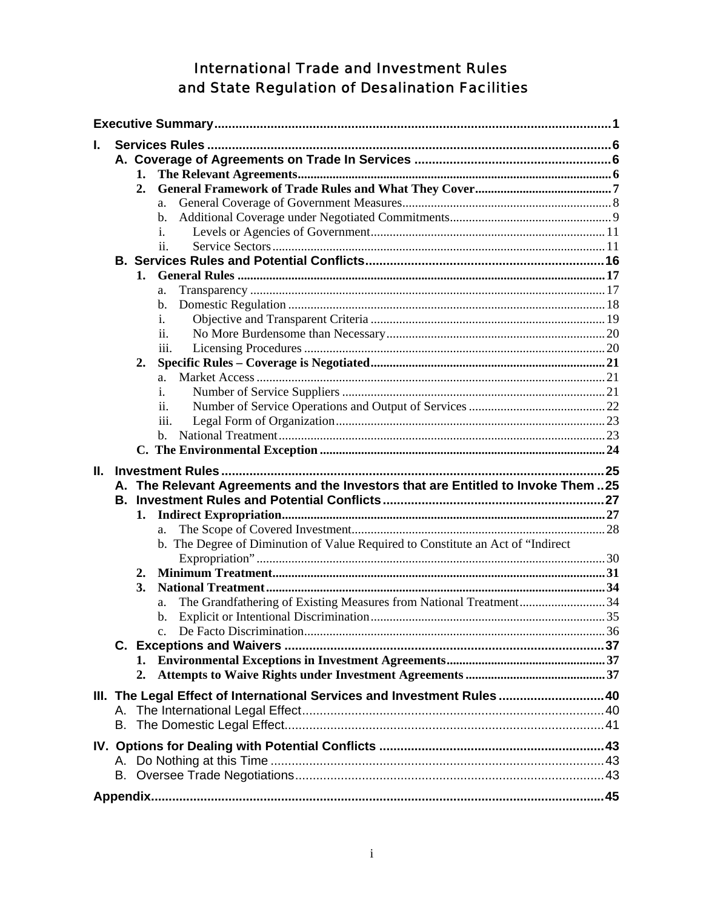# International Trade and Investment Rules and State Regulation of Desalination Facilities

**Executive Summary** .......... 1

**I. Services Rules** .......... 6

- **A. Coverage of Agreements on Trade In Services** .......... 6
  - **1. The Relevant Agreements** .......... 6
  - **2. General Framework of Trade Rules and What They Cover** .......... 7
    - a. General Coverage of Government Measures .......... 8
    - b. Additional Coverage under Negotiated Commitments .......... 9
    - i. Levels or Agencies of Government .......... 11
    - ii. Service Sectors .......... 11
- **B. Services Rules and Potential Conflicts** .......... 16
  - **1. General Rules** .......... 17
    - a. Transparency .......... 17
    - b. Domestic Regulation .......... 18
    - i. Objective and Transparent Criteria .......... 19
    - ii. No More Burdensome than Necessary .......... 20
    - iii. Licensing Procedures .......... 20
  - **2. Specific Rules – Coverage is Negotiated** .......... 21
    - a. Market Access .......... 21
    - i. Number of Service Suppliers .......... 21
    - ii. Number of Service Operations and Output of Services .......... 22
    - iii. Legal Form of Organization .......... 23
    - b. National Treatment .......... 23
- **C. The Environmental Exception** .......... 24

**II. Investment Rules** .......... 25

- **A. The Relevant Agreements and the Investors that are Entitled to Invoke Them** .......... 25
- **B. Investment Rules and Potential Conflicts** .......... 27
  - **1. Indirect Expropriation** .......... 27
    - a. The Scope of Covered Investment .......... 28
    - b. The Degree of Diminution of Value Required to Constitute an Act of "Indirect Expropriation" .......... 30
  - **2. Minimum Treatment** .......... 31
  - **3. National Treatment** .......... 34
    - a. The Grandfathering of Existing Measures from National Treatment .......... 34
    - b. Explicit or Intentional Discrimination .......... 35
    - c. De Facto Discrimination .......... 36
- **C. Exceptions and Waivers** .......... 37
  - **1. Environmental Exceptions in Investment Agreements** .......... 37
  - **2. Attempts to Waive Rights under Investment Agreements** .......... 37

**III. The Legal Effect of International Services and Investment Rules** .......... 40

- A. The International Legal Effect .......... 40
- B. The Domestic Legal Effect .......... 41

**IV. Options for Dealing with Potential Conflicts** .......... 43

- A. Do Nothing at this Time .......... 43
- B. Oversee Trade Negotiations .......... 43

**Appendix** .......... 45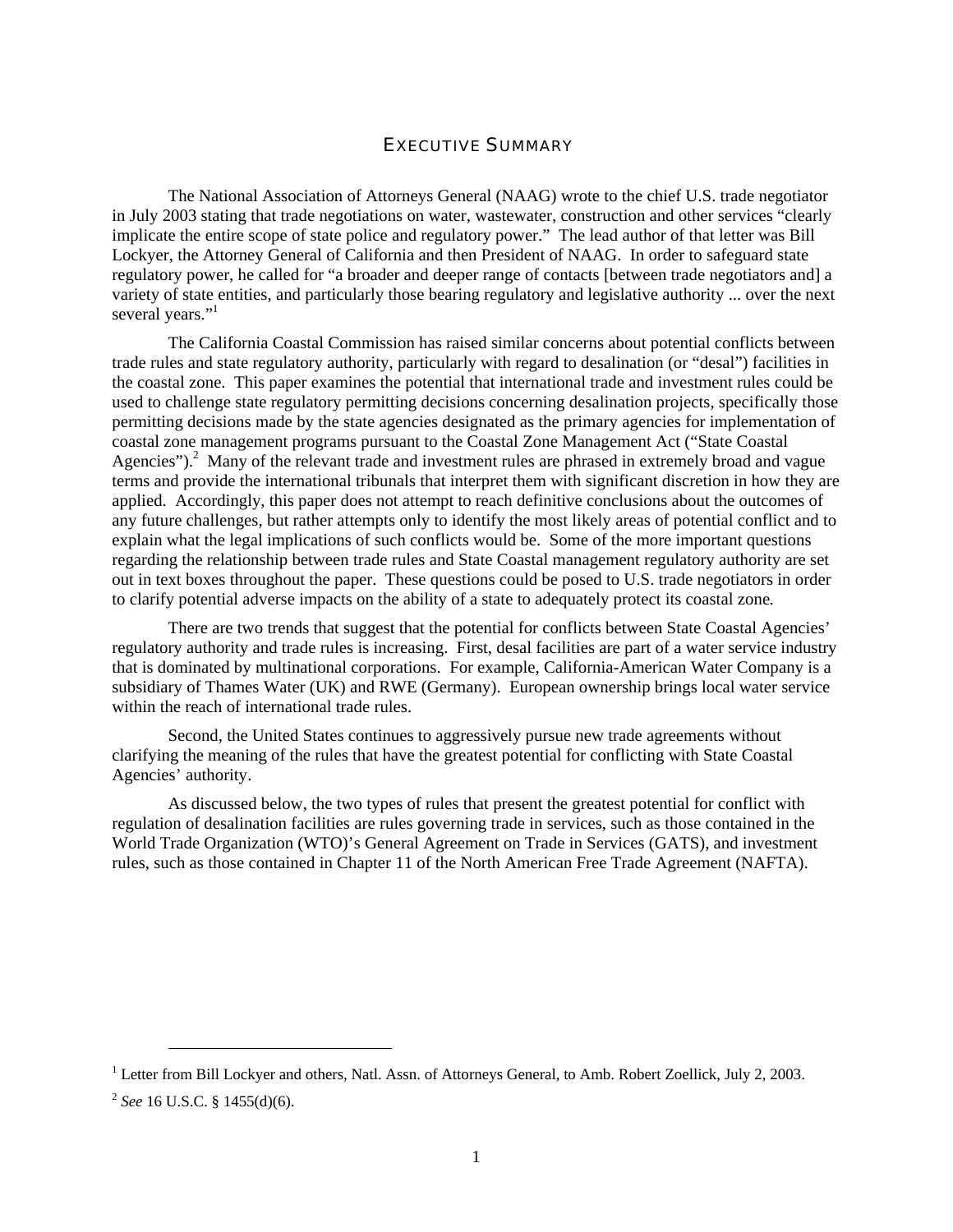# Executive Summary

The National Association of Attorneys General (NAAG) wrote to the chief U.S. trade negotiator in July 2003 stating that trade negotiations on water, wastewater, construction and other services "clearly implicate the entire scope of state police and regulatory power." The lead author of that letter was Bill Lockyer, the Attorney General of California and then President of NAAG. In order to safeguard state regulatory power, he called for "a broader and deeper range of contacts [between trade negotiators and] a variety of state entities, and particularly those bearing regulatory and legislative authority ... over the next several years."[1]

The California Coastal Commission has raised similar concerns about potential conflicts between trade rules and state regulatory authority, particularly with regard to desalination (or "desal") facilities in the coastal zone. This paper examines the potential that international trade and investment rules could be used to challenge state regulatory permitting decisions concerning desalination projects, specifically those permitting decisions made by the state agencies designated as the primary agencies for implementation of coastal zone management programs pursuant to the Coastal Zone Management Act ("State Coastal Agencies").[2] Many of the relevant trade and investment rules are phrased in extremely broad and vague terms and provide the international tribunals that interpret them with significant discretion in how they are applied. Accordingly, this paper does not attempt to reach definitive conclusions about the outcomes of any future challenges, but rather attempts only to identify the most likely areas of potential conflict and to explain what the legal implications of such conflicts would be. Some of the more important questions regarding the relationship between trade rules and State Coastal management regulatory authority are set out in text boxes throughout the paper. These questions could be posed to U.S. trade negotiators in order to clarify potential adverse impacts on the ability of a state to adequately protect its coastal zone.

There are two trends that suggest that the potential for conflicts between State Coastal Agencies' regulatory authority and trade rules is increasing. First, desal facilities are part of a water service industry that is dominated by multinational corporations. For example, California-American Water Company is a subsidiary of Thames Water (UK) and RWE (Germany). European ownership brings local water service within the reach of international trade rules.

Second, the United States continues to aggressively pursue new trade agreements without clarifying the meaning of the rules that have the greatest potential for conflicting with State Coastal Agencies' authority.

As discussed below, the two types of rules that present the greatest potential for conflict with regulation of desalination facilities are rules governing trade in services, such as those contained in the World Trade Organization (WTO)'s General Agreement on Trade in Services (GATS), and investment rules, such as those contained in Chapter 11 of the North American Free Trade Agreement (NAFTA).

---

[1] Letter from Bill Lockyer and others, Natl. Assn. of Attorneys General, to Amb. Robert Zoellick, July 2, 2003.

[2] *See* 16 U.S.C. § 1455(d)(6).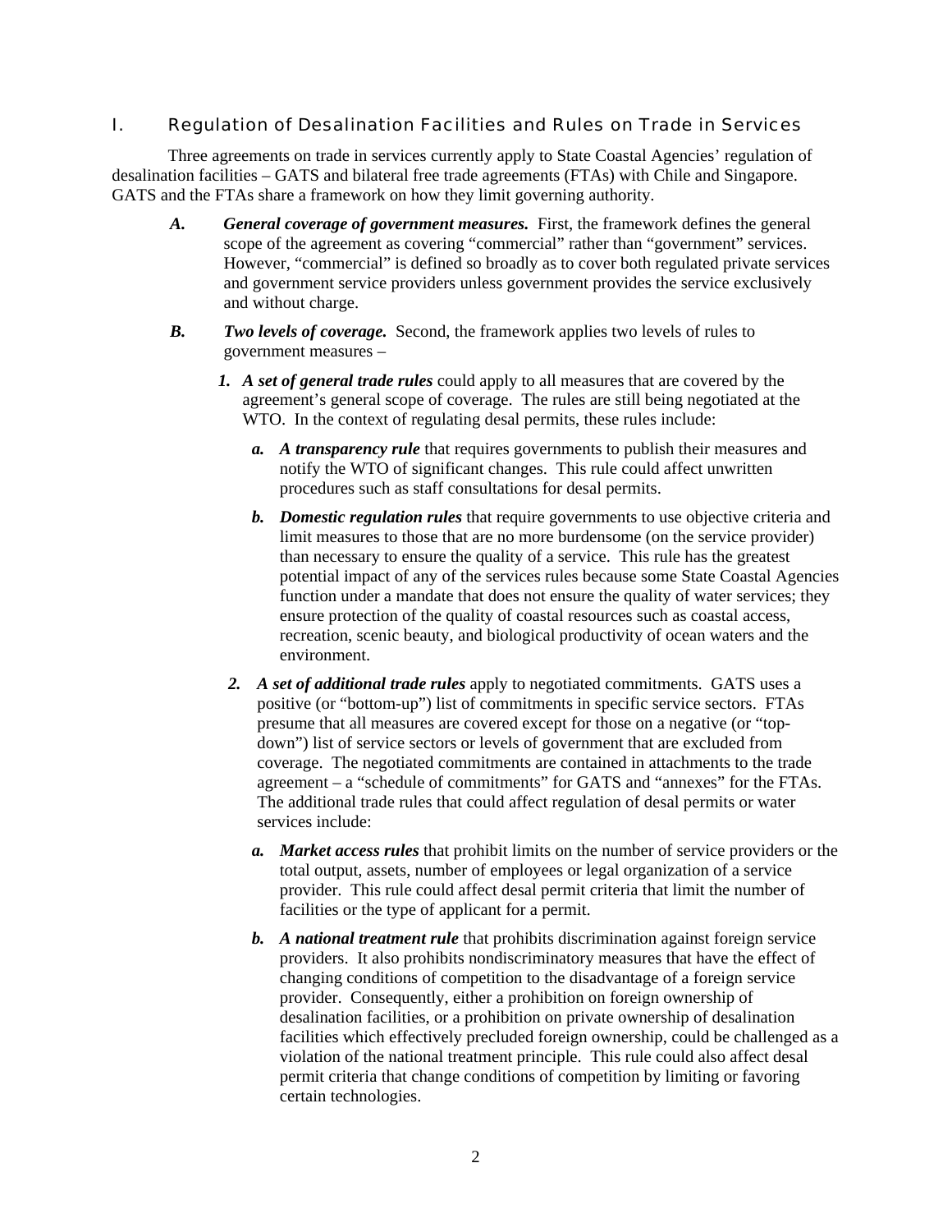## I. Regulation of Desalination Facilities and Rules on Trade in Services

Three agreements on trade in services currently apply to State Coastal Agencies' regulation of desalination facilities – GATS and bilateral free trade agreements (FTAs) with Chile and Singapore. GATS and the FTAs share a framework on how they limit governing authority.

***A.*** ***General coverage of government measures.*** First, the framework defines the general scope of the agreement as covering "commercial" rather than "government" services. However, "commercial" is defined so broadly as to cover both regulated private services and government service providers unless government provides the service exclusively and without charge.

***B.*** ***Two levels of coverage.*** Second, the framework applies two levels of rules to government measures –

1. ***A set of general trade rules*** could apply to all measures that are covered by the agreement's general scope of coverage. The rules are still being negotiated at the WTO. In the context of regulating desal permits, these rules include:

   a. ***A transparency rule*** that requires governments to publish their measures and notify the WTO of significant changes. This rule could affect unwritten procedures such as staff consultations for desal permits.

   b. ***Domestic regulation rules*** that require governments to use objective criteria and limit measures to those that are no more burdensome (on the service provider) than necessary to ensure the quality of a service. This rule has the greatest potential impact of any of the services rules because some State Coastal Agencies function under a mandate that does not ensure the quality of water services; they ensure protection of the quality of coastal resources such as coastal access, recreation, scenic beauty, and biological productivity of ocean waters and the environment.

2. ***A set of additional trade rules*** apply to negotiated commitments. GATS uses a positive (or "bottom-up") list of commitments in specific service sectors. FTAs presume that all measures are covered except for those on a negative (or "top-down") list of service sectors or levels of government that are excluded from coverage. The negotiated commitments are contained in attachments to the trade agreement – a "schedule of commitments" for GATS and "annexes" for the FTAs. The additional trade rules that could affect regulation of desal permits or water services include:

   a. ***Market access rules*** that prohibit limits on the number of service providers or the total output, assets, number of employees or legal organization of a service provider. This rule could affect desal permit criteria that limit the number of facilities or the type of applicant for a permit.

   b. ***A national treatment rule*** that prohibits discrimination against foreign service providers. It also prohibits nondiscriminatory measures that have the effect of changing conditions of competition to the disadvantage of a foreign service provider. Consequently, either a prohibition on foreign ownership of desalination facilities, or a prohibition on private ownership of desalination facilities which effectively precluded foreign ownership, could be challenged as a violation of the national treatment principle. This rule could also affect desal permit criteria that change conditions of competition by limiting or favoring certain technologies.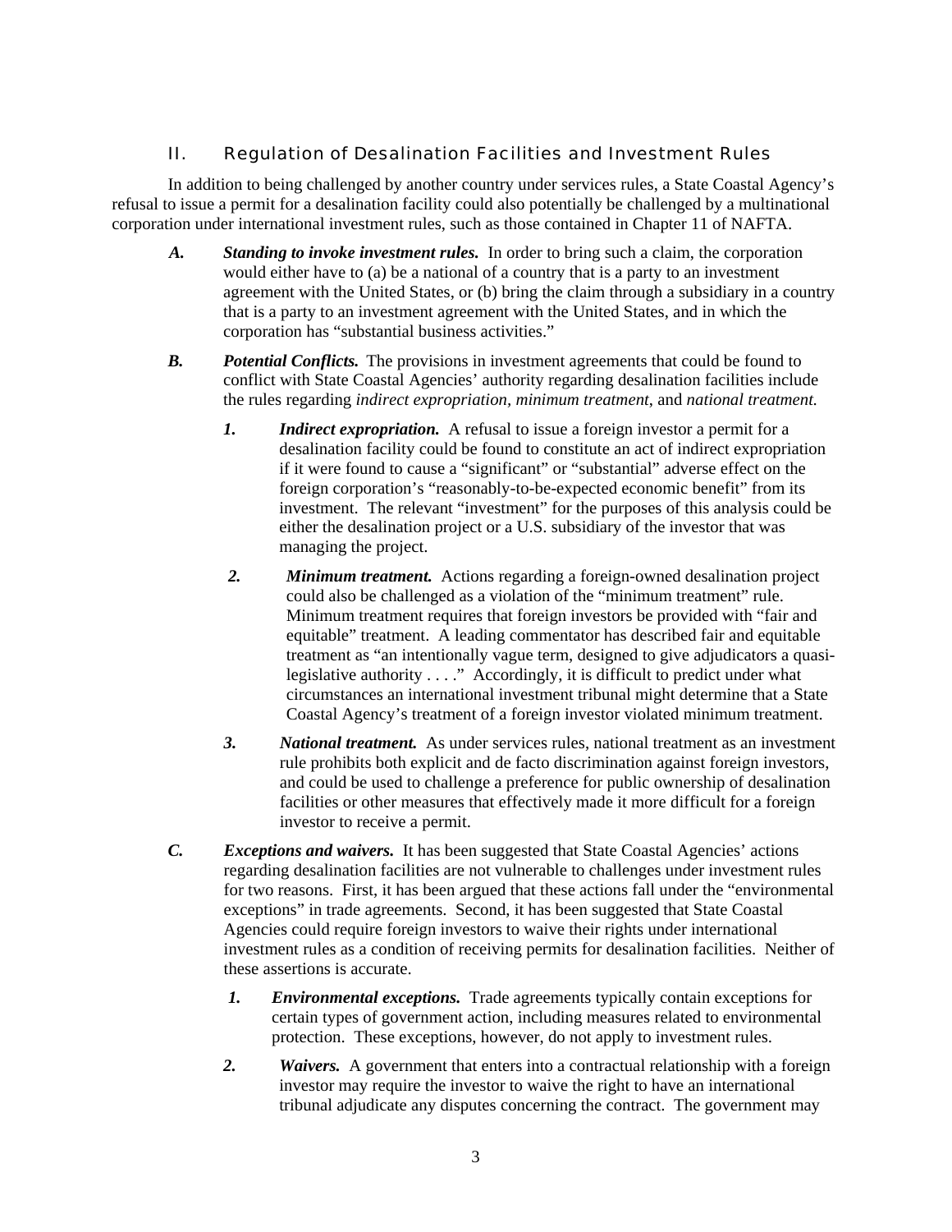## II. Regulation of Desalination Facilities and Investment Rules

In addition to being challenged by another country under services rules, a State Coastal Agency's refusal to issue a permit for a desalination facility could also potentially be challenged by a multinational corporation under international investment rules, such as those contained in Chapter 11 of NAFTA.

***A.*** ***Standing to invoke investment rules.*** In order to bring such a claim, the corporation would either have to (a) be a national of a country that is a party to an investment agreement with the United States, or (b) bring the claim through a subsidiary in a country that is a party to an investment agreement with the United States, and in which the corporation has "substantial business activities."

***B.*** ***Potential Conflicts.*** The provisions in investment agreements that could be found to conflict with State Coastal Agencies' authority regarding desalination facilities include the rules regarding *indirect expropriation, minimum treatment*, and *national treatment.*

> ***1.*** ***Indirect expropriation.*** A refusal to issue a foreign investor a permit for a desalination facility could be found to constitute an act of indirect expropriation if it were found to cause a "significant" or "substantial" adverse effect on the foreign corporation's "reasonably-to-be-expected economic benefit" from its investment. The relevant "investment" for the purposes of this analysis could be either the desalination project or a U.S. subsidiary of the investor that was managing the project.
>
> ***2.*** ***Minimum treatment.*** Actions regarding a foreign-owned desalination project could also be challenged as a violation of the "minimum treatment" rule. Minimum treatment requires that foreign investors be provided with "fair and equitable" treatment. A leading commentator has described fair and equitable treatment as "an intentionally vague term, designed to give adjudicators a quasi-legislative authority . . . ." Accordingly, it is difficult to predict under what circumstances an international investment tribunal might determine that a State Coastal Agency's treatment of a foreign investor violated minimum treatment.
>
> ***3.*** ***National treatment.*** As under services rules, national treatment as an investment rule prohibits both explicit and de facto discrimination against foreign investors, and could be used to challenge a preference for public ownership of desalination facilities or other measures that effectively made it more difficult for a foreign investor to receive a permit.

***C.*** ***Exceptions and waivers.*** It has been suggested that State Coastal Agencies' actions regarding desalination facilities are not vulnerable to challenges under investment rules for two reasons. First, it has been argued that these actions fall under the "environmental exceptions" in trade agreements. Second, it has been suggested that State Coastal Agencies could require foreign investors to waive their rights under international investment rules as a condition of receiving permits for desalination facilities. Neither of these assertions is accurate.

> ***1.*** ***Environmental exceptions.*** Trade agreements typically contain exceptions for certain types of government action, including measures related to environmental protection. These exceptions, however, do not apply to investment rules.
>
> ***2.*** ***Waivers.*** A government that enters into a contractual relationship with a foreign investor may require the investor to waive the right to have an international tribunal adjudicate any disputes concerning the contract. The government may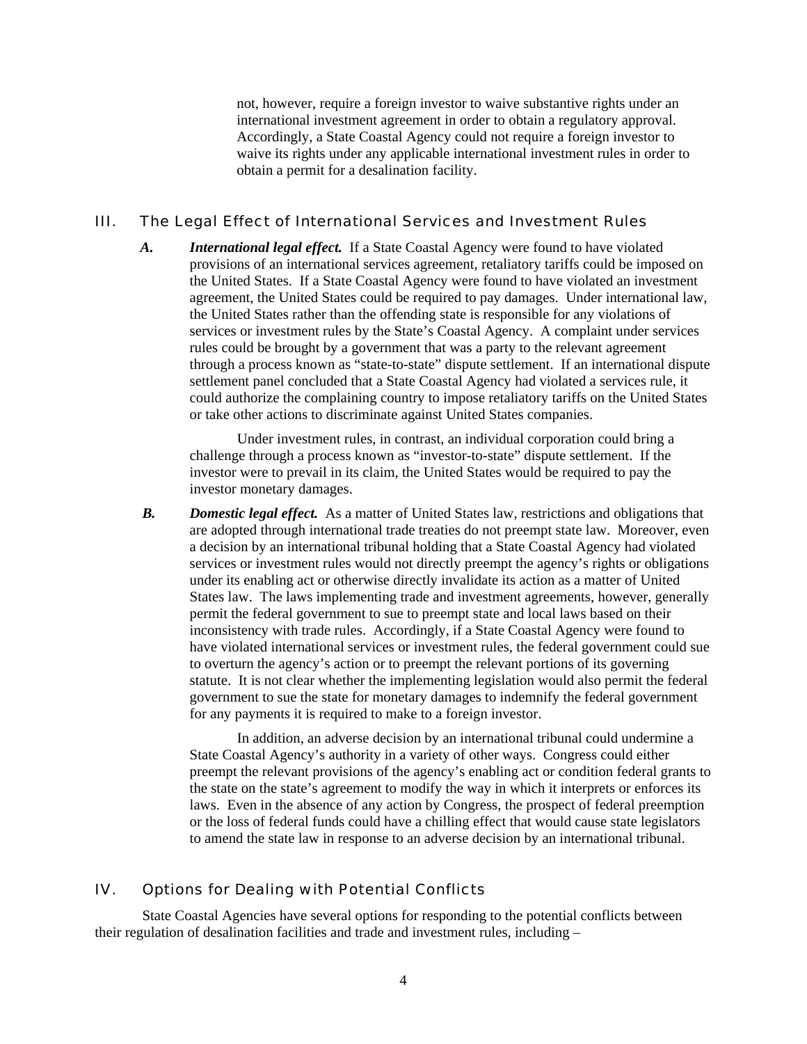not, however, require a foreign investor to waive substantive rights under an international investment agreement in order to obtain a regulatory approval. Accordingly, a State Coastal Agency could not require a foreign investor to waive its rights under any applicable international investment rules in order to obtain a permit for a desalination facility.

## III. The Legal Effect of International Services and Investment Rules

***A.*** ***International legal effect.*** If a State Coastal Agency were found to have violated provisions of an international services agreement, retaliatory tariffs could be imposed on the United States. If a State Coastal Agency were found to have violated an investment agreement, the United States could be required to pay damages. Under international law, the United States rather than the offending state is responsible for any violations of services or investment rules by the State's Coastal Agency. A complaint under services rules could be brought by a government that was a party to the relevant agreement through a process known as "state-to-state" dispute settlement. If an international dispute settlement panel concluded that a State Coastal Agency had violated a services rule, it could authorize the complaining country to impose retaliatory tariffs on the United States or take other actions to discriminate against United States companies.

Under investment rules, in contrast, an individual corporation could bring a challenge through a process known as "investor-to-state" dispute settlement. If the investor were to prevail in its claim, the United States would be required to pay the investor monetary damages.

***B.*** ***Domestic legal effect.*** As a matter of United States law, restrictions and obligations that are adopted through international trade treaties do not preempt state law. Moreover, even a decision by an international tribunal holding that a State Coastal Agency had violated services or investment rules would not directly preempt the agency's rights or obligations under its enabling act or otherwise directly invalidate its action as a matter of United States law. The laws implementing trade and investment agreements, however, generally permit the federal government to sue to preempt state and local laws based on their inconsistency with trade rules. Accordingly, if a State Coastal Agency were found to have violated international services or investment rules, the federal government could sue to overturn the agency's action or to preempt the relevant portions of its governing statute. It is not clear whether the implementing legislation would also permit the federal government to sue the state for monetary damages to indemnify the federal government for any payments it is required to make to a foreign investor.

In addition, an adverse decision by an international tribunal could undermine a State Coastal Agency's authority in a variety of other ways. Congress could either preempt the relevant provisions of the agency's enabling act or condition federal grants to the state on the state's agreement to modify the way in which it interprets or enforces its laws. Even in the absence of any action by Congress, the prospect of federal preemption or the loss of federal funds could have a chilling effect that would cause state legislators to amend the state law in response to an adverse decision by an international tribunal.

## IV. Options for Dealing with Potential Conflicts

State Coastal Agencies have several options for responding to the potential conflicts between their regulation of desalination facilities and trade and investment rules, including –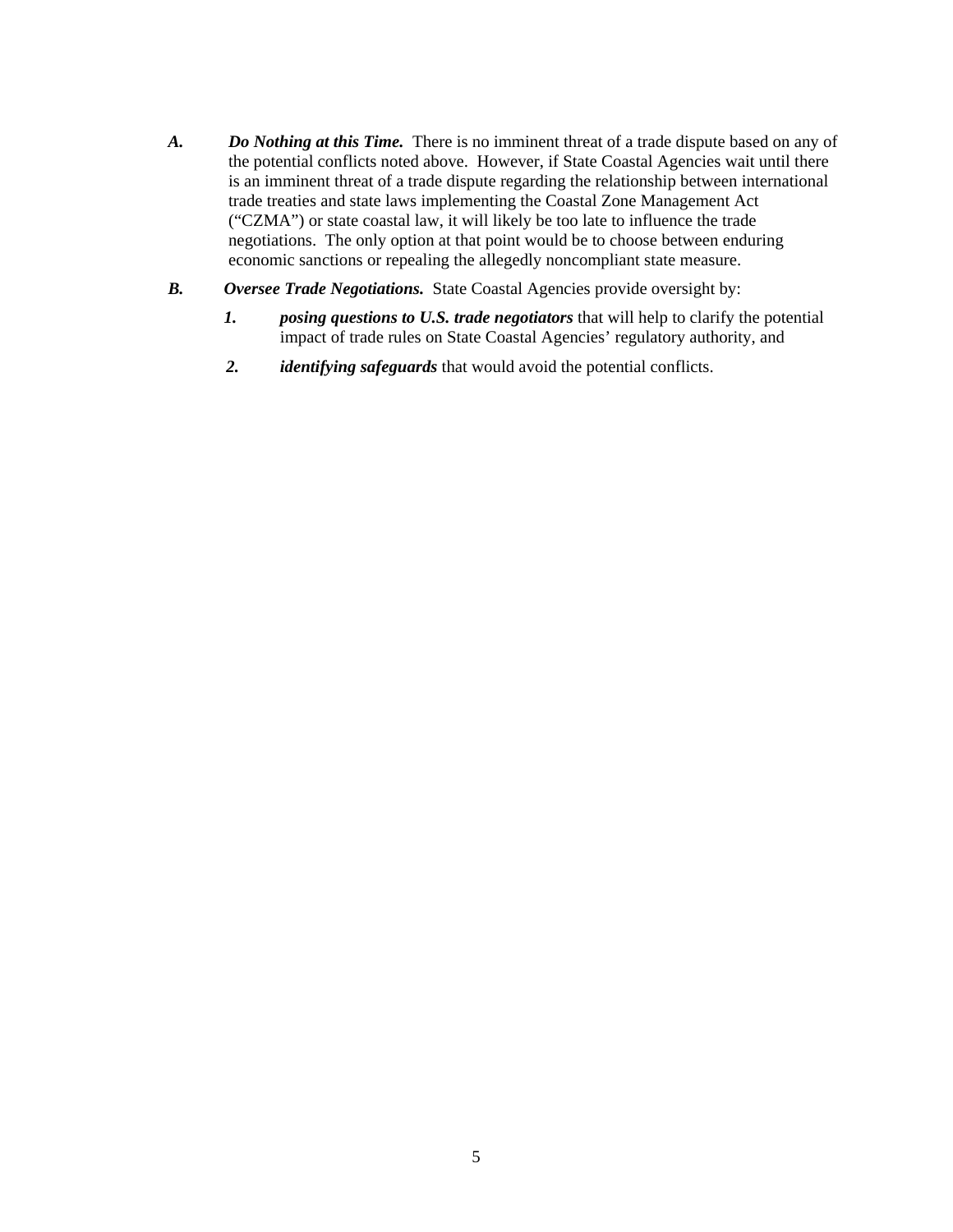*A.* ***Do Nothing at this Time.*** There is no imminent threat of a trade dispute based on any of the potential conflicts noted above. However, if State Coastal Agencies wait until there is an imminent threat of a trade dispute regarding the relationship between international trade treaties and state laws implementing the Coastal Zone Management Act ("CZMA") or state coastal law, it will likely be too late to influence the trade negotiations. The only option at that point would be to choose between enduring economic sanctions or repealing the allegedly noncompliant state measure.

*B.* ***Oversee Trade Negotiations.*** State Coastal Agencies provide oversight by:

1. ***posing questions to U.S. trade negotiators*** that will help to clarify the potential impact of trade rules on State Coastal Agencies' regulatory authority, and
2. ***identifying safeguards*** that would avoid the potential conflicts.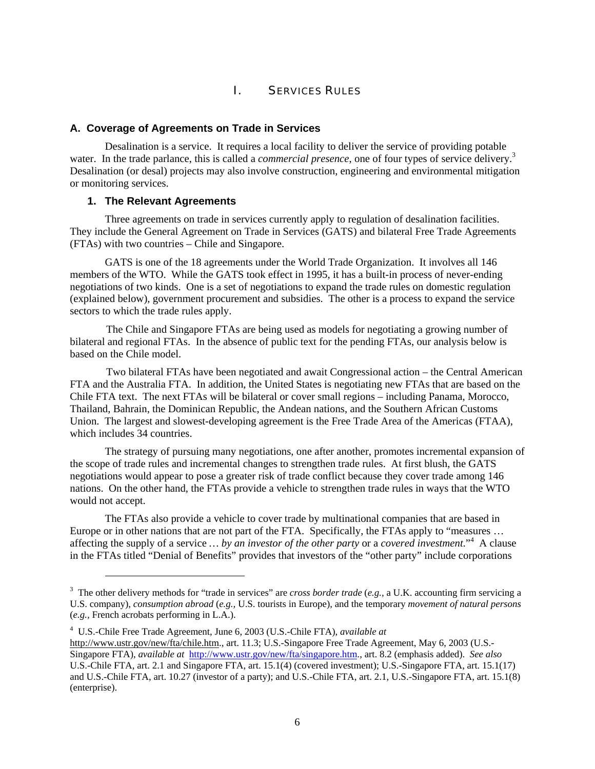# I. SERVICES RULES

## A. Coverage of Agreements on Trade in Services

Desalination is a service. It requires a local facility to deliver the service of providing potable water. In the trade parlance, this is called a *commercial presence*, one of four types of service delivery.[3] Desalination (or desal) projects may also involve construction, engineering and environmental mitigation or monitoring services.

### 1. The Relevant Agreements

Three agreements on trade in services currently apply to regulation of desalination facilities. They include the General Agreement on Trade in Services (GATS) and bilateral Free Trade Agreements (FTAs) with two countries – Chile and Singapore.

GATS is one of the 18 agreements under the World Trade Organization. It involves all 146 members of the WTO. While the GATS took effect in 1995, it has a built-in process of never-ending negotiations of two kinds. One is a set of negotiations to expand the trade rules on domestic regulation (explained below), government procurement and subsidies. The other is a process to expand the service sectors to which the trade rules apply.

The Chile and Singapore FTAs are being used as models for negotiating a growing number of bilateral and regional FTAs. In the absence of public text for the pending FTAs, our analysis below is based on the Chile model.

Two bilateral FTAs have been negotiated and await Congressional action – the Central American FTA and the Australia FTA. In addition, the United States is negotiating new FTAs that are based on the Chile FTA text. The next FTAs will be bilateral or cover small regions – including Panama, Morocco, Thailand, Bahrain, the Dominican Republic, the Andean nations, and the Southern African Customs Union. The largest and slowest-developing agreement is the Free Trade Area of the Americas (FTAA), which includes 34 countries.

The strategy of pursuing many negotiations, one after another, promotes incremental expansion of the scope of trade rules and incremental changes to strengthen trade rules. At first blush, the GATS negotiations would appear to pose a greater risk of trade conflict because they cover trade among 146 nations. On the other hand, the FTAs provide a vehicle to strengthen trade rules in ways that the WTO would not accept.

The FTAs also provide a vehicle to cover trade by multinational companies that are based in Europe or in other nations that are not part of the FTA. Specifically, the FTAs apply to "measures … affecting the supply of a service … *by an investor of the other party* or a *covered investment*."[4] A clause in the FTAs titled "Denial of Benefits" provides that investors of the "other party" include corporations

---

[3] The other delivery methods for "trade in services" are *cross border trade* (*e.g.,* a U.K. accounting firm servicing a U.S. company), *consumption abroad* (*e.g.,* U.S. tourists in Europe), and the temporary *movement of natural persons* (*e.g.,* French acrobats performing in L.A.).

[4] U.S.-Chile Free Trade Agreement, June 6, 2003 (U.S.-Chile FTA), *available at* http://www.ustr.gov/new/fta/chile.htm., art. 11.3; U.S.-Singapore Free Trade Agreement, May 6, 2003 (U.S.-Singapore FTA), *available at* http://www.ustr.gov/new/fta/singapore.htm., art. 8.2 (emphasis added). *See also* U.S.-Chile FTA, art. 2.1 and Singapore FTA, art. 15.1(4) (covered investment); U.S.-Singapore FTA, art. 15.1(17) and U.S.-Chile FTA, art. 10.27 (investor of a party); and U.S.-Chile FTA, art. 2.1, U.S.-Singapore FTA, art. 15.1(8) (enterprise).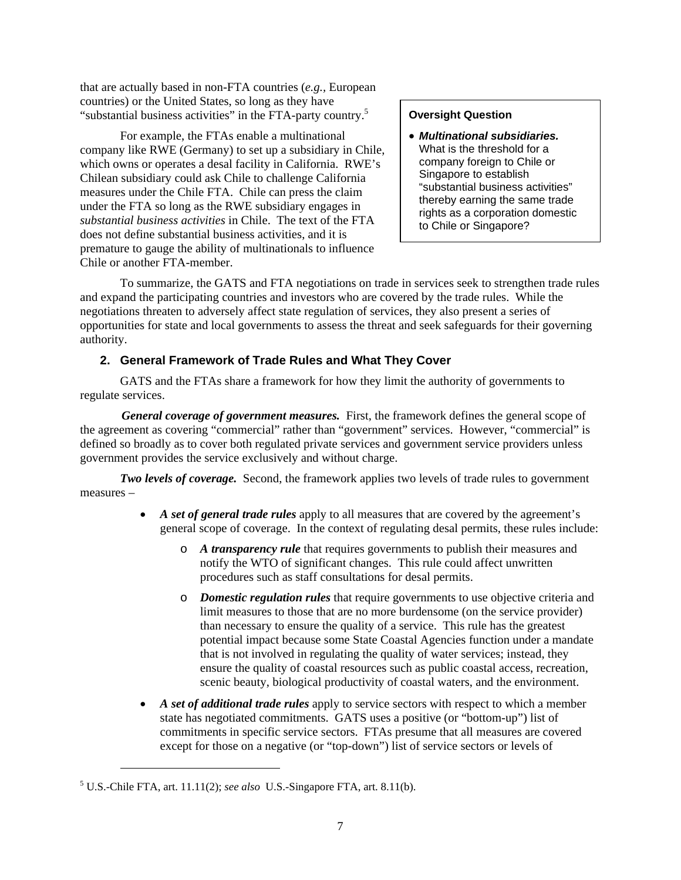that are actually based in non-FTA countries (*e.g.,* European countries) or the United States, so long as they have "substantial business activities" in the FTA-party country.[5]

For example, the FTAs enable a multinational company like RWE (Germany) to set up a subsidiary in Chile, which owns or operates a desal facility in California. RWE's Chilean subsidiary could ask Chile to challenge California measures under the Chile FTA. Chile can press the claim under the FTA so long as the RWE subsidiary engages in *substantial business activities* in Chile. The text of the FTA does not define substantial business activities, and it is premature to gauge the ability of multinationals to influence Chile or another FTA-member.

> **Oversight Question**
>
> - ***Multinational subsidiaries.*** What is the threshold for a company foreign to Chile or Singapore to establish "substantial business activities" thereby earning the same trade rights as a corporation domestic to Chile or Singapore?

To summarize, the GATS and FTA negotiations on trade in services seek to strengthen trade rules and expand the participating countries and investors who are covered by the trade rules. While the negotiations threaten to adversely affect state regulation of services, they also present a series of opportunities for state and local governments to assess the threat and seek safeguards for their governing authority.

### 2. General Framework of Trade Rules and What They Cover

GATS and the FTAs share a framework for how they limit the authority of governments to regulate services.

***General coverage of government measures.*** First, the framework defines the general scope of the agreement as covering "commercial" rather than "government" services. However, "commercial" is defined so broadly as to cover both regulated private services and government service providers unless government provides the service exclusively and without charge.

***Two levels of coverage.*** Second, the framework applies two levels of trade rules to government measures –

- ***A set of general trade rules*** apply to all measures that are covered by the agreement's general scope of coverage. In the context of regulating desal permits, these rules include:
  - ***A transparency rule*** that requires governments to publish their measures and notify the WTO of significant changes. This rule could affect unwritten procedures such as staff consultations for desal permits.
  - ***Domestic regulation rules*** that require governments to use objective criteria and limit measures to those that are no more burdensome (on the service provider) than necessary to ensure the quality of a service. This rule has the greatest potential impact because some State Coastal Agencies function under a mandate that is not involved in regulating the quality of water services; instead, they ensure the quality of coastal resources such as public coastal access, recreation, scenic beauty, biological productivity of coastal waters, and the environment.
- ***A set of additional trade rules*** apply to service sectors with respect to which a member state has negotiated commitments. GATS uses a positive (or "bottom-up") list of commitments in specific service sectors. FTAs presume that all measures are covered except for those on a negative (or "top-down") list of service sectors or levels of

[5] U.S.-Chile FTA, art. 11.11(2); *see also* U.S.-Singapore FTA, art. 8.11(b).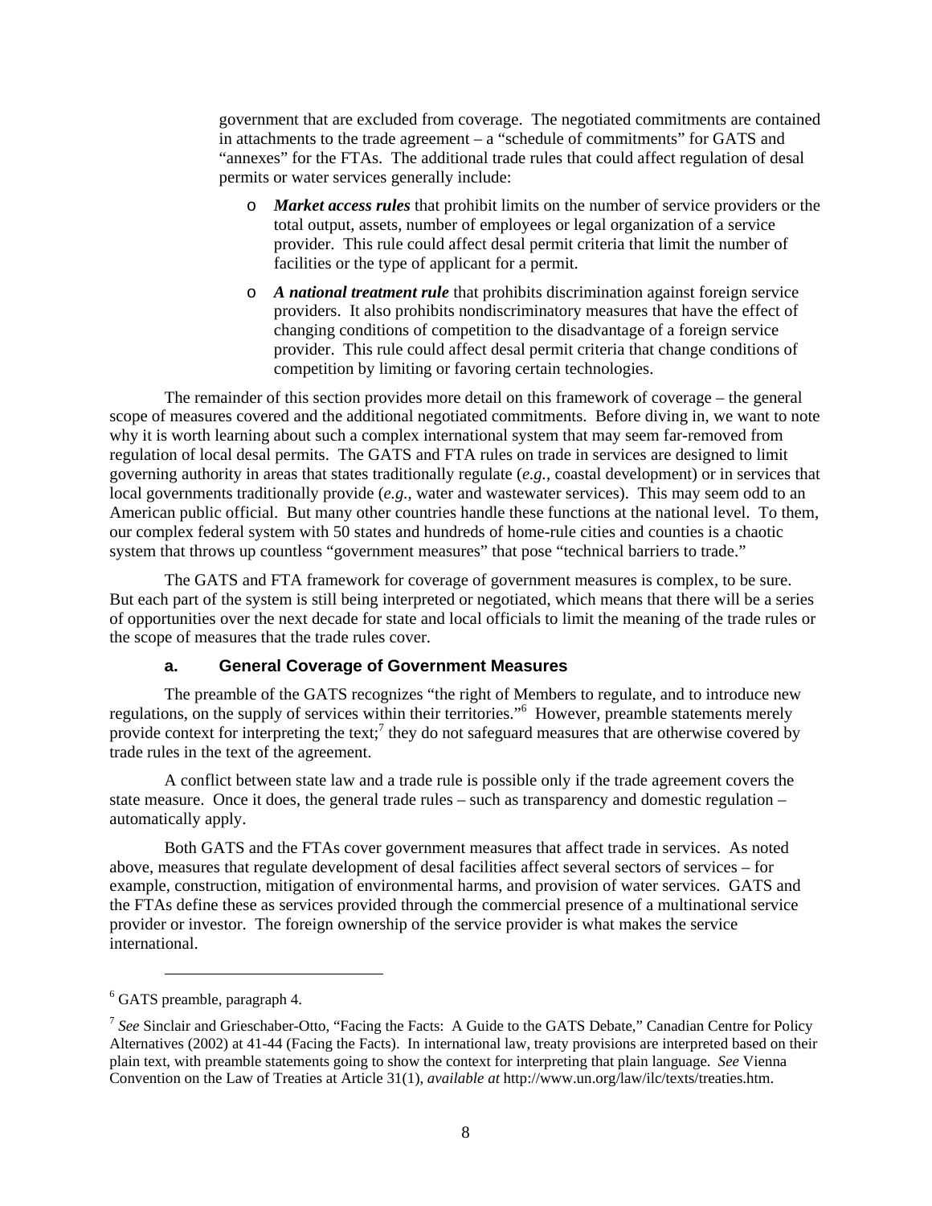government that are excluded from coverage. The negotiated commitments are contained in attachments to the trade agreement – a "schedule of commitments" for GATS and "annexes" for the FTAs. The additional trade rules that could affect regulation of desal permits or water services generally include:

- ***Market access rules*** that prohibit limits on the number of service providers or the total output, assets, number of employees or legal organization of a service provider. This rule could affect desal permit criteria that limit the number of facilities or the type of applicant for a permit.
- ***A national treatment rule*** that prohibits discrimination against foreign service providers. It also prohibits nondiscriminatory measures that have the effect of changing conditions of competition to the disadvantage of a foreign service provider. This rule could affect desal permit criteria that change conditions of competition by limiting or favoring certain technologies.

The remainder of this section provides more detail on this framework of coverage – the general scope of measures covered and the additional negotiated commitments. Before diving in, we want to note why it is worth learning about such a complex international system that may seem far-removed from regulation of local desal permits. The GATS and FTA rules on trade in services are designed to limit governing authority in areas that states traditionally regulate (*e.g.,* coastal development) or in services that local governments traditionally provide (*e.g.,* water and wastewater services). This may seem odd to an American public official. But many other countries handle these functions at the national level. To them, our complex federal system with 50 states and hundreds of home-rule cities and counties is a chaotic system that throws up countless "government measures" that pose "technical barriers to trade."

The GATS and FTA framework for coverage of government measures is complex, to be sure. But each part of the system is still being interpreted or negotiated, which means that there will be a series of opportunities over the next decade for state and local officials to limit the meaning of the trade rules or the scope of measures that the trade rules cover.

### a. General Coverage of Government Measures

The preamble of the GATS recognizes "the right of Members to regulate, and to introduce new regulations, on the supply of services within their territories."[6] However, preamble statements merely provide context for interpreting the text;[7] they do not safeguard measures that are otherwise covered by trade rules in the text of the agreement.

A conflict between state law and a trade rule is possible only if the trade agreement covers the state measure. Once it does, the general trade rules – such as transparency and domestic regulation – automatically apply.

Both GATS and the FTAs cover government measures that affect trade in services. As noted above, measures that regulate development of desal facilities affect several sectors of services – for example, construction, mitigation of environmental harms, and provision of water services. GATS and the FTAs define these as services provided through the commercial presence of a multinational service provider or investor. The foreign ownership of the service provider is what makes the service international.

---

[6] GATS preamble, paragraph 4.

[7] *See* Sinclair and Grieschaber-Otto, "Facing the Facts: A Guide to the GATS Debate," Canadian Centre for Policy Alternatives (2002) at 41-44 (Facing the Facts). In international law, treaty provisions are interpreted based on their plain text, with preamble statements going to show the context for interpreting that plain language. *See* Vienna Convention on the Law of Treaties at Article 31(1), *available at* http://www.un.org/law/ilc/texts/treaties.htm.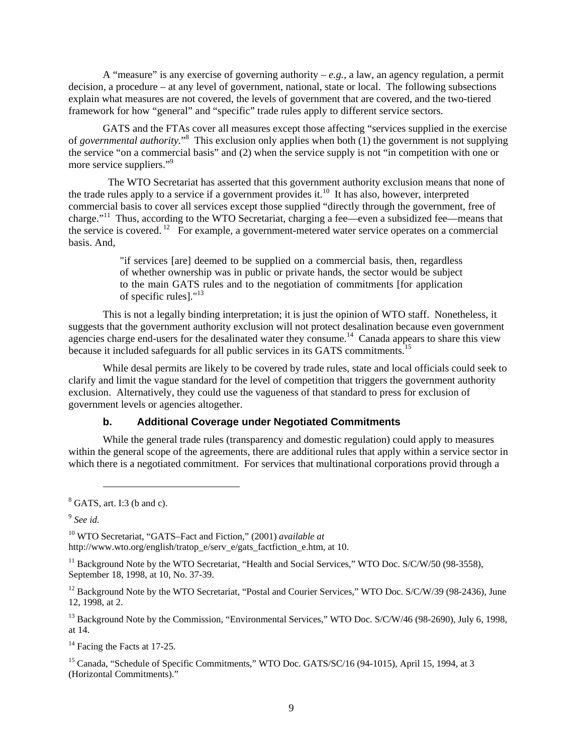A "measure" is any exercise of governing authority – *e.g.*, a law, an agency regulation, a permit decision, a procedure – at any level of government, national, state or local. The following subsections explain what measures are not covered, the levels of government that are covered, and the two-tiered framework for how "general" and "specific" trade rules apply to different service sectors.

GATS and the FTAs cover all measures except those affecting "services supplied in the exercise of *governmental authority*."[8] This exclusion only applies when both (1) the government is not supplying the service "on a commercial basis" and (2) when the service supply is not "in competition with one or more service suppliers."[9]

The WTO Secretariat has asserted that this government authority exclusion means that none of the trade rules apply to a service if a government provides it.[10] It has also, however, interpreted commercial basis to cover all services except those supplied "directly through the government, free of charge."[11] Thus, according to the WTO Secretariat, charging a fee—even a subsidized fee—means that the service is covered.[12] For example, a government-metered water service operates on a commercial basis. And,

> "if services [are] deemed to be supplied on a commercial basis, then, regardless of whether ownership was in public or private hands, the sector would be subject to the main GATS rules and to the negotiation of commitments [for application of specific rules]."[13]

This is not a legally binding interpretation; it is just the opinion of WTO staff. Nonetheless, it suggests that the government authority exclusion will not protect desalination because even government agencies charge end-users for the desalinated water they consume.[14] Canada appears to share this view because it included safeguards for all public services in its GATS commitments.[15]

While desal permits are likely to be covered by trade rules, state and local officials could seek to clarify and limit the vague standard for the level of competition that triggers the government authority exclusion. Alternatively, they could use the vagueness of that standard to press for exclusion of government levels or agencies altogether.

### b. Additional Coverage under Negotiated Commitments

While the general trade rules (transparency and domestic regulation) could apply to measures within the general scope of the agreements, there are additional rules that apply within a service sector in which there is a negotiated commitment. For services that multinational corporations provid through a

---

[8] GATS, art. I:3 (b and c).

[9] *See id.*

[10] WTO Secretariat, "GATS–Fact and Fiction," (2001) *available at* http://www.wto.org/english/tratop_e/serv_e/gats_factfiction_e.htm, at 10.

[11] Background Note by the WTO Secretariat, "Health and Social Services," WTO Doc. S/C/W/50 (98-3558), September 18, 1998, at 10, No. 37-39.

[12] Background Note by the WTO Secretariat, "Postal and Courier Services," WTO Doc. S/C/W/39 (98-2436), June 12, 1998, at 2.

[13] Background Note by the Commission, "Environmental Services," WTO Doc. S/C/W/46 (98-2690), July 6, 1998, at 14.

[14] Facing the Facts at 17-25.

[15] Canada, "Schedule of Specific Commitments," WTO Doc. GATS/SC/16 (94-1015), April 15, 1994, at 3 (Horizontal Commitments)."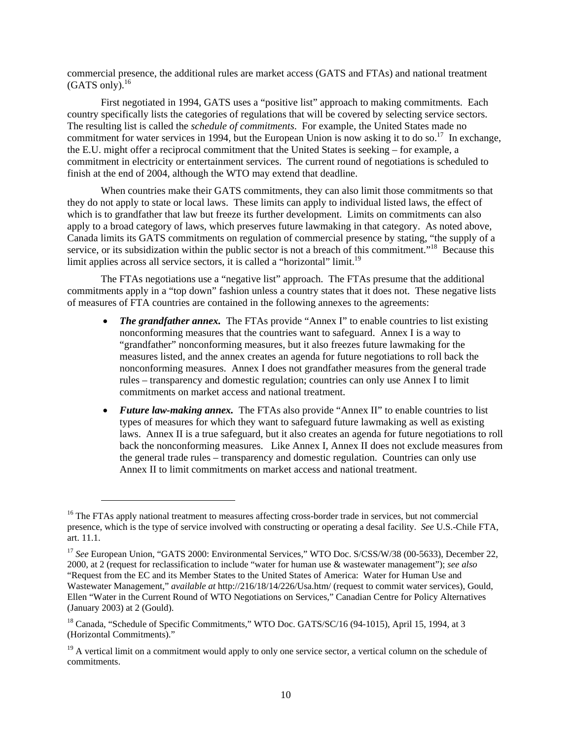commercial presence, the additional rules are market access (GATS and FTAs) and national treatment (GATS only).[16]

First negotiated in 1994, GATS uses a "positive list" approach to making commitments. Each country specifically lists the categories of regulations that will be covered by selecting service sectors. The resulting list is called the *schedule of commitments*. For example, the United States made no commitment for water services in 1994, but the European Union is now asking it to do so.[17] In exchange, the E.U. might offer a reciprocal commitment that the United States is seeking – for example, a commitment in electricity or entertainment services. The current round of negotiations is scheduled to finish at the end of 2004, although the WTO may extend that deadline.

When countries make their GATS commitments, they can also limit those commitments so that they do not apply to state or local laws. These limits can apply to individual listed laws, the effect of which is to grandfather that law but freeze its further development. Limits on commitments can also apply to a broad category of laws, which preserves future lawmaking in that category. As noted above, Canada limits its GATS commitments on regulation of commercial presence by stating, "the supply of a service, or its subsidization within the public sector is not a breach of this commitment."[18] Because this limit applies across all service sectors, it is called a "horizontal" limit.[19]

The FTAs negotiations use a "negative list" approach. The FTAs presume that the additional commitments apply in a "top down" fashion unless a country states that it does not. These negative lists of measures of FTA countries are contained in the following annexes to the agreements:

- ***The grandfather annex.*** The FTAs provide "Annex I" to enable countries to list existing nonconforming measures that the countries want to safeguard. Annex I is a way to "grandfather" nonconforming measures, but it also freezes future lawmaking for the measures listed, and the annex creates an agenda for future negotiations to roll back the nonconforming measures. Annex I does not grandfather measures from the general trade rules – transparency and domestic regulation; countries can only use Annex I to limit commitments on market access and national treatment.
- ***Future law-making annex.*** The FTAs also provide "Annex II" to enable countries to list types of measures for which they want to safeguard future lawmaking as well as existing laws. Annex II is a true safeguard, but it also creates an agenda for future negotiations to roll back the nonconforming measures. Like Annex I, Annex II does not exclude measures from the general trade rules – transparency and domestic regulation. Countries can only use Annex II to limit commitments on market access and national treatment.

---

[16] The FTAs apply national treatment to measures affecting cross-border trade in services, but not commercial presence, which is the type of service involved with constructing or operating a desal facility. *See* U.S.-Chile FTA, art. 11.1.

[17] *See* European Union, "GATS 2000: Environmental Services," WTO Doc. S/CSS/W/38 (00-5633), December 22, 2000, at 2 (request for reclassification to include "water for human use & wastewater management"); *see also* "Request from the EC and its Member States to the United States of America: Water for Human Use and Wastewater Management," *available at* http://216/18/14/226/Usa.htm/ (request to commit water services), Gould, Ellen "Water in the Current Round of WTO Negotiations on Services," Canadian Centre for Policy Alternatives (January 2003) at 2 (Gould).

[18] Canada, "Schedule of Specific Commitments," WTO Doc. GATS/SC/16 (94-1015), April 15, 1994, at 3 (Horizontal Commitments)."

[19] A vertical limit on a commitment would apply to only one service sector, a vertical column on the schedule of commitments.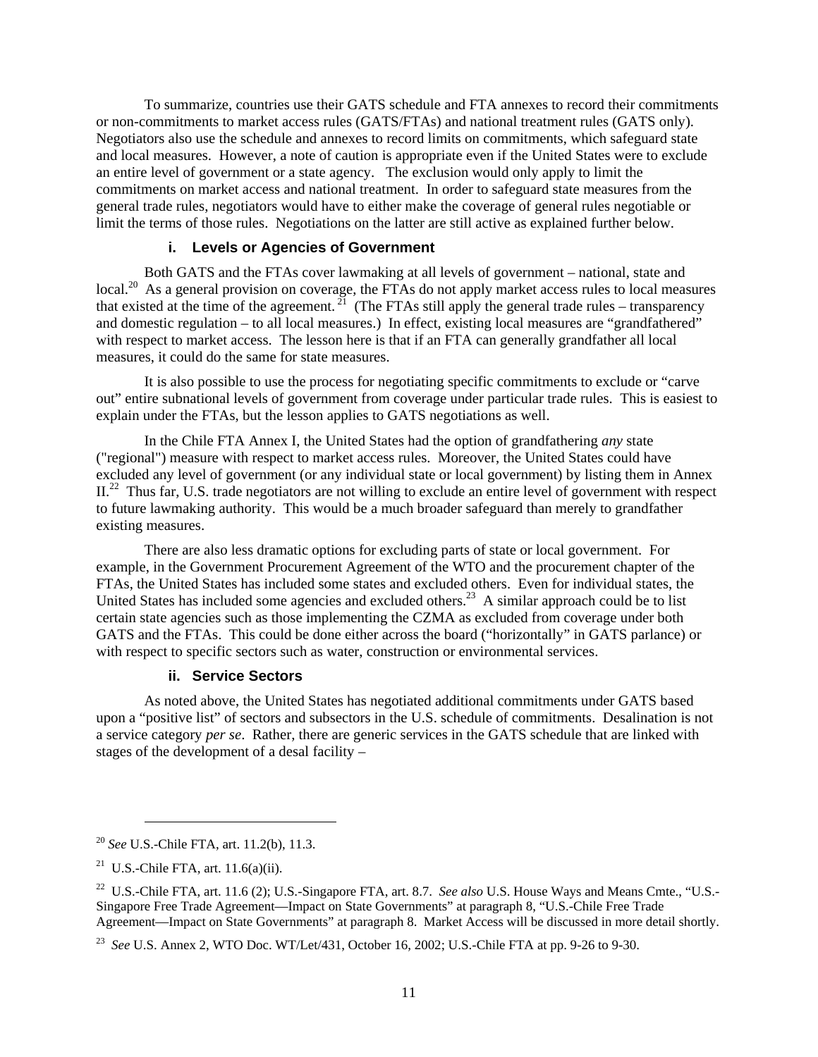To summarize, countries use their GATS schedule and FTA annexes to record their commitments or non-commitments to market access rules (GATS/FTAs) and national treatment rules (GATS only). Negotiators also use the schedule and annexes to record limits on commitments, which safeguard state and local measures. However, a note of caution is appropriate even if the United States were to exclude an entire level of government or a state agency. The exclusion would only apply to limit the commitments on market access and national treatment. In order to safeguard state measures from the general trade rules, negotiators would have to either make the coverage of general rules negotiable or limit the terms of those rules. Negotiations on the latter are still active as explained further below.

### i. Levels or Agencies of Government

Both GATS and the FTAs cover lawmaking at all levels of government – national, state and local.[20] As a general provision on coverage, the FTAs do not apply market access rules to local measures that existed at the time of the agreement.[21] (The FTAs still apply the general trade rules – transparency and domestic regulation – to all local measures.) In effect, existing local measures are "grandfathered" with respect to market access. The lesson here is that if an FTA can generally grandfather all local measures, it could do the same for state measures.

It is also possible to use the process for negotiating specific commitments to exclude or "carve out" entire subnational levels of government from coverage under particular trade rules. This is easiest to explain under the FTAs, but the lesson applies to GATS negotiations as well.

In the Chile FTA Annex I, the United States had the option of grandfathering *any* state ("regional") measure with respect to market access rules. Moreover, the United States could have excluded any level of government (or any individual state or local government) by listing them in Annex II.[22] Thus far, U.S. trade negotiators are not willing to exclude an entire level of government with respect to future lawmaking authority. This would be a much broader safeguard than merely to grandfather existing measures.

There are also less dramatic options for excluding parts of state or local government. For example, in the Government Procurement Agreement of the WTO and the procurement chapter of the FTAs, the United States has included some states and excluded others. Even for individual states, the United States has included some agencies and excluded others.[23] A similar approach could be to list certain state agencies such as those implementing the CZMA as excluded from coverage under both GATS and the FTAs. This could be done either across the board ("horizontally" in GATS parlance) or with respect to specific sectors such as water, construction or environmental services.

### ii. Service Sectors

As noted above, the United States has negotiated additional commitments under GATS based upon a "positive list" of sectors and subsectors in the U.S. schedule of commitments. Desalination is not a service category *per se*. Rather, there are generic services in the GATS schedule that are linked with stages of the development of a desal facility –

---

[20] *See* U.S.-Chile FTA, art. 11.2(b), 11.3.

[21] U.S.-Chile FTA, art. 11.6(a)(ii).

[22] U.S.-Chile FTA, art. 11.6 (2); U.S.-Singapore FTA, art. 8.7. *See also* U.S. House Ways and Means Cmte., "U.S.-Singapore Free Trade Agreement—Impact on State Governments" at paragraph 8, "U.S.-Chile Free Trade Agreement—Impact on State Governments" at paragraph 8. Market Access will be discussed in more detail shortly.

[23] *See* U.S. Annex 2, WTO Doc. WT/Let/431, October 16, 2002; U.S.-Chile FTA at pp. 9-26 to 9-30.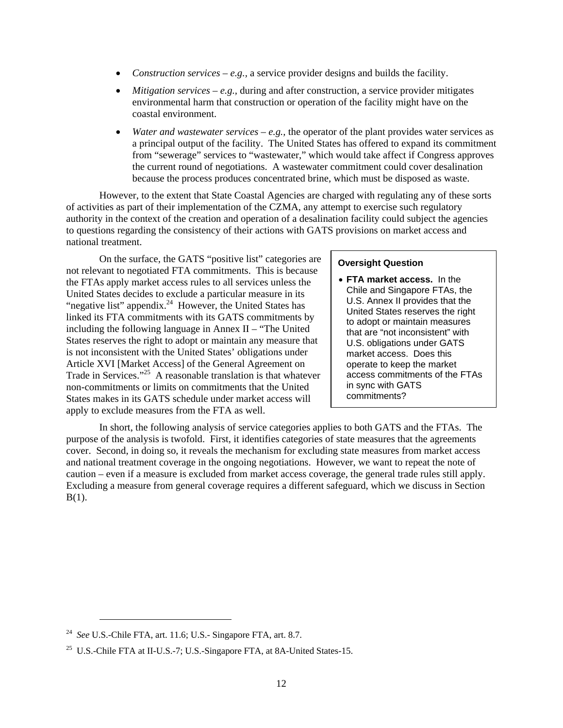- *Construction services – e.g.*, a service provider designs and builds the facility.
- *Mitigation services – e.g.*, during and after construction, a service provider mitigates environmental harm that construction or operation of the facility might have on the coastal environment.
- *Water and wastewater services – e.g.*, the operator of the plant provides water services as a principal output of the facility. The United States has offered to expand its commitment from "sewerage" services to "wastewater," which would take affect if Congress approves the current round of negotiations. A wastewater commitment could cover desalination because the process produces concentrated brine, which must be disposed as waste.

However, to the extent that State Coastal Agencies are charged with regulating any of these sorts of activities as part of their implementation of the CZMA, any attempt to exercise such regulatory authority in the context of the creation and operation of a desalination facility could subject the agencies to questions regarding the consistency of their actions with GATS provisions on market access and national treatment.

On the surface, the GATS "positive list" categories are not relevant to negotiated FTA commitments. This is because the FTAs apply market access rules to all services unless the United States decides to exclude a particular measure in its "negative list" appendix.[24] However, the United States has linked its FTA commitments with its GATS commitments by including the following language in Annex II – "The United States reserves the right to adopt or maintain any measure that is not inconsistent with the United States' obligations under Article XVI [Market Access] of the General Agreement on Trade in Services."[25] A reasonable translation is that whatever non-commitments or limits on commitments that the United States makes in its GATS schedule under market access will apply to exclude measures from the FTA as well.

> **Oversight Question**
>
> - **FTA market access.** In the Chile and Singapore FTAs, the U.S. Annex II provides that the United States reserves the right to adopt or maintain measures that are "not inconsistent" with U.S. obligations under GATS market access. Does this operate to keep the market access commitments of the FTAs in sync with GATS commitments?

In short, the following analysis of service categories applies to both GATS and the FTAs. The purpose of the analysis is twofold. First, it identifies categories of state measures that the agreements cover. Second, in doing so, it reveals the mechanism for excluding state measures from market access and national treatment coverage in the ongoing negotiations. However, we want to repeat the note of caution – even if a measure is excluded from market access coverage, the general trade rules still apply. Excluding a measure from general coverage requires a different safeguard, which we discuss in Section B(1).

---

[24] *See* U.S.-Chile FTA, art. 11.6; U.S.- Singapore FTA, art. 8.7.

[25] U.S.-Chile FTA at II-U.S.-7; U.S.-Singapore FTA, at 8A-United States-15.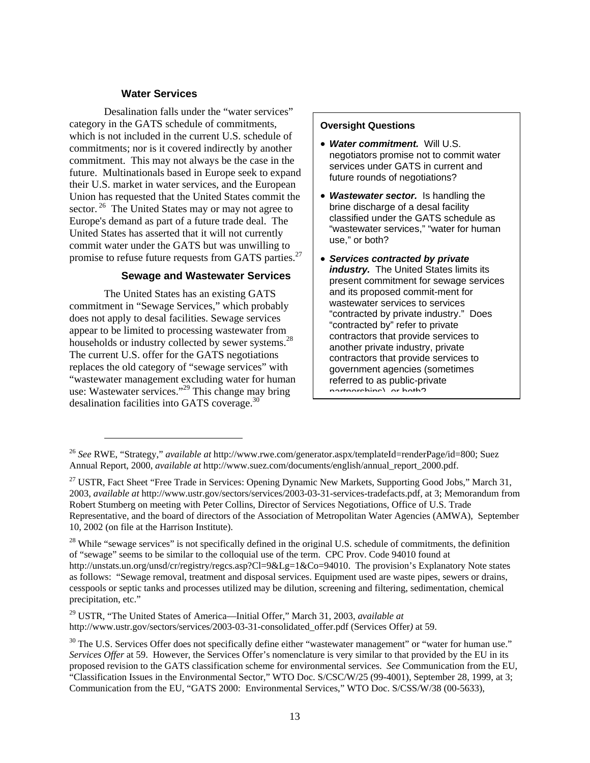### Water Services

Desalination falls under the "water services" category in the GATS schedule of commitments, which is not included in the current U.S. schedule of commitments; nor is it covered indirectly by another commitment. This may not always be the case in the future. Multinationals based in Europe seek to expand their U.S. market in water services, and the European Union has requested that the United States commit the sector.[26] The United States may or may not agree to Europe's demand as part of a future trade deal. The United States has asserted that it will not currently commit water under the GATS but was unwilling to promise to refuse future requests from GATS parties.[27]

### Sewage and Wastewater Services

The United States has an existing GATS commitment in "Sewage Services," which probably does not apply to desal facilities. Sewage services appear to be limited to processing wastewater from households or industry collected by sewer systems.[28] The current U.S. offer for the GATS negotiations replaces the old category of "sewage services" with "wastewater management excluding water for human use: Wastewater services."[29] This change may bring desalination facilities into GATS coverage.[30]

**Oversight Questions**

- ***Water commitment.*** Will U.S. negotiators promise not to commit water services under GATS in current and future rounds of negotiations?
- ***Wastewater sector.*** Is handling the brine discharge of a desal facility classified under the GATS schedule as "wastewater services," "water for human use," or both?
- ***Services contracted by private industry.*** The United States limits its present commitment for sewage services and its proposed commit-ment for wastewater services to services "contracted by private industry." Does "contracted by" refer to private contractors that provide services to another private industry, private contractors that provide services to government agencies (sometimes referred to as public-private partnerships), or both?

---

[26] *See* RWE, "Strategy," *available at* http://www.rwe.com/generator.aspx/templateId=renderPage/id=800; Suez Annual Report, 2000, *available at* http://www.suez.com/documents/english/annual_report_2000.pdf.

[27] USTR, Fact Sheet "Free Trade in Services: Opening Dynamic New Markets, Supporting Good Jobs," March 31, 2003, *available at* http://www.ustr.gov/sectors/services/2003-03-31-services-tradefacts.pdf, at 3; Memorandum from Robert Stumberg on meeting with Peter Collins, Director of Services Negotiations, Office of U.S. Trade Representative, and the board of directors of the Association of Metropolitan Water Agencies (AMWA), September 10, 2002 (on file at the Harrison Institute).

[28] While "sewage services" is not specifically defined in the original U.S. schedule of commitments, the definition of "sewage" seems to be similar to the colloquial use of the term. CPC Prov. Code 94010 found at http://unstats.un.org/unsd/cr/registry/regcs.asp?Cl=9&Lg=1&Co=94010. The provision's Explanatory Note states as follows: "Sewage removal, treatment and disposal services. Equipment used are waste pipes, sewers or drains, cesspools or septic tanks and processes utilized may be dilution, screening and filtering, sedimentation, chemical precipitation, etc."

[29] USTR, "The United States of America—Initial Offer," March 31, 2003, *available at* http://www.ustr.gov/sectors/services/2003-03-31-consolidated_offer.pdf (Services Offer*)* at 59.

[30] The U.S. Services Offer does not specifically define either "wastewater management" or "water for human use." *Services Offer* at 59. However, the Services Offer's nomenclature is very similar to that provided by the EU in its proposed revision to the GATS classification scheme for environmental services. *See* Communication from the EU, "Classification Issues in the Environmental Sector," WTO Doc. S/CSC/W/25 (99-4001), September 28, 1999, at 3; Communication from the EU, "GATS 2000: Environmental Services," WTO Doc. S/CSS/W/38 (00-5633),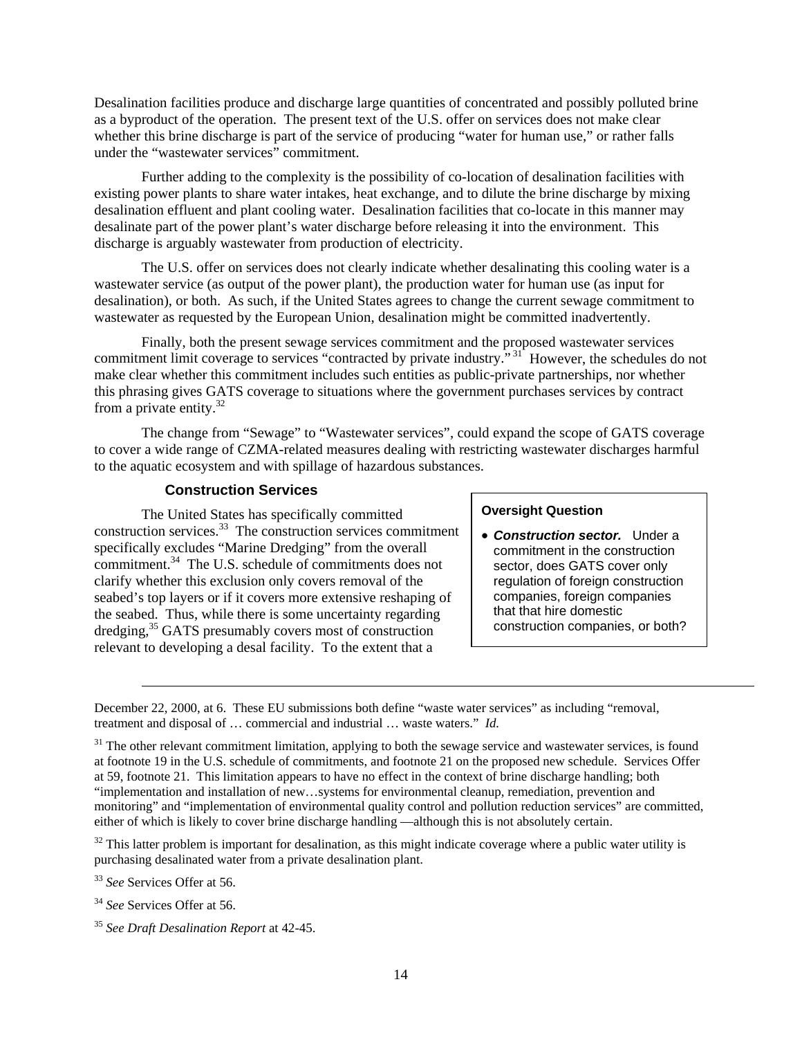Desalination facilities produce and discharge large quantities of concentrated and possibly polluted brine as a byproduct of the operation. The present text of the U.S. offer on services does not make clear whether this brine discharge is part of the service of producing "water for human use," or rather falls under the "wastewater services" commitment.

Further adding to the complexity is the possibility of co-location of desalination facilities with existing power plants to share water intakes, heat exchange, and to dilute the brine discharge by mixing desalination effluent and plant cooling water. Desalination facilities that co-locate in this manner may desalinate part of the power plant's water discharge before releasing it into the environment. This discharge is arguably wastewater from production of electricity.

The U.S. offer on services does not clearly indicate whether desalinating this cooling water is a wastewater service (as output of the power plant), the production water for human use (as input for desalination), or both. As such, if the United States agrees to change the current sewage commitment to wastewater as requested by the European Union, desalination might be committed inadvertently.

Finally, both the present sewage services commitment and the proposed wastewater services commitment limit coverage to services "contracted by private industry."[31] However, the schedules do not make clear whether this commitment includes such entities as public-private partnerships, nor whether this phrasing gives GATS coverage to situations where the government purchases services by contract from a private entity.[32]

The change from "Sewage" to "Wastewater services", could expand the scope of GATS coverage to cover a wide range of CZMA-related measures dealing with restricting wastewater discharges harmful to the aquatic ecosystem and with spillage of hazardous substances.

### Construction Services

The United States has specifically committed construction services.[33] The construction services commitment specifically excludes "Marine Dredging" from the overall commitment.[34] The U.S. schedule of commitments does not clarify whether this exclusion only covers removal of the seabed's top layers or if it covers more extensive reshaping of the seabed. Thus, while there is some uncertainty regarding dredging,[35] GATS presumably covers most of construction relevant to developing a desal facility. To the extent that a

> **Oversight Question**
>
> - ***Construction sector.*** Under a commitment in the construction sector, does GATS cover only regulation of foreign construction companies, foreign companies that that hire domestic construction companies, or both?

---

December 22, 2000, at 6. These EU submissions both define "waste water services" as including "removal, treatment and disposal of … commercial and industrial … waste waters." *Id.*

[31] The other relevant commitment limitation, applying to both the sewage service and wastewater services, is found at footnote 19 in the U.S. schedule of commitments, and footnote 21 on the proposed new schedule. Services Offer at 59, footnote 21. This limitation appears to have no effect in the context of brine discharge handling; both "implementation and installation of new…systems for environmental cleanup, remediation, prevention and monitoring" and "implementation of environmental quality control and pollution reduction services" are committed, either of which is likely to cover brine discharge handling —although this is not absolutely certain.

[32] This latter problem is important for desalination, as this might indicate coverage where a public water utility is purchasing desalinated water from a private desalination plant.

[33] *See* Services Offer at 56.

[34] *See* Services Offer at 56.

[35] *See Draft Desalination Report* at 42-45.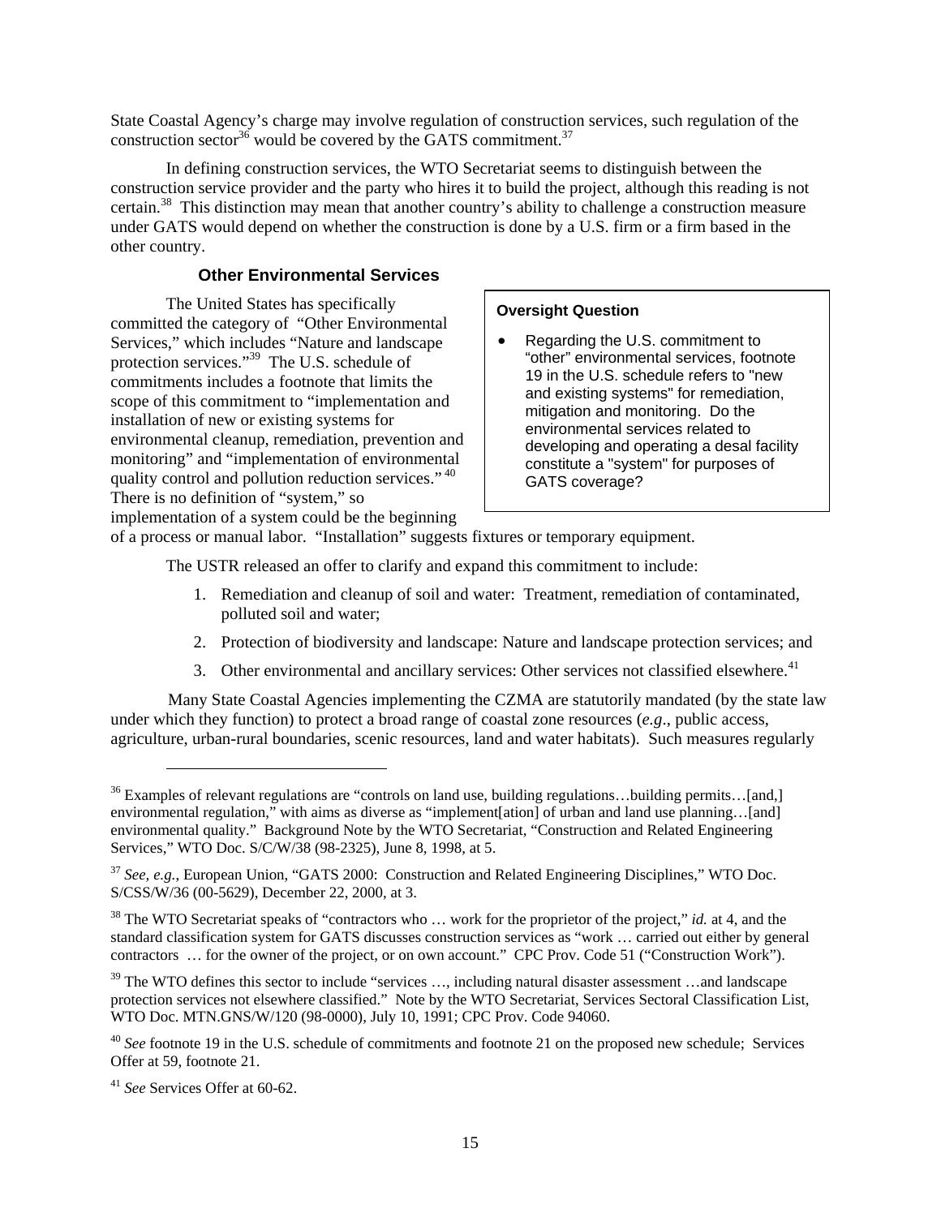State Coastal Agency's charge may involve regulation of construction services, such regulation of the construction sector[36] would be covered by the GATS commitment.[37]

In defining construction services, the WTO Secretariat seems to distinguish between the construction service provider and the party who hires it to build the project, although this reading is not certain.[38] This distinction may mean that another country's ability to challenge a construction measure under GATS would depend on whether the construction is done by a U.S. firm or a firm based in the other country.

### Other Environmental Services

The United States has specifically committed the category of "Other Environmental Services," which includes "Nature and landscape protection services."[39] The U.S. schedule of commitments includes a footnote that limits the scope of this commitment to "implementation and installation of new or existing systems for environmental cleanup, remediation, prevention and monitoring" and "implementation of environmental quality control and pollution reduction services."[40] There is no definition of "system," so implementation of a system could be the beginning of a process or manual labor. "Installation" suggests fixtures or temporary equipment.

> **Oversight Question**
>
> - Regarding the U.S. commitment to "other" environmental services, footnote 19 in the U.S. schedule refers to "new and existing systems" for remediation, mitigation and monitoring. Do the environmental services related to developing and operating a desal facility constitute a "system" for purposes of GATS coverage?

The USTR released an offer to clarify and expand this commitment to include:

1. Remediation and cleanup of soil and water: Treatment, remediation of contaminated, polluted soil and water;
2. Protection of biodiversity and landscape: Nature and landscape protection services; and
3. Other environmental and ancillary services: Other services not classified elsewhere.[41]

Many State Coastal Agencies implementing the CZMA are statutorily mandated (by the state law under which they function) to protect a broad range of coastal zone resources (*e.g*., public access, agriculture, urban-rural boundaries, scenic resources, land and water habitats). Such measures regularly

---

[36] Examples of relevant regulations are "controls on land use, building regulations…building permits…[and,] environmental regulation," with aims as diverse as "implement[ation] of urban and land use planning…[and] environmental quality." Background Note by the WTO Secretariat, "Construction and Related Engineering Services," WTO Doc. S/C/W/38 (98-2325), June 8, 1998, at 5.

[37] *See, e.g.*, European Union, "GATS 2000: Construction and Related Engineering Disciplines," WTO Doc. S/CSS/W/36 (00-5629), December 22, 2000, at 3.

[38] The WTO Secretariat speaks of "contractors who … work for the proprietor of the project," *id.* at 4, and the standard classification system for GATS discusses construction services as "work … carried out either by general contractors … for the owner of the project, or on own account." CPC Prov. Code 51 ("Construction Work").

[39] The WTO defines this sector to include "services …, including natural disaster assessment …and landscape protection services not elsewhere classified." Note by the WTO Secretariat, Services Sectoral Classification List, WTO Doc. MTN.GNS/W/120 (98-0000), July 10, 1991; CPC Prov. Code 94060.

[40] *See* footnote 19 in the U.S. schedule of commitments and footnote 21 on the proposed new schedule; Services Offer at 59, footnote 21.

[41] *See* Services Offer at 60-62.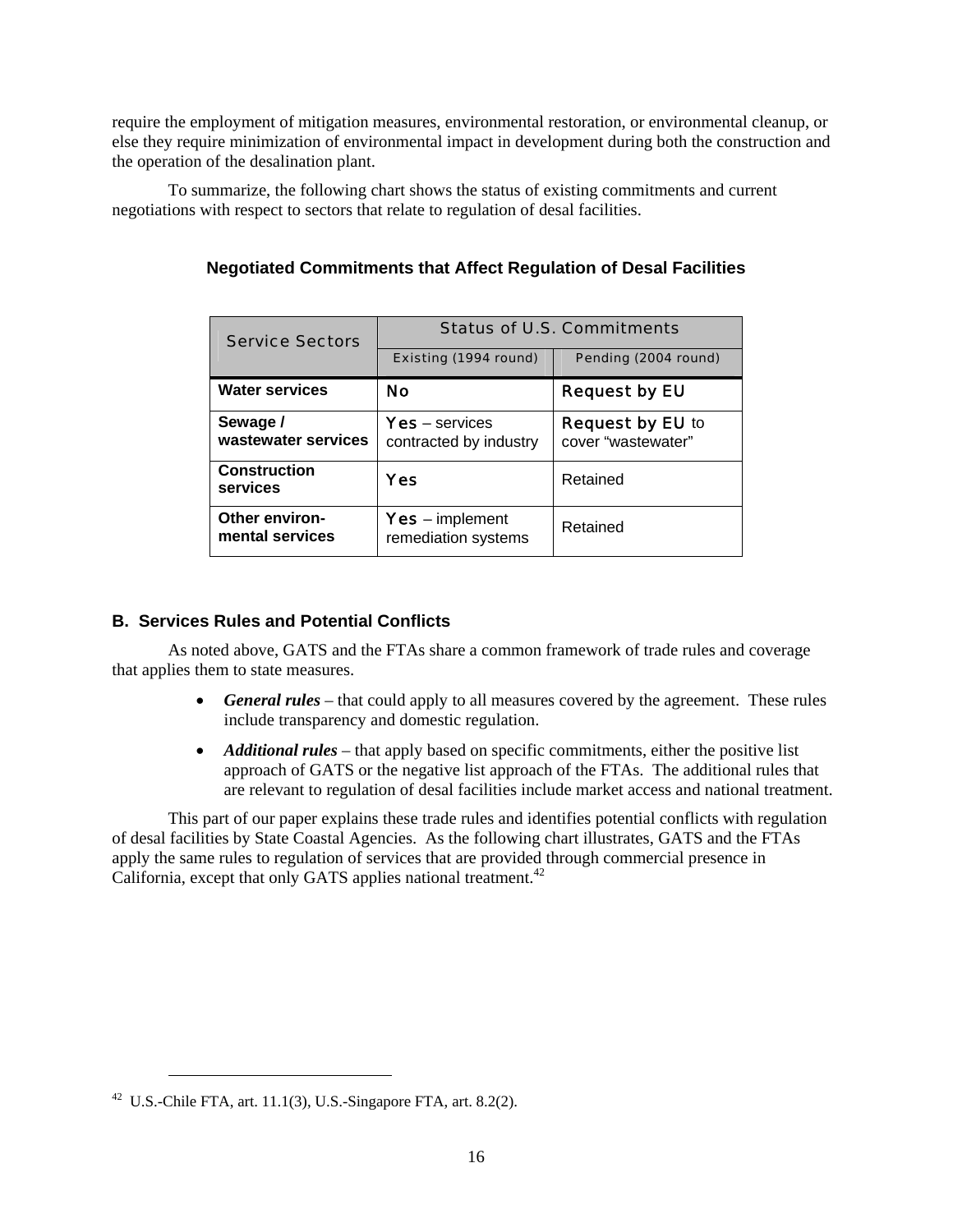require the employment of mitigation measures, environmental restoration, or environmental cleanup, or else they require minimization of environmental impact in development during both the construction and the operation of the desalination plant.

To summarize, the following chart shows the status of existing commitments and current negotiations with respect to sectors that relate to regulation of desal facilities.

**Negotiated Commitments that Affect Regulation of Desal Facilities**

| Service Sectors | Status of U.S. Commitments | |
|---|---|---|
| | Existing (1994 round) | Pending (2004 round) |
| **Water services** | **No** | **Request by EU** |
| **Sewage / wastewater services** | **Yes** – services contracted by industry | **Request by EU** to cover "wastewater" |
| **Construction services** | **Yes** | Retained |
| **Other environ-mental services** | **Yes** – implement remediation systems | Retained |

### B. Services Rules and Potential Conflicts

As noted above, GATS and the FTAs share a common framework of trade rules and coverage that applies them to state measures.

- ***General rules*** – that could apply to all measures covered by the agreement. These rules include transparency and domestic regulation.
- ***Additional rules*** – that apply based on specific commitments, either the positive list approach of GATS or the negative list approach of the FTAs. The additional rules that are relevant to regulation of desal facilities include market access and national treatment.

This part of our paper explains these trade rules and identifies potential conflicts with regulation of desal facilities by State Coastal Agencies. As the following chart illustrates, GATS and the FTAs apply the same rules to regulation of services that are provided through commercial presence in California, except that only GATS applies national treatment.[42]

[42] U.S.-Chile FTA, art. 11.1(3), U.S.-Singapore FTA, art. 8.2(2).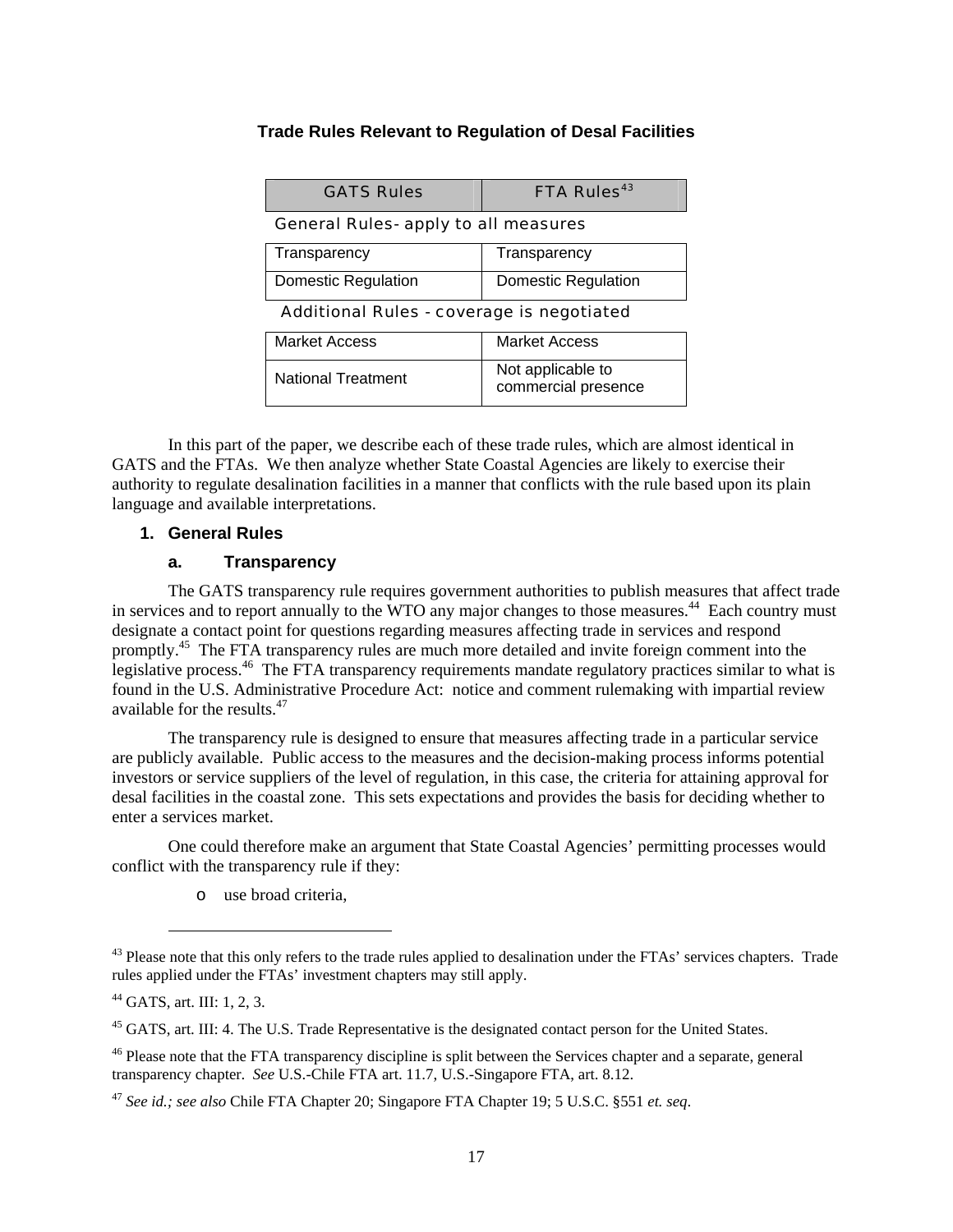### Trade Rules Relevant to Regulation of Desal Facilities

| GATS Rules | FTA Rules[43] |
|---|---|
| *General Rules- apply to all measures* | |
| Transparency | Transparency |
| Domestic Regulation | Domestic Regulation |
| *Additional Rules - coverage is negotiated* | |
| Market Access | Market Access |
| National Treatment | Not applicable to commercial presence |

In this part of the paper, we describe each of these trade rules, which are almost identical in GATS and the FTAs. We then analyze whether State Coastal Agencies are likely to exercise their authority to regulate desalination facilities in a manner that conflicts with the rule based upon its plain language and available interpretations.

## 1. General Rules

### a. Transparency

The GATS transparency rule requires government authorities to publish measures that affect trade in services and to report annually to the WTO any major changes to those measures.[44] Each country must designate a contact point for questions regarding measures affecting trade in services and respond promptly.[45] The FTA transparency rules are much more detailed and invite foreign comment into the legislative process.[46] The FTA transparency requirements mandate regulatory practices similar to what is found in the U.S. Administrative Procedure Act: notice and comment rulemaking with impartial review available for the results.[47]

The transparency rule is designed to ensure that measures affecting trade in a particular service are publicly available. Public access to the measures and the decision-making process informs potential investors or service suppliers of the level of regulation, in this case, the criteria for attaining approval for desal facilities in the coastal zone. This sets expectations and provides the basis for deciding whether to enter a services market.

One could therefore make an argument that State Coastal Agencies' permitting processes would conflict with the transparency rule if they:

- use broad criteria,

---

[43] Please note that this only refers to the trade rules applied to desalination under the FTAs' services chapters. Trade rules applied under the FTAs' investment chapters may still apply.

[44] GATS, art. III: 1, 2, 3.

[45] GATS, art. III: 4. The U.S. Trade Representative is the designated contact person for the United States.

[46] Please note that the FTA transparency discipline is split between the Services chapter and a separate, general transparency chapter. *See* U.S.-Chile FTA art. 11.7, U.S.-Singapore FTA, art. 8.12.

[47] *See id.; see also* Chile FTA Chapter 20; Singapore FTA Chapter 19; 5 U.S.C. §551 *et. seq*.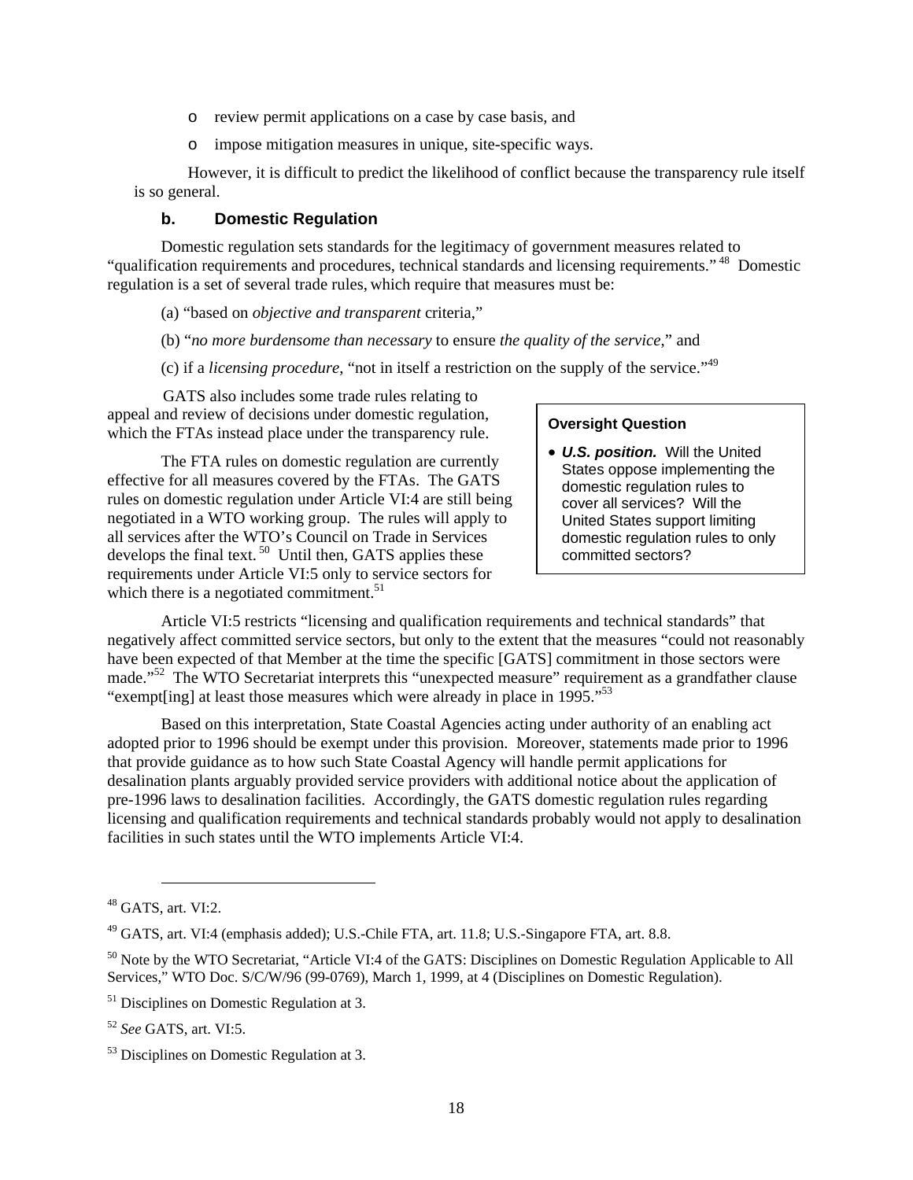- review permit applications on a case by case basis, and
- impose mitigation measures in unique, site-specific ways.

However, it is difficult to predict the likelihood of conflict because the transparency rule itself is so general.

### b. Domestic Regulation

Domestic regulation sets standards for the legitimacy of government measures related to "qualification requirements and procedures, technical standards and licensing requirements."[48] Domestic regulation is a set of several trade rules, which require that measures must be:

(a) "based on *objective and transparent* criteria,"

(b) "*no more burdensome than necessary* to ensure *the quality of the service*," and

(c) if a *licensing procedure*, "not in itself a restriction on the supply of the service."[49]

GATS also includes some trade rules relating to appeal and review of decisions under domestic regulation, which the FTAs instead place under the transparency rule.

The FTA rules on domestic regulation are currently effective for all measures covered by the FTAs. The GATS rules on domestic regulation under Article VI:4 are still being negotiated in a WTO working group. The rules will apply to all services after the WTO's Council on Trade in Services develops the final text.[50] Until then, GATS applies these requirements under Article VI:5 only to service sectors for which there is a negotiated commitment.[51]

> **Oversight Question**
>
> - ***U.S. position.*** Will the United States oppose implementing the domestic regulation rules to cover all services? Will the United States support limiting domestic regulation rules to only committed sectors?

Article VI:5 restricts "licensing and qualification requirements and technical standards" that negatively affect committed service sectors, but only to the extent that the measures "could not reasonably have been expected of that Member at the time the specific [GATS] commitment in those sectors were made."[52] The WTO Secretariat interprets this "unexpected measure" requirement as a grandfather clause "exempt[ing] at least those measures which were already in place in 1995."[53]

Based on this interpretation, State Coastal Agencies acting under authority of an enabling act adopted prior to 1996 should be exempt under this provision. Moreover, statements made prior to 1996 that provide guidance as to how such State Coastal Agency will handle permit applications for desalination plants arguably provided service providers with additional notice about the application of pre-1996 laws to desalination facilities. Accordingly, the GATS domestic regulation rules regarding licensing and qualification requirements and technical standards probably would not apply to desalination facilities in such states until the WTO implements Article VI:4.

---

[48] GATS, art. VI:2.

[49] GATS, art. VI:4 (emphasis added); U.S.-Chile FTA, art. 11.8; U.S.-Singapore FTA, art. 8.8.

[50] Note by the WTO Secretariat, "Article VI:4 of the GATS: Disciplines on Domestic Regulation Applicable to All Services," WTO Doc. S/C/W/96 (99-0769), March 1, 1999, at 4 (Disciplines on Domestic Regulation).

[51] Disciplines on Domestic Regulation at 3.

[52] *See* GATS, art. VI:5.

[53] Disciplines on Domestic Regulation at 3.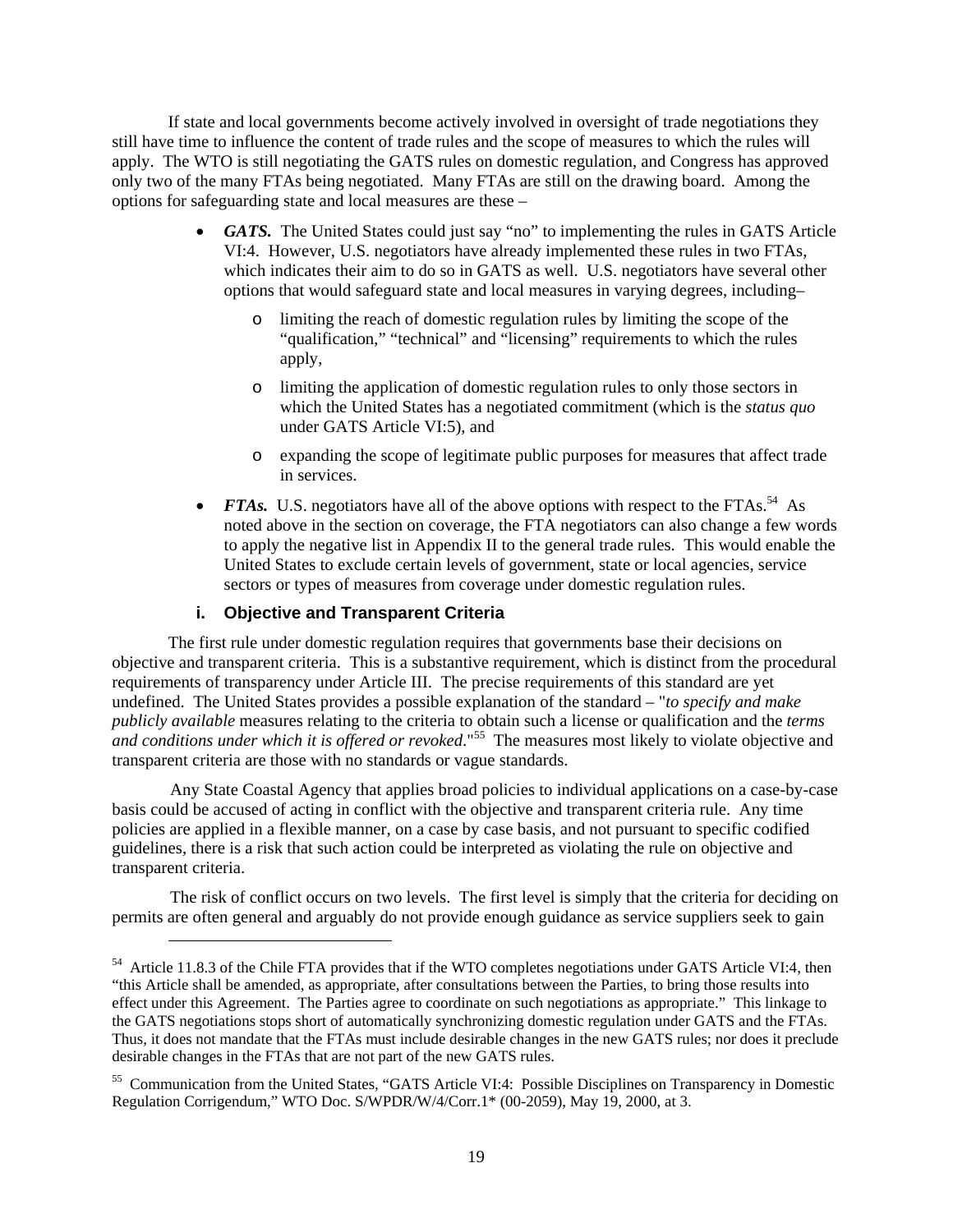If state and local governments become actively involved in oversight of trade negotiations they still have time to influence the content of trade rules and the scope of measures to which the rules will apply. The WTO is still negotiating the GATS rules on domestic regulation, and Congress has approved only two of the many FTAs being negotiated. Many FTAs are still on the drawing board. Among the options for safeguarding state and local measures are these –

- ***GATS.*** The United States could just say "no" to implementing the rules in GATS Article VI:4. However, U.S. negotiators have already implemented these rules in two FTAs, which indicates their aim to do so in GATS as well. U.S. negotiators have several other options that would safeguard state and local measures in varying degrees, including–
  - limiting the reach of domestic regulation rules by limiting the scope of the "qualification," "technical" and "licensing" requirements to which the rules apply,
  - limiting the application of domestic regulation rules to only those sectors in which the United States has a negotiated commitment (which is the *status quo* under GATS Article VI:5), and
  - expanding the scope of legitimate public purposes for measures that affect trade in services.
- ***FTAs.*** U.S. negotiators have all of the above options with respect to the FTAs.[54] As noted above in the section on coverage, the FTA negotiators can also change a few words to apply the negative list in Appendix II to the general trade rules. This would enable the United States to exclude certain levels of government, state or local agencies, service sectors or types of measures from coverage under domestic regulation rules.

### i. Objective and Transparent Criteria

The first rule under domestic regulation requires that governments base their decisions on objective and transparent criteria. This is a substantive requirement, which is distinct from the procedural requirements of transparency under Article III. The precise requirements of this standard are yet undefined. The United States provides a possible explanation of the standard – "*to specify and make publicly available* measures relating to the criteria to obtain such a license or qualification and the *terms and conditions under which it is offered or revoked*."[55] The measures most likely to violate objective and transparent criteria are those with no standards or vague standards.

Any State Coastal Agency that applies broad policies to individual applications on a case-by-case basis could be accused of acting in conflict with the objective and transparent criteria rule. Any time policies are applied in a flexible manner, on a case by case basis, and not pursuant to specific codified guidelines, there is a risk that such action could be interpreted as violating the rule on objective and transparent criteria.

The risk of conflict occurs on two levels. The first level is simply that the criteria for deciding on permits are often general and arguably do not provide enough guidance as service suppliers seek to gain

---

[54] Article 11.8.3 of the Chile FTA provides that if the WTO completes negotiations under GATS Article VI:4, then "this Article shall be amended, as appropriate, after consultations between the Parties, to bring those results into effect under this Agreement. The Parties agree to coordinate on such negotiations as appropriate." This linkage to the GATS negotiations stops short of automatically synchronizing domestic regulation under GATS and the FTAs. Thus, it does not mandate that the FTAs must include desirable changes in the new GATS rules; nor does it preclude desirable changes in the FTAs that are not part of the new GATS rules.

[55] Communication from the United States, "GATS Article VI:4: Possible Disciplines on Transparency in Domestic Regulation Corrigendum," WTO Doc. S/WPDR/W/4/Corr.1* (00-2059), May 19, 2000, at 3.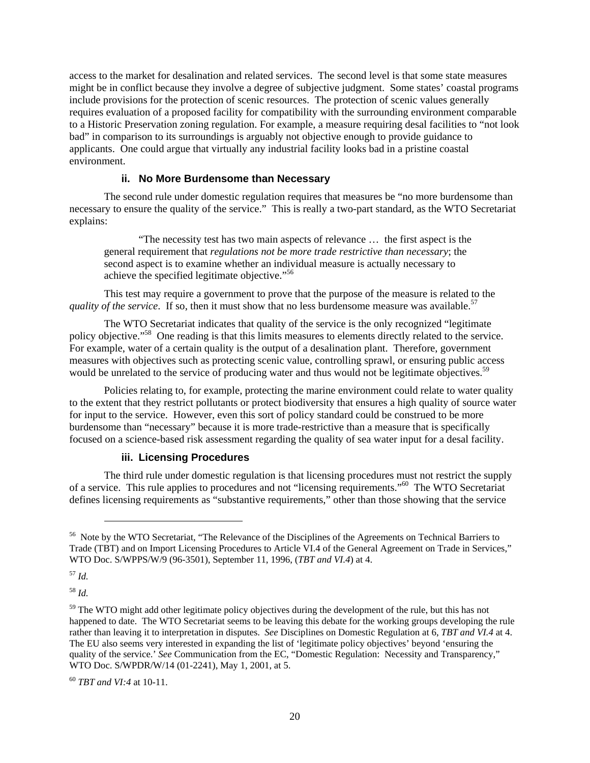access to the market for desalination and related services. The second level is that some state measures might be in conflict because they involve a degree of subjective judgment. Some states' coastal programs include provisions for the protection of scenic resources. The protection of scenic values generally requires evaluation of a proposed facility for compatibility with the surrounding environment comparable to a Historic Preservation zoning regulation. For example, a measure requiring desal facilities to "not look bad" in comparison to its surroundings is arguably not objective enough to provide guidance to applicants. One could argue that virtually any industrial facility looks bad in a pristine coastal environment.

### ii. No More Burdensome than Necessary

The second rule under domestic regulation requires that measures be "no more burdensome than necessary to ensure the quality of the service." This is really a two-part standard, as the WTO Secretariat explains:

> "The necessity test has two main aspects of relevance … the first aspect is the general requirement that *regulations not be more trade restrictive than necessary*; the second aspect is to examine whether an individual measure is actually necessary to achieve the specified legitimate objective."[56]

This test may require a government to prove that the purpose of the measure is related to the *quality of the service*. If so, then it must show that no less burdensome measure was available.[57]

The WTO Secretariat indicates that quality of the service is the only recognized "legitimate policy objective."[58] One reading is that this limits measures to elements directly related to the service. For example, water of a certain quality is the output of a desalination plant. Therefore, government measures with objectives such as protecting scenic value, controlling sprawl, or ensuring public access would be unrelated to the service of producing water and thus would not be legitimate objectives.[59]

Policies relating to, for example, protecting the marine environment could relate to water quality to the extent that they restrict pollutants or protect biodiversity that ensures a high quality of source water for input to the service. However, even this sort of policy standard could be construed to be more burdensome than "necessary" because it is more trade-restrictive than a measure that is specifically focused on a science-based risk assessment regarding the quality of sea water input for a desal facility.

### iii. Licensing Procedures

The third rule under domestic regulation is that licensing procedures must not restrict the supply of a service. This rule applies to procedures and not "licensing requirements."[60] The WTO Secretariat defines licensing requirements as "substantive requirements," other than those showing that the service

---

[56] Note by the WTO Secretariat, "The Relevance of the Disciplines of the Agreements on Technical Barriers to Trade (TBT) and on Import Licensing Procedures to Article VI.4 of the General Agreement on Trade in Services," WTO Doc. S/WPPS/W/9 (96-3501), September 11, 1996, (*TBT and VI.4*) at 4.

[57] *Id.*

[58] *Id.*

[59] The WTO might add other legitimate policy objectives during the development of the rule, but this has not happened to date. The WTO Secretariat seems to be leaving this debate for the working groups developing the rule rather than leaving it to interpretation in disputes. *See* Disciplines on Domestic Regulation at 6, *TBT and VI.4* at 4. The EU also seems very interested in expanding the list of 'legitimate policy objectives' beyond 'ensuring the quality of the service.' *See* Communication from the EC, "Domestic Regulation: Necessity and Transparency," WTO Doc. S/WPDR/W/14 (01-2241), May 1, 2001, at 5.

[60] *TBT and VI:4* at 10-11.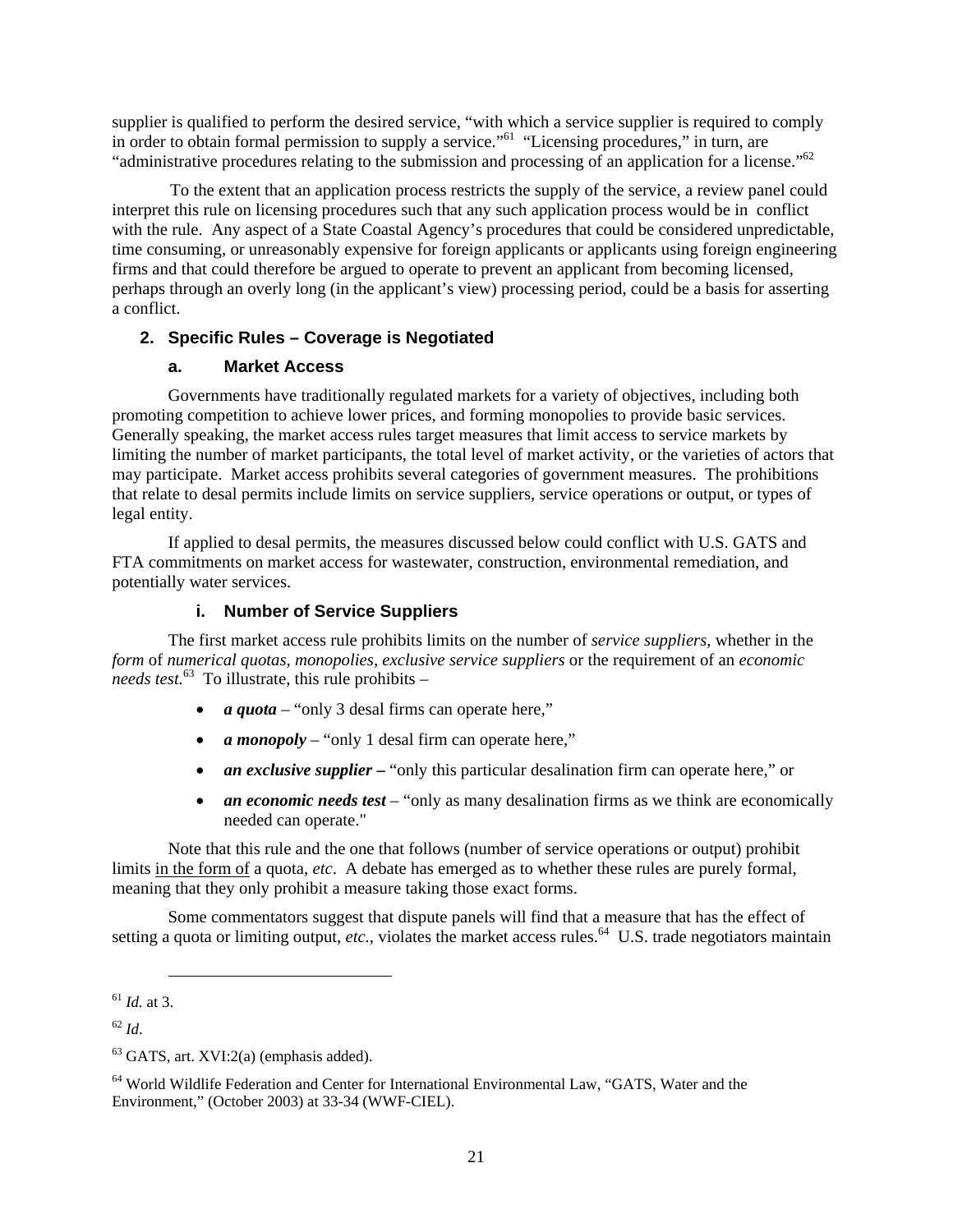supplier is qualified to perform the desired service, "with which a service supplier is required to comply in order to obtain formal permission to supply a service."[61] "Licensing procedures," in turn, are "administrative procedures relating to the submission and processing of an application for a license."[62]

To the extent that an application process restricts the supply of the service, a review panel could interpret this rule on licensing procedures such that any such application process would be in conflict with the rule. Any aspect of a State Coastal Agency's procedures that could be considered unpredictable, time consuming, or unreasonably expensive for foreign applicants or applicants using foreign engineering firms and that could therefore be argued to operate to prevent an applicant from becoming licensed, perhaps through an overly long (in the applicant's view) processing period, could be a basis for asserting a conflict.

### 2. Specific Rules – Coverage is Negotiated

#### a. Market Access

Governments have traditionally regulated markets for a variety of objectives, including both promoting competition to achieve lower prices, and forming monopolies to provide basic services. Generally speaking, the market access rules target measures that limit access to service markets by limiting the number of market participants, the total level of market activity, or the varieties of actors that may participate. Market access prohibits several categories of government measures. The prohibitions that relate to desal permits include limits on service suppliers, service operations or output, or types of legal entity.

If applied to desal permits, the measures discussed below could conflict with U.S. GATS and FTA commitments on market access for wastewater, construction, environmental remediation, and potentially water services.

##### i. Number of Service Suppliers

The first market access rule prohibits limits on the number of *service suppliers*, whether in the *form* of *numerical quotas, monopolies, exclusive service suppliers* or the requirement of an *economic needs test.*[63] To illustrate, this rule prohibits –

- ***a quota*** – "only 3 desal firms can operate here,"
- ***a monopoly*** – "only 1 desal firm can operate here,"
- ***an exclusive supplier –*** "only this particular desalination firm can operate here," or
- ***an economic needs test*** – "only as many desalination firms as we think are economically needed can operate."

Note that this rule and the one that follows (number of service operations or output) prohibit limits <u>in the form of</u> a quota, *etc*. A debate has emerged as to whether these rules are purely formal, meaning that they only prohibit a measure taking those exact forms.

Some commentators suggest that dispute panels will find that a measure that has the effect of setting a quota or limiting output, *etc.*, violates the market access rules.[64] U.S. trade negotiators maintain

---

[61] *Id.* at 3.

[62] *Id*.

[63] GATS, art. XVI:2(a) (emphasis added).

[64] World Wildlife Federation and Center for International Environmental Law, "GATS, Water and the Environment," (October 2003) at 33-34 (WWF-CIEL).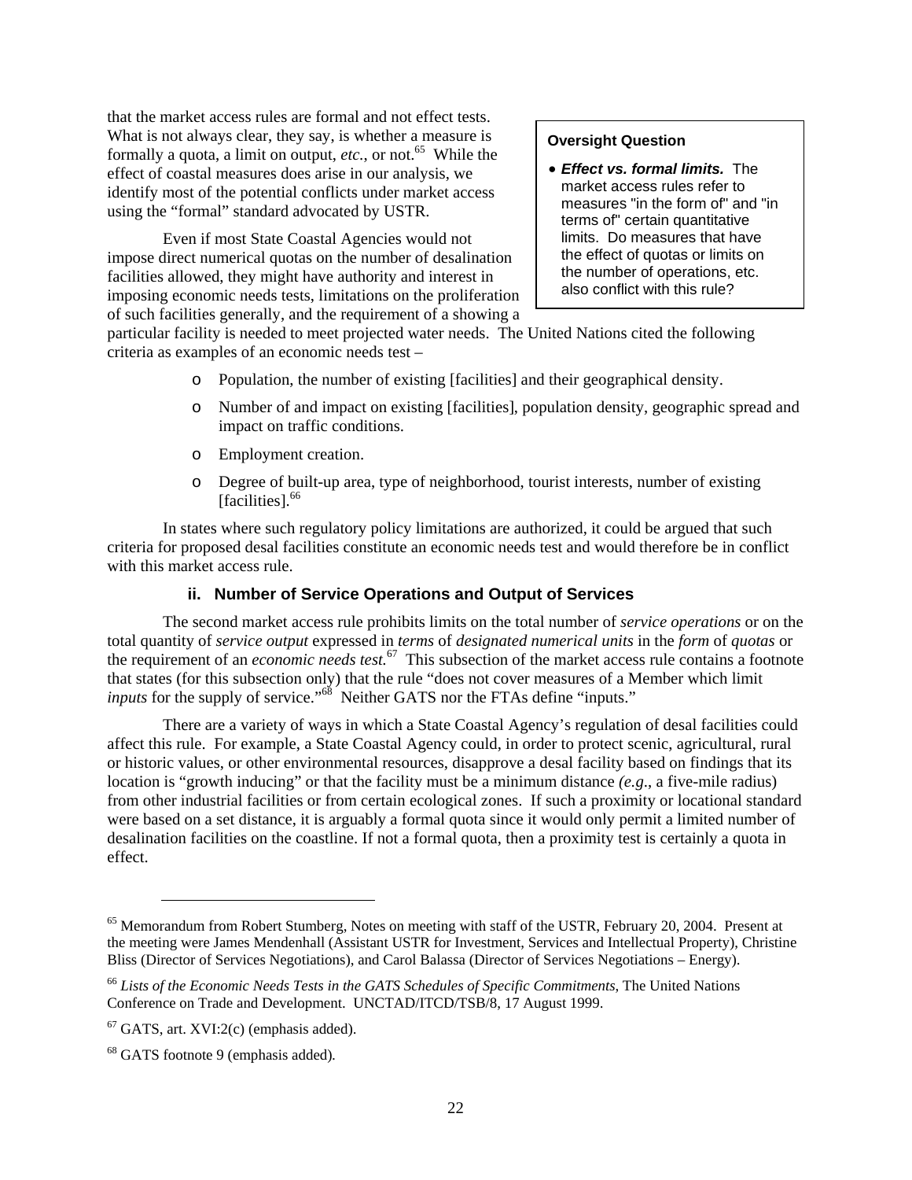that the market access rules are formal and not effect tests. What is not always clear, they say, is whether a measure is formally a quota, a limit on output, *etc.*, or not.[65] While the effect of coastal measures does arise in our analysis, we identify most of the potential conflicts under market access using the "formal" standard advocated by USTR.

> **Oversight Question**
>
> - ***Effect vs. formal limits.*** The market access rules refer to measures "in the form of" and "in terms of" certain quantitative limits. Do measures that have the effect of quotas or limits on the number of operations, etc. also conflict with this rule?

Even if most State Coastal Agencies would not impose direct numerical quotas on the number of desalination facilities allowed, they might have authority and interest in imposing economic needs tests, limitations on the proliferation of such facilities generally, and the requirement of a showing a particular facility is needed to meet projected water needs. The United Nations cited the following criteria as examples of an economic needs test –

- Population, the number of existing [facilities] and their geographical density.
- Number of and impact on existing [facilities], population density, geographic spread and impact on traffic conditions.
- Employment creation.
- Degree of built-up area, type of neighborhood, tourist interests, number of existing [facilities].[66]

In states where such regulatory policy limitations are authorized, it could be argued that such criteria for proposed desal facilities constitute an economic needs test and would therefore be in conflict with this market access rule.

### ii. Number of Service Operations and Output of Services

The second market access rule prohibits limits on the total number of *service operations* or on the total quantity of *service output* expressed in *terms* of *designated numerical units* in the *form* of *quotas* or the requirement of an *economic needs test.*[67] This subsection of the market access rule contains a footnote that states (for this subsection only) that the rule "does not cover measures of a Member which limit *inputs* for the supply of service."[68] Neither GATS nor the FTAs define "inputs."

There are a variety of ways in which a State Coastal Agency's regulation of desal facilities could affect this rule. For example, a State Coastal Agency could, in order to protect scenic, agricultural, rural or historic values, or other environmental resources, disapprove a desal facility based on findings that its location is "growth inducing" or that the facility must be a minimum distance *(e.g.*, a five-mile radius) from other industrial facilities or from certain ecological zones. If such a proximity or locational standard were based on a set distance, it is arguably a formal quota since it would only permit a limited number of desalination facilities on the coastline. If not a formal quota, then a proximity test is certainly a quota in effect.

---

[65] Memorandum from Robert Stumberg, Notes on meeting with staff of the USTR, February 20, 2004. Present at the meeting were James Mendenhall (Assistant USTR for Investment, Services and Intellectual Property), Christine Bliss (Director of Services Negotiations), and Carol Balassa (Director of Services Negotiations – Energy).

[66] *Lists of the Economic Needs Tests in the GATS Schedules of Specific Commitments*, The United Nations Conference on Trade and Development. UNCTAD/ITCD/TSB/8, 17 August 1999.

[67] GATS, art. XVI:2(c) (emphasis added).

[68] GATS footnote 9 (emphasis added).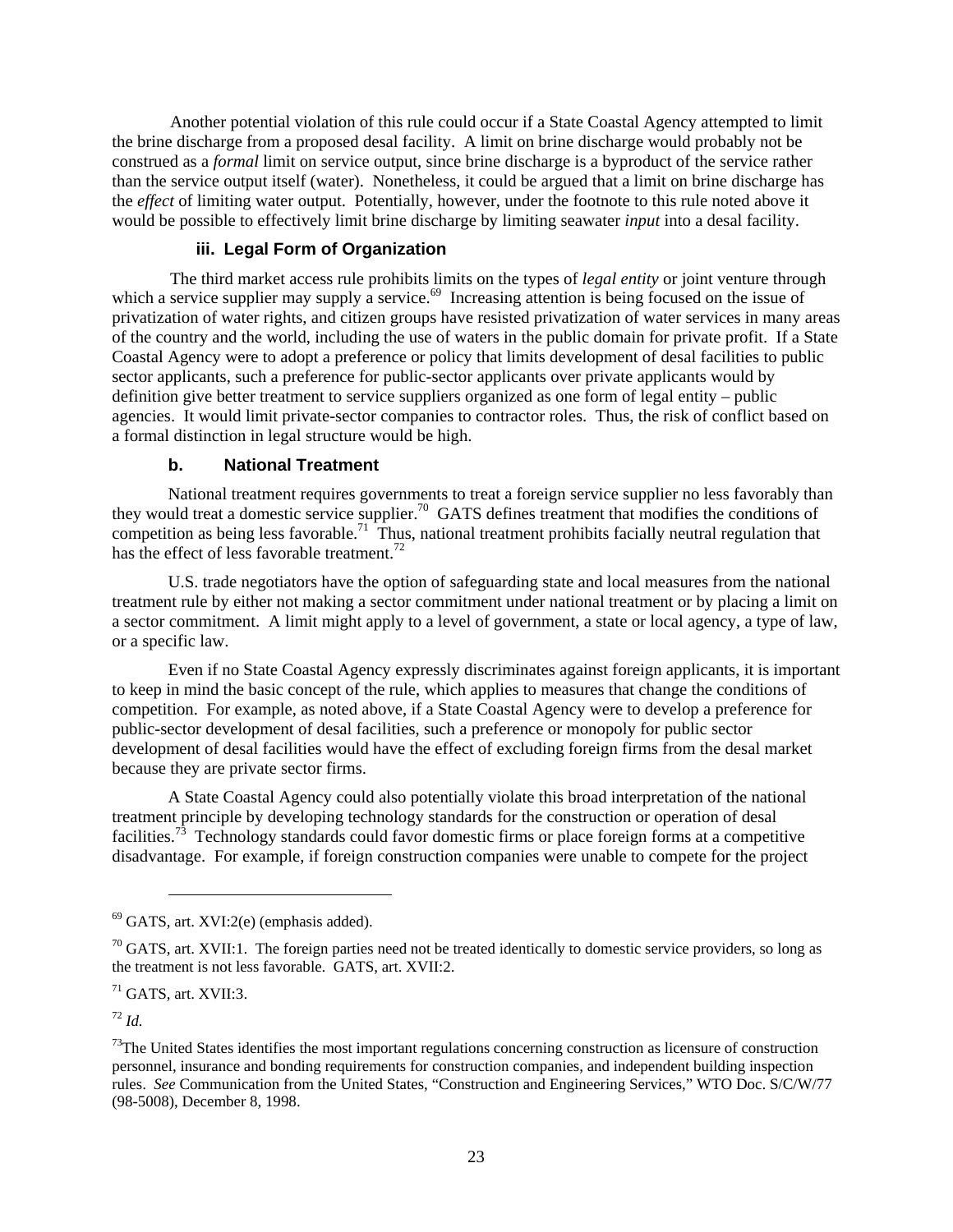Another potential violation of this rule could occur if a State Coastal Agency attempted to limit the brine discharge from a proposed desal facility. A limit on brine discharge would probably not be construed as a *formal* limit on service output, since brine discharge is a byproduct of the service rather than the service output itself (water). Nonetheless, it could be argued that a limit on brine discharge has the *effect* of limiting water output. Potentially, however, under the footnote to this rule noted above it would be possible to effectively limit brine discharge by limiting seawater *input* into a desal facility.

#### iii. Legal Form of Organization

The third market access rule prohibits limits on the types of *legal entity* or joint venture through which a service supplier may supply a service.[69] Increasing attention is being focused on the issue of privatization of water rights, and citizen groups have resisted privatization of water services in many areas of the country and the world, including the use of waters in the public domain for private profit. If a State Coastal Agency were to adopt a preference or policy that limits development of desal facilities to public sector applicants, such a preference for public-sector applicants over private applicants would by definition give better treatment to service suppliers organized as one form of legal entity – public agencies. It would limit private-sector companies to contractor roles. Thus, the risk of conflict based on a formal distinction in legal structure would be high.

### b. National Treatment

National treatment requires governments to treat a foreign service supplier no less favorably than they would treat a domestic service supplier.[70] GATS defines treatment that modifies the conditions of competition as being less favorable.[71] Thus, national treatment prohibits facially neutral regulation that has the effect of less favorable treatment.[72]

U.S. trade negotiators have the option of safeguarding state and local measures from the national treatment rule by either not making a sector commitment under national treatment or by placing a limit on a sector commitment. A limit might apply to a level of government, a state or local agency, a type of law, or a specific law.

Even if no State Coastal Agency expressly discriminates against foreign applicants, it is important to keep in mind the basic concept of the rule, which applies to measures that change the conditions of competition. For example, as noted above, if a State Coastal Agency were to develop a preference for public-sector development of desal facilities, such a preference or monopoly for public sector development of desal facilities would have the effect of excluding foreign firms from the desal market because they are private sector firms.

A State Coastal Agency could also potentially violate this broad interpretation of the national treatment principle by developing technology standards for the construction or operation of desal facilities.[73] Technology standards could favor domestic firms or place foreign forms at a competitive disadvantage. For example, if foreign construction companies were unable to compete for the project

---

[69] GATS, art. XVI:2(e) (emphasis added).

[70] GATS, art. XVII:1. The foreign parties need not be treated identically to domestic service providers, so long as the treatment is not less favorable. GATS, art. XVII:2.

[71] GATS, art. XVII:3.

[72] *Id.*

[73] The United States identifies the most important regulations concerning construction as licensure of construction personnel, insurance and bonding requirements for construction companies, and independent building inspection rules. *See* Communication from the United States, "Construction and Engineering Services," WTO Doc. S/C/W/77 (98-5008), December 8, 1998.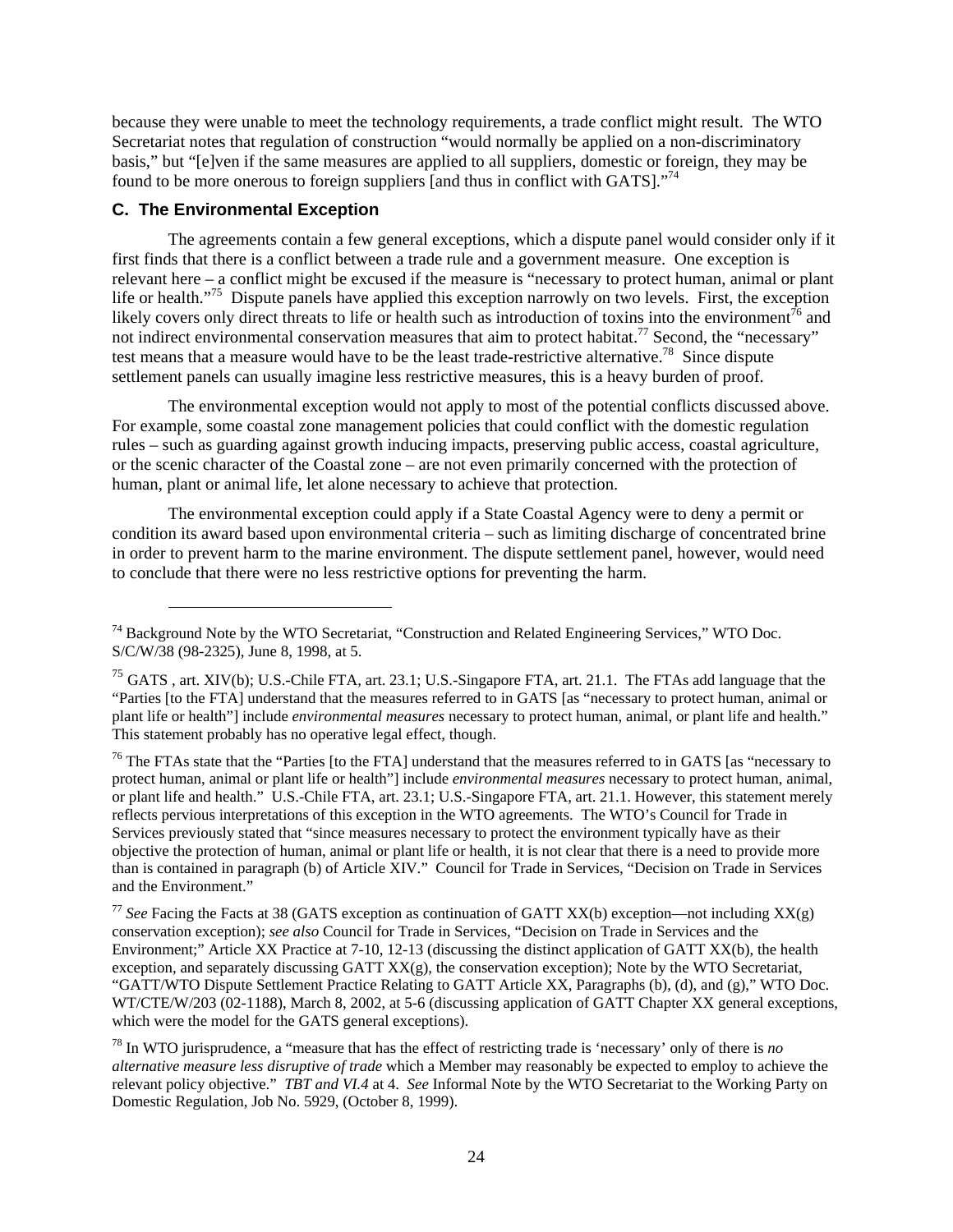because they were unable to meet the technology requirements, a trade conflict might result. The WTO Secretariat notes that regulation of construction "would normally be applied on a non-discriminatory basis," but "[e]ven if the same measures are applied to all suppliers, domestic or foreign, they may be found to be more onerous to foreign suppliers [and thus in conflict with GATS]."[74]

### C. The Environmental Exception

The agreements contain a few general exceptions, which a dispute panel would consider only if it first finds that there is a conflict between a trade rule and a government measure. One exception is relevant here – a conflict might be excused if the measure is "necessary to protect human, animal or plant life or health."[75] Dispute panels have applied this exception narrowly on two levels. First, the exception likely covers only direct threats to life or health such as introduction of toxins into the environment[76] and not indirect environmental conservation measures that aim to protect habitat.[77] Second, the "necessary" test means that a measure would have to be the least trade-restrictive alternative.[78] Since dispute settlement panels can usually imagine less restrictive measures, this is a heavy burden of proof.

The environmental exception would not apply to most of the potential conflicts discussed above. For example, some coastal zone management policies that could conflict with the domestic regulation rules – such as guarding against growth inducing impacts, preserving public access, coastal agriculture, or the scenic character of the Coastal zone – are not even primarily concerned with the protection of human, plant or animal life, let alone necessary to achieve that protection.

The environmental exception could apply if a State Coastal Agency were to deny a permit or condition its award based upon environmental criteria – such as limiting discharge of concentrated brine in order to prevent harm to the marine environment. The dispute settlement panel, however, would need to conclude that there were no less restrictive options for preventing the harm.

---

[74] Background Note by the WTO Secretariat, "Construction and Related Engineering Services," WTO Doc. S/C/W/38 (98-2325), June 8, 1998, at 5.

[75] GATS , art. XIV(b); U.S.-Chile FTA, art. 23.1; U.S.-Singapore FTA, art. 21.1. The FTAs add language that the "Parties [to the FTA] understand that the measures referred to in GATS [as "necessary to protect human, animal or plant life or health"] include *environmental measures* necessary to protect human, animal, or plant life and health." This statement probably has no operative legal effect, though.

[76] The FTAs state that the "Parties [to the FTA] understand that the measures referred to in GATS [as "necessary to protect human, animal or plant life or health"] include *environmental measures* necessary to protect human, animal, or plant life and health." U.S.-Chile FTA, art. 23.1; U.S.-Singapore FTA, art. 21.1. However, this statement merely reflects pervious interpretations of this exception in the WTO agreements. The WTO's Council for Trade in Services previously stated that "since measures necessary to protect the environment typically have as their objective the protection of human, animal or plant life or health, it is not clear that there is a need to provide more than is contained in paragraph (b) of Article XIV." Council for Trade in Services, "Decision on Trade in Services and the Environment."

[77] *See* Facing the Facts at 38 (GATS exception as continuation of GATT XX(b) exception—not including XX(g) conservation exception); *see also* Council for Trade in Services, "Decision on Trade in Services and the Environment;" Article XX Practice at 7-10, 12-13 (discussing the distinct application of GATT XX(b), the health exception, and separately discussing GATT XX(g), the conservation exception); Note by the WTO Secretariat, "GATT/WTO Dispute Settlement Practice Relating to GATT Article XX, Paragraphs (b), (d), and (g)," WTO Doc. WT/CTE/W/203 (02-1188), March 8, 2002, at 5-6 (discussing application of GATT Chapter XX general exceptions, which were the model for the GATS general exceptions).

[78] In WTO jurisprudence, a "measure that has the effect of restricting trade is 'necessary' only of there is *no alternative measure less disruptive of trade* which a Member may reasonably be expected to employ to achieve the relevant policy objective." *TBT and VI.4* at 4. *See* Informal Note by the WTO Secretariat to the Working Party on Domestic Regulation, Job No. 5929, (October 8, 1999).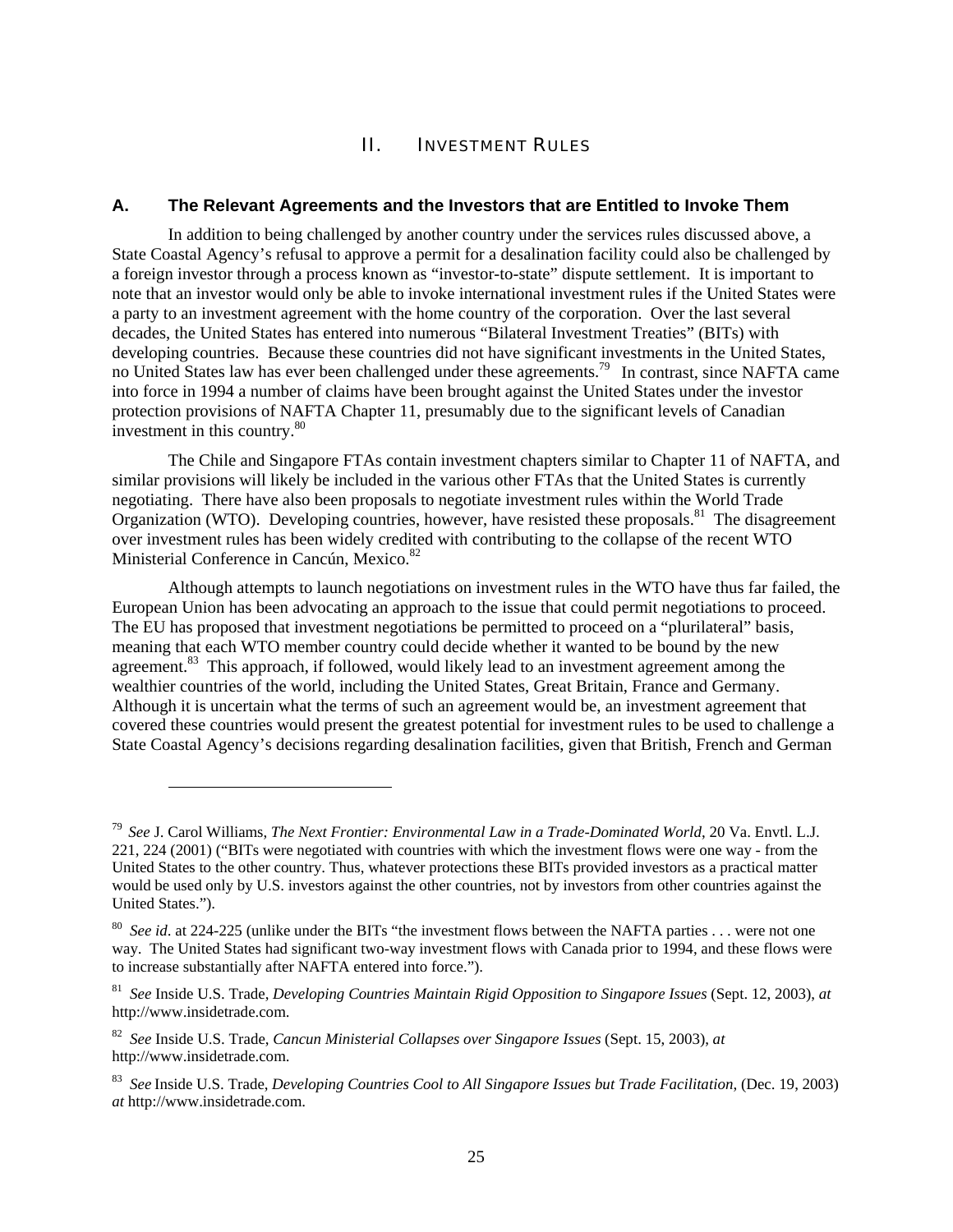# II. Investment Rules

## A. The Relevant Agreements and the Investors that are Entitled to Invoke Them

In addition to being challenged by another country under the services rules discussed above, a State Coastal Agency's refusal to approve a permit for a desalination facility could also be challenged by a foreign investor through a process known as "investor-to-state" dispute settlement. It is important to note that an investor would only be able to invoke international investment rules if the United States were a party to an investment agreement with the home country of the corporation. Over the last several decades, the United States has entered into numerous "Bilateral Investment Treaties" (BITs) with developing countries. Because these countries did not have significant investments in the United States, no United States law has ever been challenged under these agreements.[79] In contrast, since NAFTA came into force in 1994 a number of claims have been brought against the United States under the investor protection provisions of NAFTA Chapter 11, presumably due to the significant levels of Canadian investment in this country.[80]

The Chile and Singapore FTAs contain investment chapters similar to Chapter 11 of NAFTA, and similar provisions will likely be included in the various other FTAs that the United States is currently negotiating. There have also been proposals to negotiate investment rules within the World Trade Organization (WTO). Developing countries, however, have resisted these proposals.[81] The disagreement over investment rules has been widely credited with contributing to the collapse of the recent WTO Ministerial Conference in Cancún, Mexico.[82]

Although attempts to launch negotiations on investment rules in the WTO have thus far failed, the European Union has been advocating an approach to the issue that could permit negotiations to proceed. The EU has proposed that investment negotiations be permitted to proceed on a "plurilateral" basis, meaning that each WTO member country could decide whether it wanted to be bound by the new agreement.[83] This approach, if followed, would likely lead to an investment agreement among the wealthier countries of the world, including the United States, Great Britain, France and Germany. Although it is uncertain what the terms of such an agreement would be, an investment agreement that covered these countries would present the greatest potential for investment rules to be used to challenge a State Coastal Agency's decisions regarding desalination facilities, given that British, French and German

---

[79] *See* J. Carol Williams, *The Next Frontier: Environmental Law in a Trade-Dominated World*, 20 Va. Envtl. L.J. 221, 224 (2001) ("BITs were negotiated with countries with which the investment flows were one way - from the United States to the other country. Thus, whatever protections these BITs provided investors as a practical matter would be used only by U.S. investors against the other countries, not by investors from other countries against the United States.").

[80] *See id*. at 224-225 (unlike under the BITs "the investment flows between the NAFTA parties . . . were not one way. The United States had significant two-way investment flows with Canada prior to 1994, and these flows were to increase substantially after NAFTA entered into force.").

[81] *See* Inside U.S. Trade, *Developing Countries Maintain Rigid Opposition to Singapore Issues* (Sept. 12, 2003), *at* http://www.insidetrade.com.

[82] *See* Inside U.S. Trade, *Cancun Ministerial Collapses over Singapore Issues* (Sept. 15, 2003), *at* http://www.insidetrade.com.

[83] *See* Inside U.S. Trade, *Developing Countries Cool to All Singapore Issues but Trade Facilitation*, (Dec. 19, 2003) *at* http://www.insidetrade.com.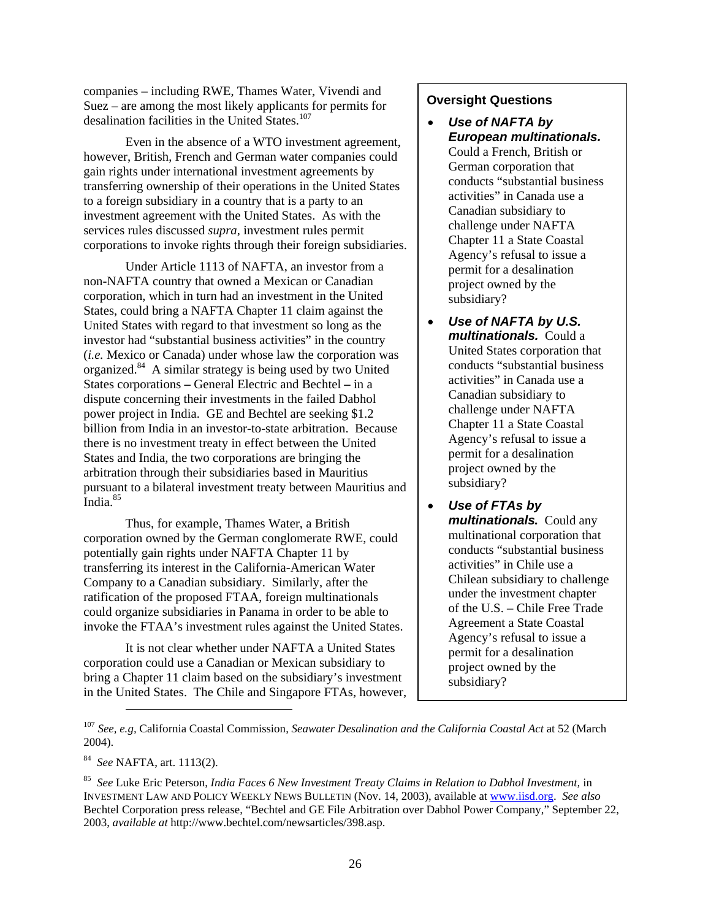companies – including RWE, Thames Water, Vivendi and Suez – are among the most likely applicants for permits for desalination facilities in the United States.[107]

Even in the absence of a WTO investment agreement, however, British, French and German water companies could gain rights under international investment agreements by transferring ownership of their operations in the United States to a foreign subsidiary in a country that is a party to an investment agreement with the United States. As with the services rules discussed *supra*, investment rules permit corporations to invoke rights through their foreign subsidiaries.

Under Article 1113 of NAFTA, an investor from a non-NAFTA country that owned a Mexican or Canadian corporation, which in turn had an investment in the United States, could bring a NAFTA Chapter 11 claim against the United States with regard to that investment so long as the investor had "substantial business activities" in the country (*i.e.* Mexico or Canada) under whose law the corporation was organized.[84] A similar strategy is being used by two United States corporations – General Electric and Bechtel – in a dispute concerning their investments in the failed Dabhol power project in India. GE and Bechtel are seeking $1.2 billion from India in an investor-to-state arbitration. Because there is no investment treaty in effect between the United States and India, the two corporations are bringing the arbitration through their subsidiaries based in Mauritius pursuant to a bilateral investment treaty between Mauritius and India.[85]

Thus, for example, Thames Water, a British corporation owned by the German conglomerate RWE, could potentially gain rights under NAFTA Chapter 11 by transferring its interest in the California-American Water Company to a Canadian subsidiary. Similarly, after the ratification of the proposed FTAA, foreign multinationals could organize subsidiaries in Panama in order to be able to invoke the FTAA's investment rules against the United States.

It is not clear whether under NAFTA a United States corporation could use a Canadian or Mexican subsidiary to bring a Chapter 11 claim based on the subsidiary's investment in the United States. The Chile and Singapore FTAs, however,

**Oversight Questions**

- ***Use of NAFTA by European multinationals.*** Could a French, British or German corporation that conducts "substantial business activities" in Canada use a Canadian subsidiary to challenge under NAFTA Chapter 11 a State Coastal Agency's refusal to issue a permit for a desalination project owned by the subsidiary?
- ***Use of NAFTA by U.S. multinationals.*** Could a United States corporation that conducts "substantial business activities" in Canada use a Canadian subsidiary to challenge under NAFTA Chapter 11 a State Coastal Agency's refusal to issue a permit for a desalination project owned by the subsidiary?
- ***Use of FTAs by multinationals.*** Could any multinational corporation that conducts "substantial business activities" in Chile use a Chilean subsidiary to challenge under the investment chapter of the U.S. – Chile Free Trade Agreement a State Coastal Agency's refusal to issue a permit for a desalination project owned by the subsidiary?

---

[107] *See, e.g,* California Coastal Commission, *Seawater Desalination and the California Coastal Act* at 52 (March 2004).

[84] *See* NAFTA, art. 1113(2).

[85] *See* Luke Eric Peterson, *India Faces 6 New Investment Treaty Claims in Relation to Dabhol Investment,* in INVESTMENT LAW AND POLICY WEEKLY NEWS BULLETIN (Nov. 14, 2003), available at www.iisd.org. *See also* Bechtel Corporation press release, "Bechtel and GE File Arbitration over Dabhol Power Company," September 22, 2003, *available at* http://www.bechtel.com/newsarticles/398.asp.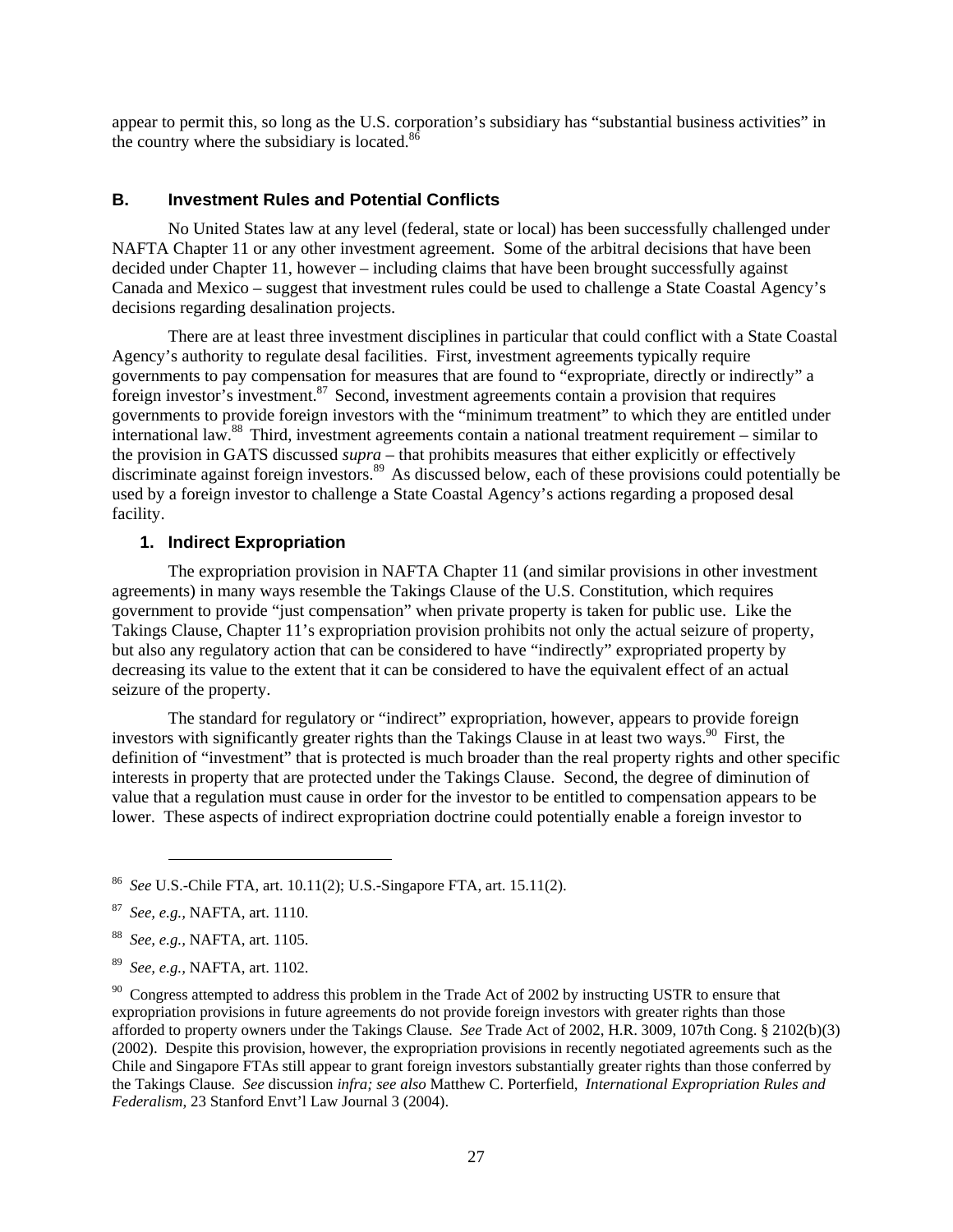appear to permit this, so long as the U.S. corporation's subsidiary has "substantial business activities" in the country where the subsidiary is located.[86]

### B. Investment Rules and Potential Conflicts

No United States law at any level (federal, state or local) has been successfully challenged under NAFTA Chapter 11 or any other investment agreement. Some of the arbitral decisions that have been decided under Chapter 11, however – including claims that have been brought successfully against Canada and Mexico – suggest that investment rules could be used to challenge a State Coastal Agency's decisions regarding desalination projects.

There are at least three investment disciplines in particular that could conflict with a State Coastal Agency's authority to regulate desal facilities. First, investment agreements typically require governments to pay compensation for measures that are found to "expropriate, directly or indirectly" a foreign investor's investment.[87] Second, investment agreements contain a provision that requires governments to provide foreign investors with the "minimum treatment" to which they are entitled under international law.[88] Third, investment agreements contain a national treatment requirement – similar to the provision in GATS discussed *supra* – that prohibits measures that either explicitly or effectively discriminate against foreign investors.[89] As discussed below, each of these provisions could potentially be used by a foreign investor to challenge a State Coastal Agency's actions regarding a proposed desal facility.

#### 1. Indirect Expropriation

The expropriation provision in NAFTA Chapter 11 (and similar provisions in other investment agreements) in many ways resemble the Takings Clause of the U.S. Constitution, which requires government to provide "just compensation" when private property is taken for public use. Like the Takings Clause, Chapter 11's expropriation provision prohibits not only the actual seizure of property, but also any regulatory action that can be considered to have "indirectly" expropriated property by decreasing its value to the extent that it can be considered to have the equivalent effect of an actual seizure of the property.

The standard for regulatory or "indirect" expropriation, however, appears to provide foreign investors with significantly greater rights than the Takings Clause in at least two ways.[90] First, the definition of "investment" that is protected is much broader than the real property rights and other specific interests in property that are protected under the Takings Clause. Second, the degree of diminution of value that a regulation must cause in order for the investor to be entitled to compensation appears to be lower. These aspects of indirect expropriation doctrine could potentially enable a foreign investor to

---

[86] *See* U.S.-Chile FTA, art. 10.11(2); U.S.-Singapore FTA, art. 15.11(2).

[87] *See, e.g.,* NAFTA, art. 1110.

[88] *See, e.g.,* NAFTA, art. 1105.

[89] *See, e.g.,* NAFTA, art. 1102.

[90] Congress attempted to address this problem in the Trade Act of 2002 by instructing USTR to ensure that expropriation provisions in future agreements do not provide foreign investors with greater rights than those afforded to property owners under the Takings Clause. *See* Trade Act of 2002, H.R. 3009, 107th Cong. § 2102(b)(3) (2002). Despite this provision, however, the expropriation provisions in recently negotiated agreements such as the Chile and Singapore FTAs still appear to grant foreign investors substantially greater rights than those conferred by the Takings Clause. *See* discussion *infra; see also* Matthew C. Porterfield, *International Expropriation Rules and Federalism*, 23 Stanford Envt'l Law Journal 3 (2004).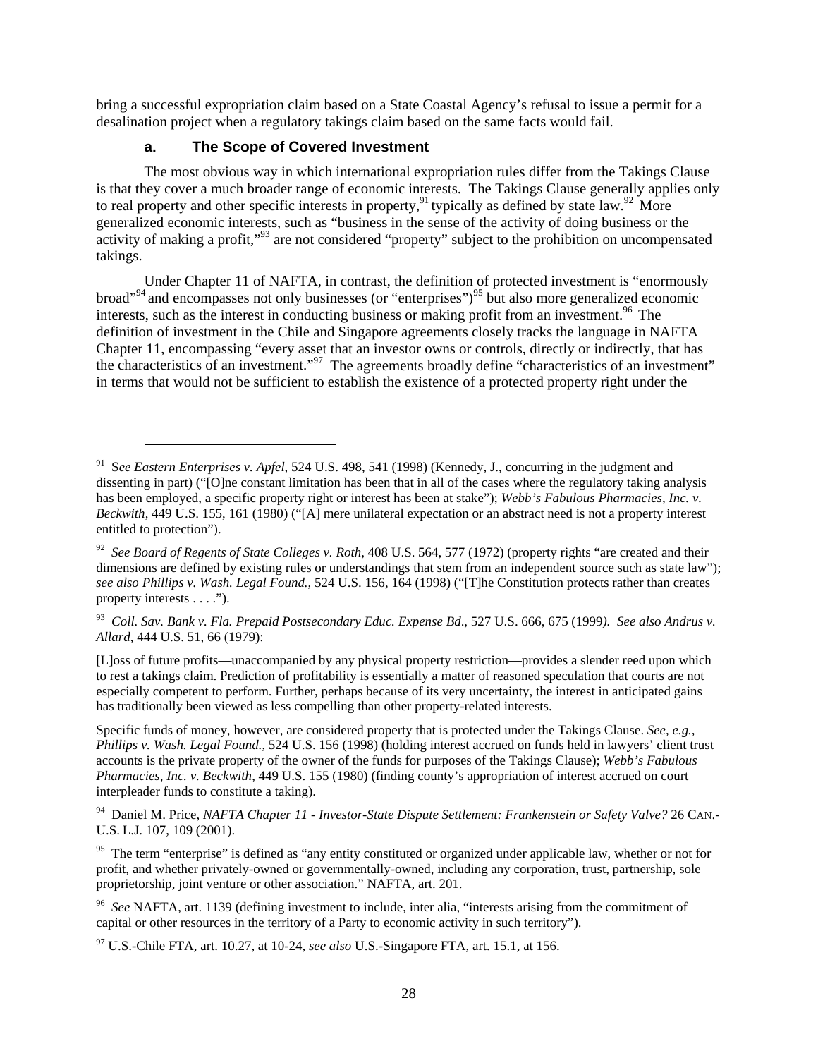bring a successful expropriation claim based on a State Coastal Agency's refusal to issue a permit for a desalination project when a regulatory takings claim based on the same facts would fail.

### a. The Scope of Covered Investment

The most obvious way in which international expropriation rules differ from the Takings Clause is that they cover a much broader range of economic interests. The Takings Clause generally applies only to real property and other specific interests in property,[91] typically as defined by state law.[92] More generalized economic interests, such as "business in the sense of the activity of doing business or the activity of making a profit,"[93] are not considered "property" subject to the prohibition on uncompensated takings.

Under Chapter 11 of NAFTA, in contrast, the definition of protected investment is "enormously broad"[94] and encompasses not only businesses (or "enterprises")[95] but also more generalized economic interests, such as the interest in conducting business or making profit from an investment.[96] The definition of investment in the Chile and Singapore agreements closely tracks the language in NAFTA Chapter 11, encompassing "every asset that an investor owns or controls, directly or indirectly, that has the characteristics of an investment."[97] The agreements broadly define "characteristics of an investment" in terms that would not be sufficient to establish the existence of a protected property right under the

---

[91] S*ee Eastern Enterprises v. Apfel*, 524 U.S. 498, 541 (1998) (Kennedy, J., concurring in the judgment and dissenting in part) ("[O]ne constant limitation has been that in all of the cases where the regulatory taking analysis has been employed, a specific property right or interest has been at stake"); *Webb's Fabulous Pharmacies, Inc. v. Beckwith*, 449 U.S. 155, 161 (1980) ("[A] mere unilateral expectation or an abstract need is not a property interest entitled to protection").

[92] *See Board of Regents of State Colleges v. Roth*, 408 U.S. 564, 577 (1972) (property rights "are created and their dimensions are defined by existing rules or understandings that stem from an independent source such as state law"); *see also Phillips v. Wash. Legal Found.*, 524 U.S. 156, 164 (1998) ("[T]he Constitution protects rather than creates property interests . . . .").

[93] *Coll. Sav. Bank v. Fla. Prepaid Postsecondary Educ. Expense Bd*., 527 U.S. 666, 675 (1999*). See also Andrus v. Allard*, 444 U.S. 51, 66 (1979):

[L]oss of future profits—unaccompanied by any physical property restriction—provides a slender reed upon which to rest a takings claim. Prediction of profitability is essentially a matter of reasoned speculation that courts are not especially competent to perform. Further, perhaps because of its very uncertainty, the interest in anticipated gains has traditionally been viewed as less compelling than other property-related interests.

Specific funds of money, however, are considered property that is protected under the Takings Clause. *See, e.g., Phillips v. Wash. Legal Found.*, 524 U.S. 156 (1998) (holding interest accrued on funds held in lawyers' client trust accounts is the private property of the owner of the funds for purposes of the Takings Clause); *Webb's Fabulous Pharmacies, Inc. v. Beckwith*, 449 U.S. 155 (1980) (finding county's appropriation of interest accrued on court interpleader funds to constitute a taking).

[94] Daniel M. Price, *NAFTA Chapter 11 - Investor-State Dispute Settlement: Frankenstein or Safety Valve?* 26 CAN.-U.S. L.J. 107, 109 (2001).

[95] The term "enterprise" is defined as "any entity constituted or organized under applicable law, whether or not for profit, and whether privately-owned or governmentally-owned, including any corporation, trust, partnership, sole proprietorship, joint venture or other association." NAFTA, art. 201.

[96] *See* NAFTA, art. 1139 (defining investment to include, inter alia, "interests arising from the commitment of capital or other resources in the territory of a Party to economic activity in such territory").

[97] U.S.-Chile FTA, art. 10.27, at 10-24, *see also* U.S.-Singapore FTA, art. 15.1, at 156.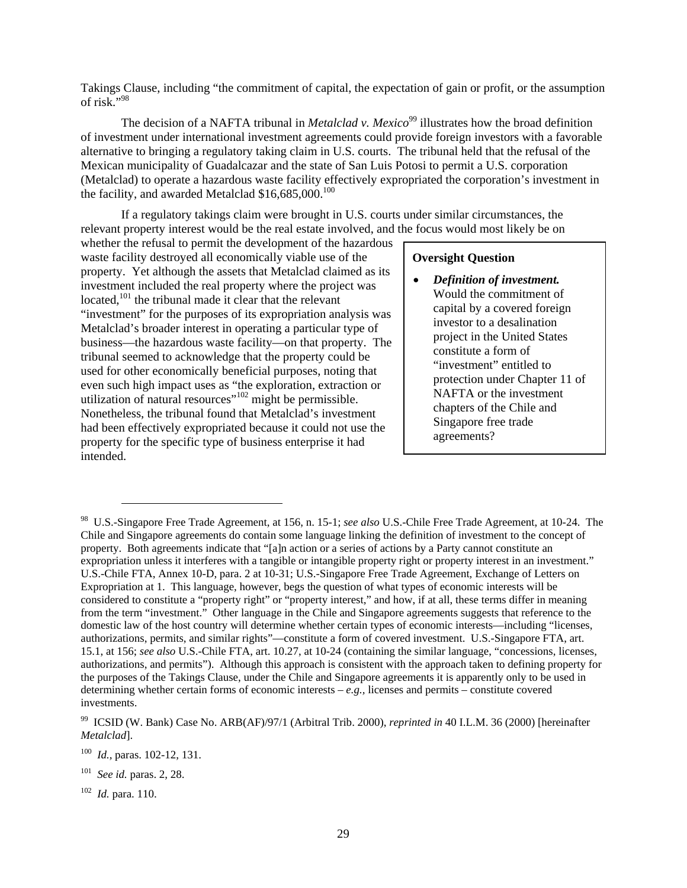Takings Clause, including "the commitment of capital, the expectation of gain or profit, or the assumption of risk."[98]

The decision of a NAFTA tribunal in *Metalclad v. Mexico*[99] illustrates how the broad definition of investment under international investment agreements could provide foreign investors with a favorable alternative to bringing a regulatory taking claim in U.S. courts. The tribunal held that the refusal of the Mexican municipality of Guadalcazar and the state of San Luis Potosi to permit a U.S. corporation (Metalclad) to operate a hazardous waste facility effectively expropriated the corporation's investment in the facility, and awarded Metalclad $16,685,000.[100]

If a regulatory takings claim were brought in U.S. courts under similar circumstances, the relevant property interest would be the real estate involved, and the focus would most likely be on whether the refusal to permit the development of the hazardous waste facility destroyed all economically viable use of the property. Yet although the assets that Metalclad claimed as its investment included the real property where the project was located,[101] the tribunal made it clear that the relevant "investment" for the purposes of its expropriation analysis was Metalclad's broader interest in operating a particular type of business—the hazardous waste facility—on that property. The tribunal seemed to acknowledge that the property could be used for other economically beneficial purposes, noting that even such high impact uses as "the exploration, extraction or utilization of natural resources"[102] might be permissible. Nonetheless, the tribunal found that Metalclad's investment had been effectively expropriated because it could not use the property for the specific type of business enterprise it had intended.

> **Oversight Question**
>
> - ***Definition of investment.*** Would the commitment of capital by a covered foreign investor to a desalination project in the United States constitute a form of "investment" entitled to protection under Chapter 11 of NAFTA or the investment chapters of the Chile and Singapore free trade agreements?

---

[98] U.S.-Singapore Free Trade Agreement, at 156, n. 15-1; *see also* U.S.-Chile Free Trade Agreement, at 10-24. The Chile and Singapore agreements do contain some language linking the definition of investment to the concept of property. Both agreements indicate that "[a]n action or a series of actions by a Party cannot constitute an expropriation unless it interferes with a tangible or intangible property right or property interest in an investment." U.S.-Chile FTA, Annex 10-D, para. 2 at 10-31; U.S.-Singapore Free Trade Agreement, Exchange of Letters on Expropriation at 1. This language, however, begs the question of what types of economic interests will be considered to constitute a "property right" or "property interest," and how, if at all, these terms differ in meaning from the term "investment." Other language in the Chile and Singapore agreements suggests that reference to the domestic law of the host country will determine whether certain types of economic interests—including "licenses, authorizations, permits, and similar rights"—constitute a form of covered investment. U.S.-Singapore FTA, art. 15.1, at 156; *see also* U.S.-Chile FTA, art. 10.27, at 10-24 (containing the similar language, "concessions, licenses, authorizations, and permits"). Although this approach is consistent with the approach taken to defining property for the purposes of the Takings Clause, under the Chile and Singapore agreements it is apparently only to be used in determining whether certain forms of economic interests – *e.g.*, licenses and permits – constitute covered investments.

[99] ICSID (W. Bank) Case No. ARB(AF)/97/1 (Arbitral Trib. 2000), *reprinted in* 40 I.L.M. 36 (2000) [hereinafter *Metalclad*].

[100] *Id.*, paras. 102-12, 131.

[101] *See id.* paras. 2, 28.

[102] *Id.* para. 110.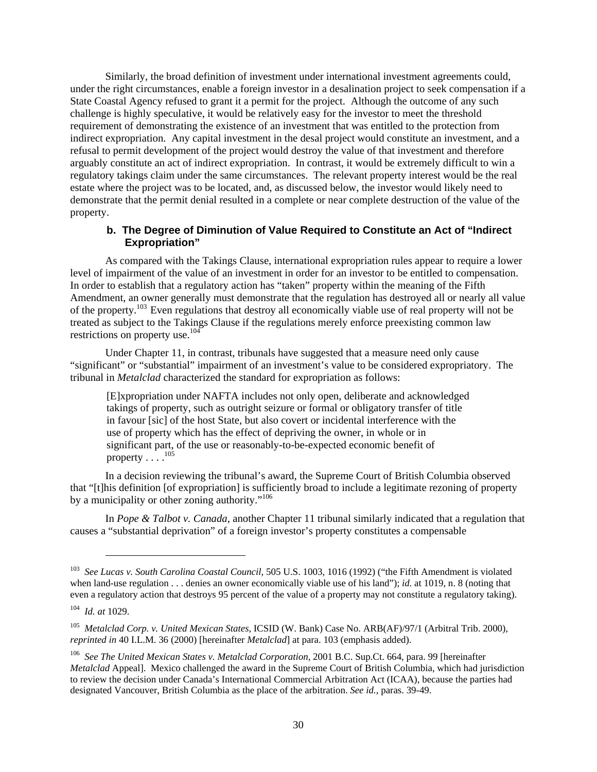Similarly, the broad definition of investment under international investment agreements could, under the right circumstances, enable a foreign investor in a desalination project to seek compensation if a State Coastal Agency refused to grant it a permit for the project. Although the outcome of any such challenge is highly speculative, it would be relatively easy for the investor to meet the threshold requirement of demonstrating the existence of an investment that was entitled to the protection from indirect expropriation. Any capital investment in the desal project would constitute an investment, and a refusal to permit development of the project would destroy the value of that investment and therefore arguably constitute an act of indirect expropriation. In contrast, it would be extremely difficult to win a regulatory takings claim under the same circumstances. The relevant property interest would be the real estate where the project was to be located, and, as discussed below, the investor would likely need to demonstrate that the permit denial resulted in a complete or near complete destruction of the value of the property.

#### b. The Degree of Diminution of Value Required to Constitute an Act of "Indirect Expropriation"

As compared with the Takings Clause, international expropriation rules appear to require a lower level of impairment of the value of an investment in order for an investor to be entitled to compensation. In order to establish that a regulatory action has "taken" property within the meaning of the Fifth Amendment, an owner generally must demonstrate that the regulation has destroyed all or nearly all value of the property.[103] Even regulations that destroy all economically viable use of real property will not be treated as subject to the Takings Clause if the regulations merely enforce preexisting common law restrictions on property use.[104]

Under Chapter 11, in contrast, tribunals have suggested that a measure need only cause "significant" or "substantial" impairment of an investment's value to be considered expropriatory. The tribunal in *Metalclad* characterized the standard for expropriation as follows:

> [E]xpropriation under NAFTA includes not only open, deliberate and acknowledged takings of property, such as outright seizure or formal or obligatory transfer of title in favour [sic] of the host State, but also covert or incidental interference with the use of property which has the effect of depriving the owner, in whole or in significant part, of the use or reasonably-to-be-expected economic benefit of property . . . .[105]

In a decision reviewing the tribunal's award, the Supreme Court of British Columbia observed that "[t]his definition [of expropriation] is sufficiently broad to include a legitimate rezoning of property by a municipality or other zoning authority."[106]

In *Pope & Talbot v. Canada*, another Chapter 11 tribunal similarly indicated that a regulation that causes a "substantial deprivation" of a foreign investor's property constitutes a compensable

---

[103] *See Lucas v. South Carolina Coastal Council*, 505 U.S. 1003, 1016 (1992) ("the Fifth Amendment is violated when land-use regulation . . . denies an owner economically viable use of his land"); *id.* at 1019, n. 8 (noting that even a regulatory action that destroys 95 percent of the value of a property may not constitute a regulatory taking).

[104] *Id. at* 1029.

[105] *Metalclad Corp. v. United Mexican States*, ICSID (W. Bank) Case No. ARB(AF)/97/1 (Arbitral Trib. 2000), *reprinted in* 40 I.L.M. 36 (2000) [hereinafter *Metalclad*] at para. 103 (emphasis added).

[106] *See The United Mexican States v. Metalclad Corporation*, 2001 B.C. Sup.Ct. 664, para. 99 [hereinafter *Metalclad* Appeal]. Mexico challenged the award in the Supreme Court of British Columbia, which had jurisdiction to review the decision under Canada's International Commercial Arbitration Act (ICAA), because the parties had designated Vancouver, British Columbia as the place of the arbitration. *See id.*, paras. 39-49.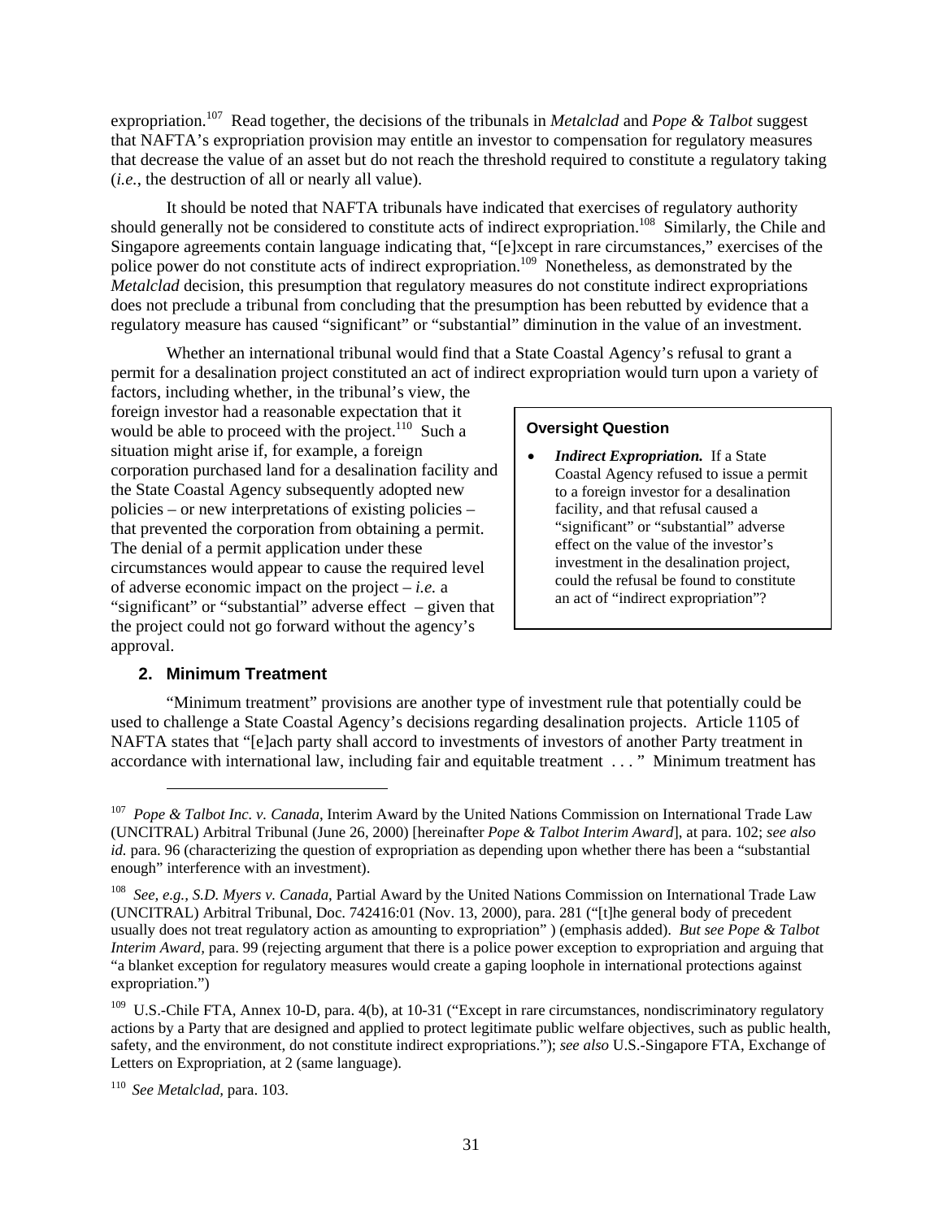expropriation.[107] Read together, the decisions of the tribunals in *Metalclad* and *Pope & Talbot* suggest that NAFTA's expropriation provision may entitle an investor to compensation for regulatory measures that decrease the value of an asset but do not reach the threshold required to constitute a regulatory taking (*i.e.*, the destruction of all or nearly all value).

It should be noted that NAFTA tribunals have indicated that exercises of regulatory authority should generally not be considered to constitute acts of indirect expropriation.[108] Similarly, the Chile and Singapore agreements contain language indicating that, "[e]xcept in rare circumstances," exercises of the police power do not constitute acts of indirect expropriation.[109] Nonetheless, as demonstrated by the *Metalclad* decision, this presumption that regulatory measures do not constitute indirect expropriations does not preclude a tribunal from concluding that the presumption has been rebutted by evidence that a regulatory measure has caused "significant" or "substantial" diminution in the value of an investment.

Whether an international tribunal would find that a State Coastal Agency's refusal to grant a permit for a desalination project constituted an act of indirect expropriation would turn upon a variety of factors, including whether, in the tribunal's view, the foreign investor had a reasonable expectation that it would be able to proceed with the project.[110] Such a situation might arise if, for example, a foreign corporation purchased land for a desalination facility and the State Coastal Agency subsequently adopted new policies – or new interpretations of existing policies – that prevented the corporation from obtaining a permit. The denial of a permit application under these circumstances would appear to cause the required level of adverse economic impact on the project – *i.e.* a "significant" or "substantial" adverse effect – given that the project could not go forward without the agency's approval.

> **Oversight Question**
>
> - ***Indirect Expropriation.*** If a State Coastal Agency refused to issue a permit to a foreign investor for a desalination facility, and that refusal caused a "significant" or "substantial" adverse effect on the value of the investor's investment in the desalination project, could the refusal be found to constitute an act of "indirect expropriation"?

### 2. Minimum Treatment

"Minimum treatment" provisions are another type of investment rule that potentially could be used to challenge a State Coastal Agency's decisions regarding desalination projects. Article 1105 of NAFTA states that "[e]ach party shall accord to investments of investors of another Party treatment in accordance with international law, including fair and equitable treatment . . . " Minimum treatment has

---

[107] *Pope & Talbot Inc. v. Canada*, Interim Award by the United Nations Commission on International Trade Law (UNCITRAL) Arbitral Tribunal (June 26, 2000) [hereinafter *Pope & Talbot Interim Award*], at para. 102; *see also id.* para. 96 (characterizing the question of expropriation as depending upon whether there has been a "substantial enough" interference with an investment).

[108] *See, e.g., S.D. Myers v. Canada*, Partial Award by the United Nations Commission on International Trade Law (UNCITRAL) Arbitral Tribunal, Doc. 742416:01 (Nov. 13, 2000), para. 281 ("[t]he general body of precedent usually does not treat regulatory action as amounting to expropriation" ) (emphasis added). *But see Pope & Talbot Interim Award*, para. 99 (rejecting argument that there is a police power exception to expropriation and arguing that "a blanket exception for regulatory measures would create a gaping loophole in international protections against expropriation.")

[109] U.S.-Chile FTA, Annex 10-D, para. 4(b), at 10-31 ("Except in rare circumstances, nondiscriminatory regulatory actions by a Party that are designed and applied to protect legitimate public welfare objectives, such as public health, safety, and the environment, do not constitute indirect expropriations."); *see also* U.S.-Singapore FTA, Exchange of Letters on Expropriation, at 2 (same language).

[110] *See Metalclad*, para. 103.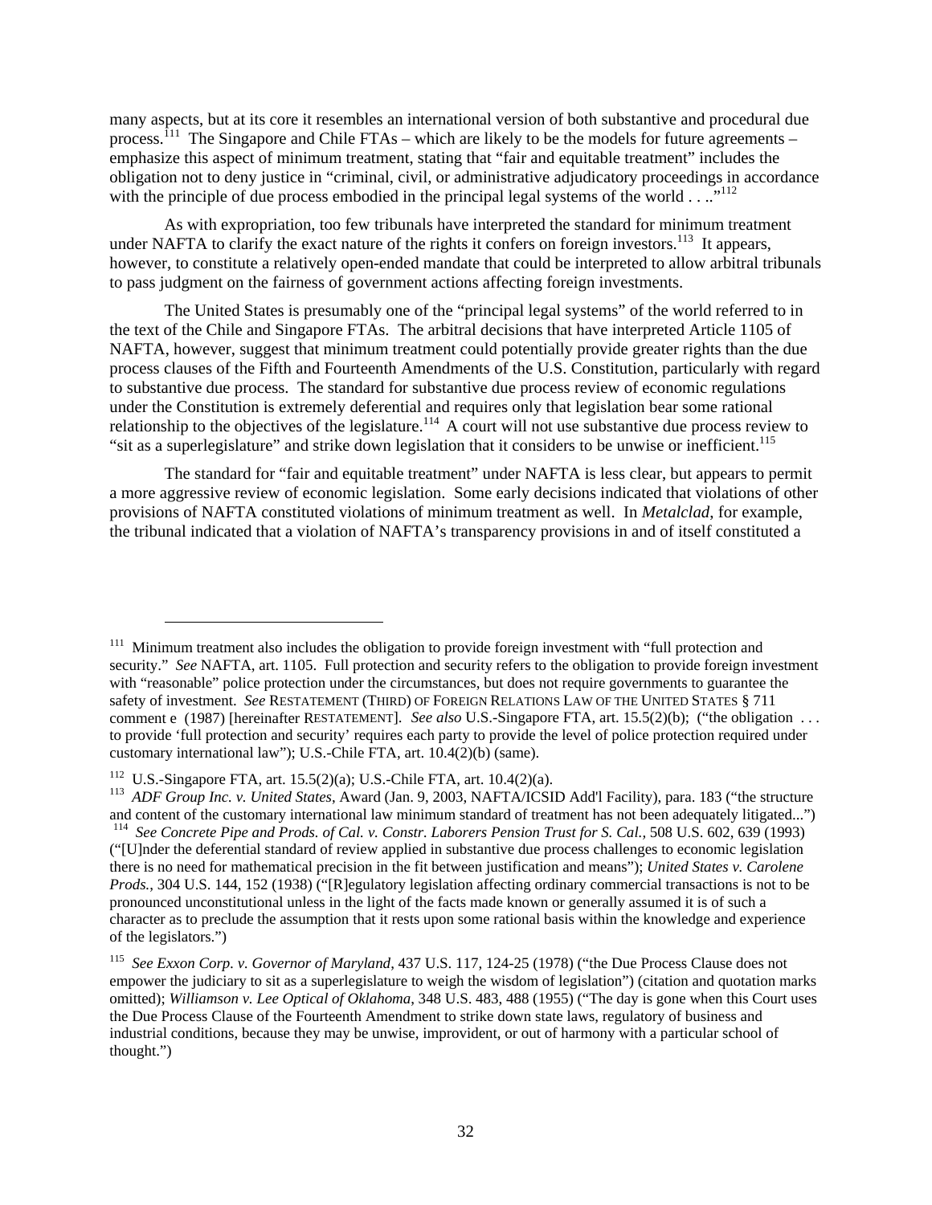many aspects, but at its core it resembles an international version of both substantive and procedural due process.[111] The Singapore and Chile FTAs – which are likely to be the models for future agreements – emphasize this aspect of minimum treatment, stating that "fair and equitable treatment" includes the obligation not to deny justice in "criminal, civil, or administrative adjudicatory proceedings in accordance with the principle of due process embodied in the principal legal systems of the world . . .."[112]

As with expropriation, too few tribunals have interpreted the standard for minimum treatment under NAFTA to clarify the exact nature of the rights it confers on foreign investors.[113] It appears, however, to constitute a relatively open-ended mandate that could be interpreted to allow arbitral tribunals to pass judgment on the fairness of government actions affecting foreign investments.

The United States is presumably one of the "principal legal systems" of the world referred to in the text of the Chile and Singapore FTAs. The arbitral decisions that have interpreted Article 1105 of NAFTA, however, suggest that minimum treatment could potentially provide greater rights than the due process clauses of the Fifth and Fourteenth Amendments of the U.S. Constitution, particularly with regard to substantive due process. The standard for substantive due process review of economic regulations under the Constitution is extremely deferential and requires only that legislation bear some rational relationship to the objectives of the legislature.[114] A court will not use substantive due process review to "sit as a superlegislature" and strike down legislation that it considers to be unwise or inefficient.[115]

The standard for "fair and equitable treatment" under NAFTA is less clear, but appears to permit a more aggressive review of economic legislation. Some early decisions indicated that violations of other provisions of NAFTA constituted violations of minimum treatment as well. In *Metalclad*, for example, the tribunal indicated that a violation of NAFTA's transparency provisions in and of itself constituted a

---

[111] Minimum treatment also includes the obligation to provide foreign investment with "full protection and security." *See* NAFTA, art. 1105. Full protection and security refers to the obligation to provide foreign investment with "reasonable" police protection under the circumstances, but does not require governments to guarantee the safety of investment. *See* RESTATEMENT (THIRD) OF FOREIGN RELATIONS LAW OF THE UNITED STATES § 711 comment e (1987) [hereinafter RESTATEMENT]. *See also* U.S.-Singapore FTA, art. 15.5(2)(b); ("the obligation . . . to provide 'full protection and security' requires each party to provide the level of police protection required under customary international law"); U.S.-Chile FTA, art. 10.4(2)(b) (same).

[112] U.S.-Singapore FTA, art. 15.5(2)(a); U.S.-Chile FTA, art. 10.4(2)(a).

[113] *ADF Group Inc. v. United States*, Award (Jan. 9, 2003, NAFTA/ICSID Add'l Facility), para. 183 ("the structure and content of the customary international law minimum standard of treatment has not been adequately litigated...")

[114] *See Concrete Pipe and Prods. of Cal. v. Constr. Laborers Pension Trust for S. Cal.*, 508 U.S. 602, 639 (1993) ("[U]nder the deferential standard of review applied in substantive due process challenges to economic legislation there is no need for mathematical precision in the fit between justification and means"); *United States v. Carolene Prods.*, 304 U.S. 144, 152 (1938) ("[R]egulatory legislation affecting ordinary commercial transactions is not to be pronounced unconstitutional unless in the light of the facts made known or generally assumed it is of such a character as to preclude the assumption that it rests upon some rational basis within the knowledge and experience of the legislators.")

[115] *See Exxon Corp. v. Governor of Maryland*, 437 U.S. 117, 124-25 (1978) ("the Due Process Clause does not empower the judiciary to sit as a superlegislature to weigh the wisdom of legislation") (citation and quotation marks omitted); *Williamson v. Lee Optical of Oklahoma*, 348 U.S. 483, 488 (1955) ("The day is gone when this Court uses the Due Process Clause of the Fourteenth Amendment to strike down state laws, regulatory of business and industrial conditions, because they may be unwise, improvident, or out of harmony with a particular school of thought.")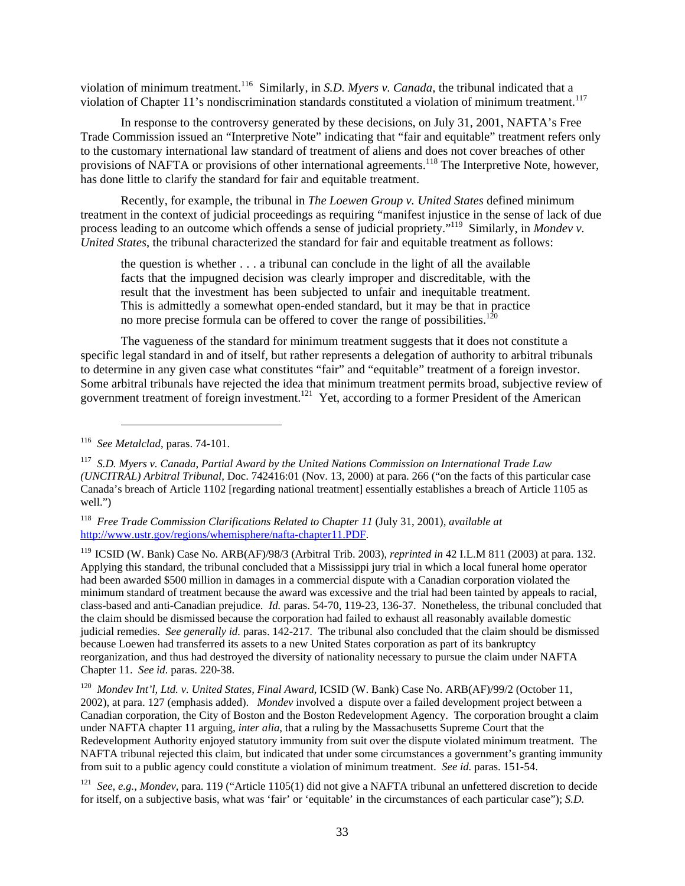violation of minimum treatment.[116] Similarly, in *S.D. Myers v. Canada*, the tribunal indicated that a violation of Chapter 11's nondiscrimination standards constituted a violation of minimum treatment.[117]

In response to the controversy generated by these decisions, on July 31, 2001, NAFTA's Free Trade Commission issued an "Interpretive Note" indicating that "fair and equitable" treatment refers only to the customary international law standard of treatment of aliens and does not cover breaches of other provisions of NAFTA or provisions of other international agreements.[118] The Interpretive Note, however, has done little to clarify the standard for fair and equitable treatment.

Recently, for example, the tribunal in *The Loewen Group v. United States* defined minimum treatment in the context of judicial proceedings as requiring "manifest injustice in the sense of lack of due process leading to an outcome which offends a sense of judicial propriety."[119] Similarly, in *Mondev v. United States*, the tribunal characterized the standard for fair and equitable treatment as follows:

> the question is whether . . . a tribunal can conclude in the light of all the available facts that the impugned decision was clearly improper and discreditable, with the result that the investment has been subjected to unfair and inequitable treatment. This is admittedly a somewhat open-ended standard, but it may be that in practice no more precise formula can be offered to cover the range of possibilities.[120]

The vagueness of the standard for minimum treatment suggests that it does not constitute a specific legal standard in and of itself, but rather represents a delegation of authority to arbitral tribunals to determine in any given case what constitutes "fair" and "equitable" treatment of a foreign investor. Some arbitral tribunals have rejected the idea that minimum treatment permits broad, subjective review of government treatment of foreign investment.[121] Yet, according to a former President of the American

---

[116] *See Metalclad*, paras. 74-101.

[117] *S.D. Myers v. Canada, Partial Award by the United Nations Commission on International Trade Law (UNCITRAL) Arbitral Tribunal*, Doc. 742416:01 (Nov. 13, 2000) at para. 266 ("on the facts of this particular case Canada's breach of Article 1102 [regarding national treatment] essentially establishes a breach of Article 1105 as well.")

[118] *Free Trade Commission Clarifications Related to Chapter 11* (July 31, 2001), *available at* http://www.ustr.gov/regions/whemisphere/nafta-chapter11.PDF.

[119] ICSID (W. Bank) Case No. ARB(AF)/98/3 (Arbitral Trib. 2003), *reprinted in* 42 I.L.M 811 (2003) at para. 132. Applying this standard, the tribunal concluded that a Mississippi jury trial in which a local funeral home operator had been awarded $500 million in damages in a commercial dispute with a Canadian corporation violated the minimum standard of treatment because the award was excessive and the trial had been tainted by appeals to racial, class-based and anti-Canadian prejudice. *Id.* paras. 54-70, 119-23, 136-37. Nonetheless, the tribunal concluded that the claim should be dismissed because the corporation had failed to exhaust all reasonably available domestic judicial remedies. *See generally id.* paras. 142-217. The tribunal also concluded that the claim should be dismissed because Loewen had transferred its assets to a new United States corporation as part of its bankruptcy reorganization, and thus had destroyed the diversity of nationality necessary to pursue the claim under NAFTA Chapter 11. *See id.* paras. 220-38.

[120] *Mondev Int'l, Ltd. v. United States, Final Award*, ICSID (W. Bank) Case No. ARB(AF)/99/2 (October 11, 2002), at para. 127 (emphasis added). *Mondev* involved a dispute over a failed development project between a Canadian corporation, the City of Boston and the Boston Redevelopment Agency. The corporation brought a claim under NAFTA chapter 11 arguing, *inter alia*, that a ruling by the Massachusetts Supreme Court that the Redevelopment Authority enjoyed statutory immunity from suit over the dispute violated minimum treatment. The NAFTA tribunal rejected this claim, but indicated that under some circumstances a government's granting immunity from suit to a public agency could constitute a violation of minimum treatment. *See id.* paras. 151-54.

[121] *See, e.g., Mondev*, para. 119 ("Article 1105(1) did not give a NAFTA tribunal an unfettered discretion to decide for itself, on a subjective basis, what was 'fair' or 'equitable' in the circumstances of each particular case"); *S.D.*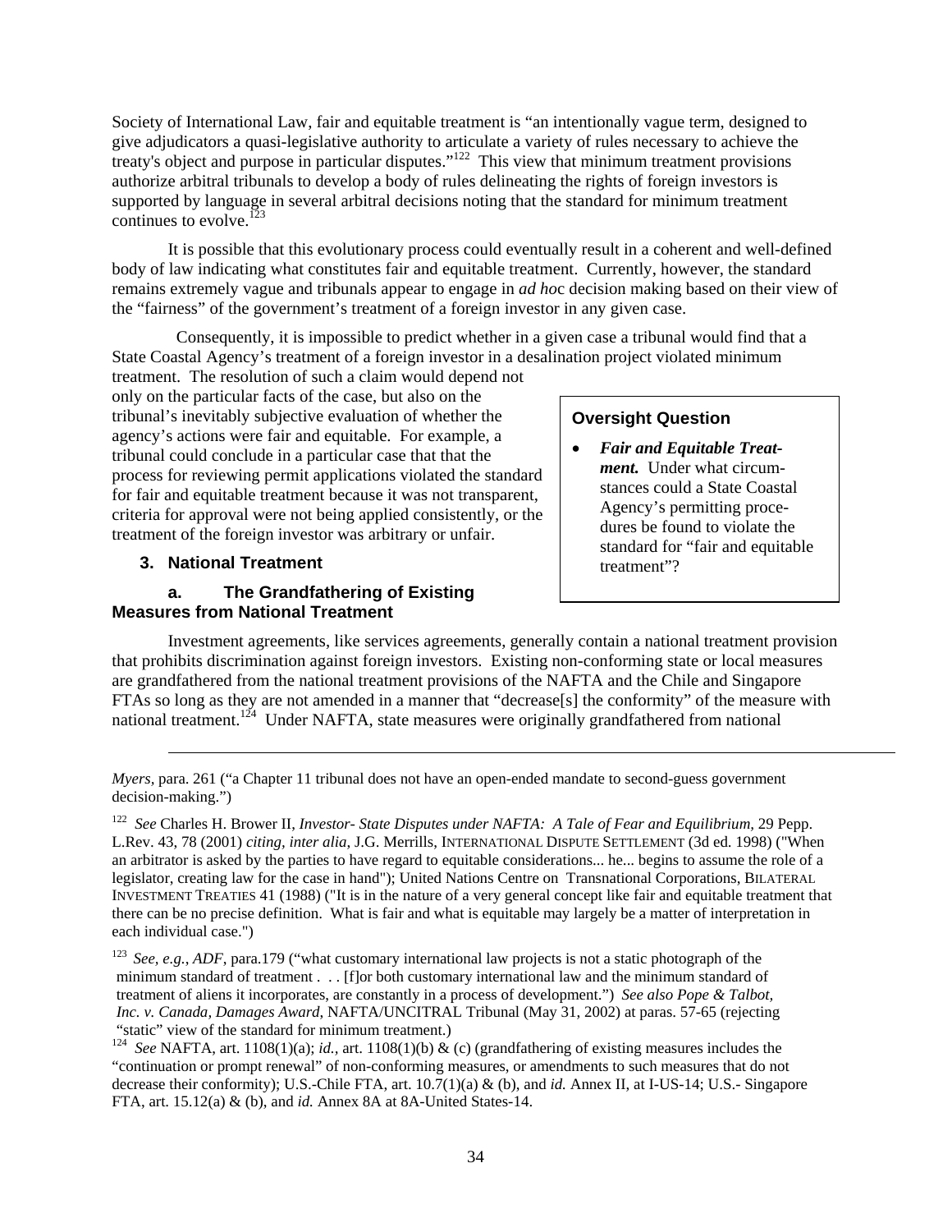Society of International Law, fair and equitable treatment is "an intentionally vague term, designed to give adjudicators a quasi-legislative authority to articulate a variety of rules necessary to achieve the treaty's object and purpose in particular disputes."[122] This view that minimum treatment provisions authorize arbitral tribunals to develop a body of rules delineating the rights of foreign investors is supported by language in several arbitral decisions noting that the standard for minimum treatment continues to evolve.[123]

It is possible that this evolutionary process could eventually result in a coherent and well-defined body of law indicating what constitutes fair and equitable treatment. Currently, however, the standard remains extremely vague and tribunals appear to engage in *ad hoc* decision making based on their view of the "fairness" of the government's treatment of a foreign investor in any given case.

Consequently, it is impossible to predict whether in a given case a tribunal would find that a State Coastal Agency's treatment of a foreign investor in a desalination project violated minimum treatment. The resolution of such a claim would depend not only on the particular facts of the case, but also on the tribunal's inevitably subjective evaluation of whether the agency's actions were fair and equitable. For example, a tribunal could conclude in a particular case that that the process for reviewing permit applications violated the standard for fair and equitable treatment because it was not transparent, criteria for approval were not being applied consistently, or the treatment of the foreign investor was arbitrary or unfair.

> **Oversight Question**
>
> - ***Fair and Equitable Treatment.*** Under what circumstances could a State Coastal Agency's permitting procedures be found to violate the standard for "fair and equitable treatment"?

### 3. National Treatment

#### a. The Grandfathering of Existing Measures from National Treatment

Investment agreements, like services agreements, generally contain a national treatment provision that prohibits discrimination against foreign investors. Existing non-conforming state or local measures are grandfathered from the national treatment provisions of the NAFTA and the Chile and Singapore FTAs so long as they are not amended in a manner that "decrease[s] the conformity" of the measure with national treatment.[124] Under NAFTA, state measures were originally grandfathered from national

---

*Myers*, para. 261 ("a Chapter 11 tribunal does not have an open-ended mandate to second-guess government decision-making.")

[122] *See* Charles H. Brower II, *Investor- State Disputes under NAFTA: A Tale of Fear and Equilibrium*, 29 Pepp. L.Rev. 43, 78 (2001) *citing, inter alia*, J.G. Merrills, INTERNATIONAL DISPUTE SETTLEMENT (3d ed. 1998) ("When an arbitrator is asked by the parties to have regard to equitable considerations... he... begins to assume the role of a legislator, creating law for the case in hand"); United Nations Centre on Transnational Corporations, BILATERAL INVESTMENT TREATIES 41 (1988) ("It is in the nature of a very general concept like fair and equitable treatment that there can be no precise definition. What is fair and what is equitable may largely be a matter of interpretation in each individual case.")

[123] *See, e.g., ADF*, para.179 ("what customary international law projects is not a static photograph of the minimum standard of treatment . . . [f]or both customary international law and the minimum standard of treatment of aliens it incorporates, are constantly in a process of development.") *See also Pope & Talbot, Inc. v. Canada, Damages Award*, NAFTA/UNCITRAL Tribunal (May 31, 2002) at paras. 57-65 (rejecting "static" view of the standard for minimum treatment.)

[124] *See* NAFTA, art. 1108(1)(a); *id.*, art. 1108(1)(b) & (c) (grandfathering of existing measures includes the "continuation or prompt renewal" of non-conforming measures, or amendments to such measures that do not decrease their conformity); U.S.-Chile FTA, art. 10.7(1)(a) & (b), and *id.* Annex II, at I-US-14; U.S.- Singapore FTA, art. 15.12(a) & (b), and *id.* Annex 8A at 8A-United States-14.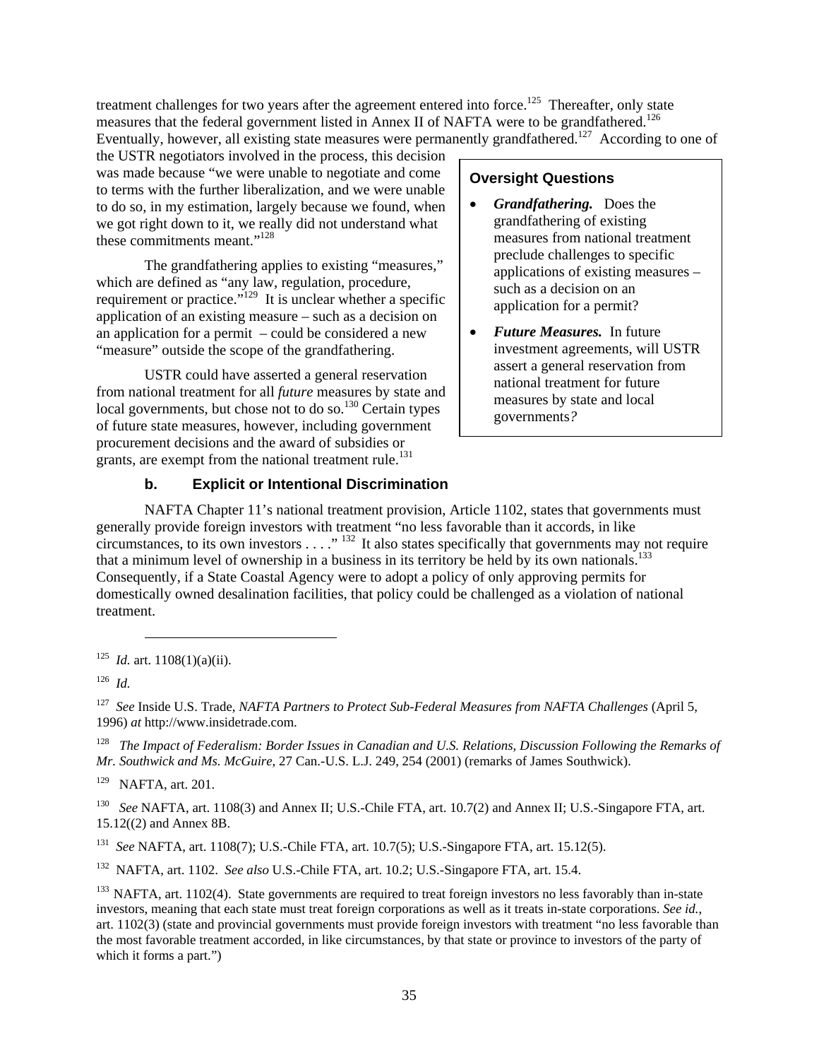treatment challenges for two years after the agreement entered into force.[125] Thereafter, only state measures that the federal government listed in Annex II of NAFTA were to be grandfathered.[126] Eventually, however, all existing state measures were permanently grandfathered.[127] According to one of the USTR negotiators involved in the process, this decision was made because "we were unable to negotiate and come to terms with the further liberalization, and we were unable to do so, in my estimation, largely because we found, when we got right down to it, we really did not understand what these commitments meant."[128]

The grandfathering applies to existing "measures," which are defined as "any law, regulation, procedure, requirement or practice."[129] It is unclear whether a specific application of an existing measure – such as a decision on an application for a permit – could be considered a new "measure" outside the scope of the grandfathering.

USTR could have asserted a general reservation from national treatment for all *future* measures by state and local governments, but chose not to do so.[130] Certain types of future state measures, however, including government procurement decisions and the award of subsidies or grants, are exempt from the national treatment rule.[131]

> **Oversight Questions**
>
> - ***Grandfathering.*** Does the grandfathering of existing measures from national treatment preclude challenges to specific applications of existing measures – such as a decision on an application for a permit?
> - ***Future Measures.*** In future investment agreements, will USTR assert a general reservation from national treatment for future measures by state and local governments?

### b. Explicit or Intentional Discrimination

NAFTA Chapter 11's national treatment provision, Article 1102, states that governments must generally provide foreign investors with treatment "no less favorable than it accords, in like circumstances, to its own investors . . . ."[132] It also states specifically that governments may not require that a minimum level of ownership in a business in its territory be held by its own nationals.[133] Consequently, if a State Coastal Agency were to adopt a policy of only approving permits for domestically owned desalination facilities, that policy could be challenged as a violation of national treatment.

---

[125] *Id.* art. 1108(1)(a)(ii).

[126] *Id.*

[127] *See* Inside U.S. Trade, *NAFTA Partners to Protect Sub-Federal Measures from NAFTA Challenges* (April 5, 1996) *at* http://www.insidetrade.com.

[128] *The Impact of Federalism: Border Issues in Canadian and U.S. Relations, Discussion Following the Remarks of Mr. Southwick and Ms. McGuire*, 27 Can.-U.S. L.J. 249, 254 (2001) (remarks of James Southwick).

[129] NAFTA, art. 201.

[130] *See* NAFTA, art. 1108(3) and Annex II; U.S.-Chile FTA, art. 10.7(2) and Annex II; U.S.-Singapore FTA, art. 15.12((2) and Annex 8B.

[131] *See* NAFTA, art. 1108(7); U.S.-Chile FTA, art. 10.7(5); U.S.-Singapore FTA, art. 15.12(5).

[132] NAFTA, art. 1102. *See also* U.S.-Chile FTA, art. 10.2; U.S.-Singapore FTA, art. 15.4.

[133] NAFTA, art. 1102(4). State governments are required to treat foreign investors no less favorably than in-state investors, meaning that each state must treat foreign corporations as well as it treats in-state corporations. *See id.*, art. 1102(3) (state and provincial governments must provide foreign investors with treatment "no less favorable than the most favorable treatment accorded, in like circumstances, by that state or province to investors of the party of which it forms a part.")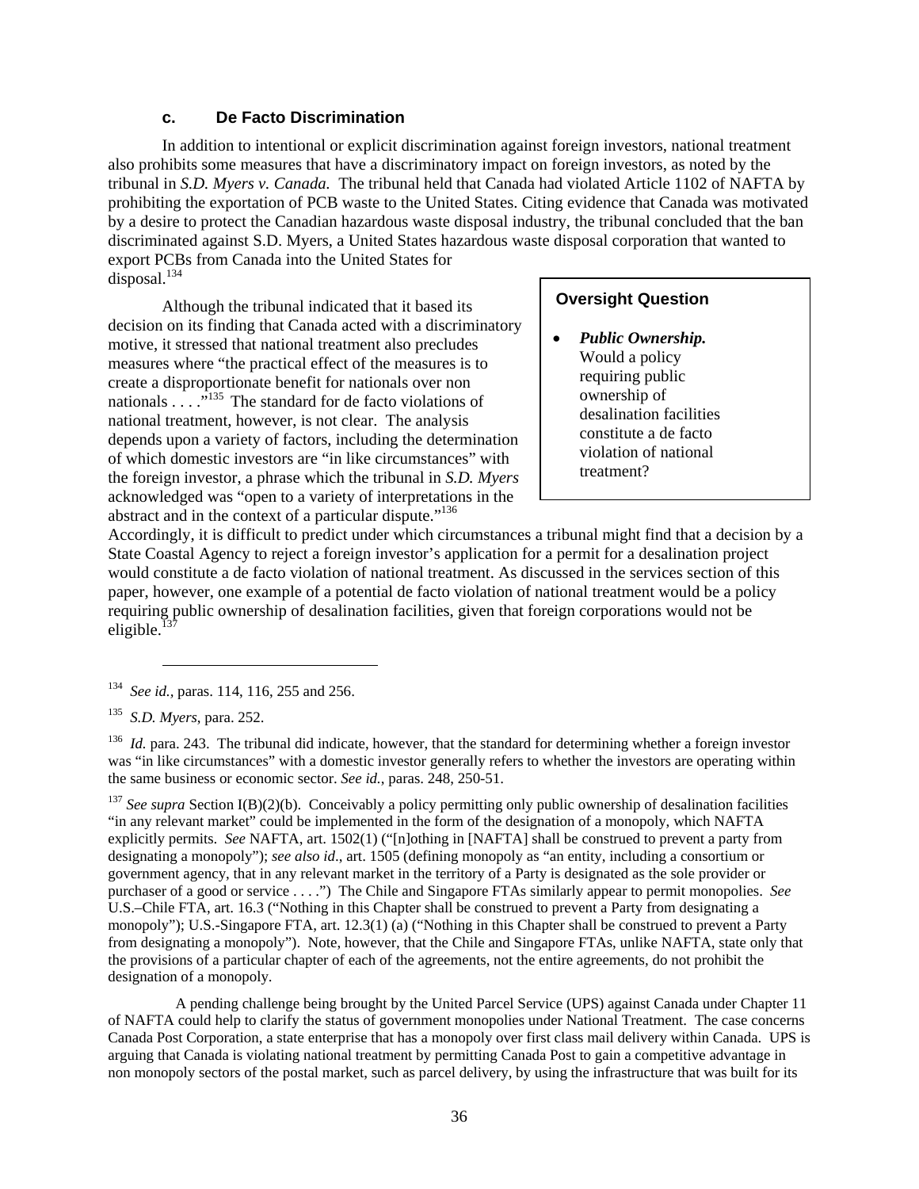### c. De Facto Discrimination

In addition to intentional or explicit discrimination against foreign investors, national treatment also prohibits some measures that have a discriminatory impact on foreign investors, as noted by the tribunal in *S.D. Myers v. Canada.* The tribunal held that Canada had violated Article 1102 of NAFTA by prohibiting the exportation of PCB waste to the United States. Citing evidence that Canada was motivated by a desire to protect the Canadian hazardous waste disposal industry, the tribunal concluded that the ban discriminated against S.D. Myers, a United States hazardous waste disposal corporation that wanted to export PCBs from Canada into the United States for disposal.[134]

Although the tribunal indicated that it based its decision on its finding that Canada acted with a discriminatory motive, it stressed that national treatment also precludes measures where "the practical effect of the measures is to create a disproportionate benefit for nationals over non nationals . . . ."[135] The standard for de facto violations of national treatment, however, is not clear. The analysis depends upon a variety of factors, including the determination of which domestic investors are "in like circumstances" with the foreign investor, a phrase which the tribunal in *S.D. Myers* acknowledged was "open to a variety of interpretations in the abstract and in the context of a particular dispute."[136] Accordingly, it is difficult to predict under which circumstances a tribunal might find that a decision by a State Coastal Agency to reject a foreign investor's application for a permit for a desalination project would constitute a de facto violation of national treatment. As discussed in the services section of this paper, however, one example of a potential de facto violation of national treatment would be a policy requiring public ownership of desalination facilities, given that foreign corporations would not be eligible.[137]

> **Oversight Question**
>
> - ***Public Ownership.*** Would a policy requiring public ownership of desalination facilities constitute a de facto violation of national treatment?

---

[134] *See id.,* paras. 114, 116, 255 and 256.

[135] *S.D. Myers*, para. 252.

[136] *Id.* para. 243. The tribunal did indicate, however, that the standard for determining whether a foreign investor was "in like circumstances" with a domestic investor generally refers to whether the investors are operating within the same business or economic sector. *See id.*, paras. 248, 250-51.

[137] *See supra* Section I(B)(2)(b). Conceivably a policy permitting only public ownership of desalination facilities "in any relevant market" could be implemented in the form of the designation of a monopoly, which NAFTA explicitly permits. *See* NAFTA, art. 1502(1) ("[n]othing in [NAFTA] shall be construed to prevent a party from designating a monopoly"); *see also id*., art. 1505 (defining monopoly as "an entity, including a consortium or government agency, that in any relevant market in the territory of a Party is designated as the sole provider or purchaser of a good or service . . . .") The Chile and Singapore FTAs similarly appear to permit monopolies. *See* U.S.–Chile FTA, art. 16.3 ("Nothing in this Chapter shall be construed to prevent a Party from designating a monopoly"); U.S.-Singapore FTA, art. 12.3(1) (a) ("Nothing in this Chapter shall be construed to prevent a Party from designating a monopoly"). Note, however, that the Chile and Singapore FTAs, unlike NAFTA, state only that the provisions of a particular chapter of each of the agreements, not the entire agreements, do not prohibit the designation of a monopoly.

A pending challenge being brought by the United Parcel Service (UPS) against Canada under Chapter 11 of NAFTA could help to clarify the status of government monopolies under National Treatment. The case concerns Canada Post Corporation, a state enterprise that has a monopoly over first class mail delivery within Canada. UPS is arguing that Canada is violating national treatment by permitting Canada Post to gain a competitive advantage in non monopoly sectors of the postal market, such as parcel delivery, by using the infrastructure that was built for its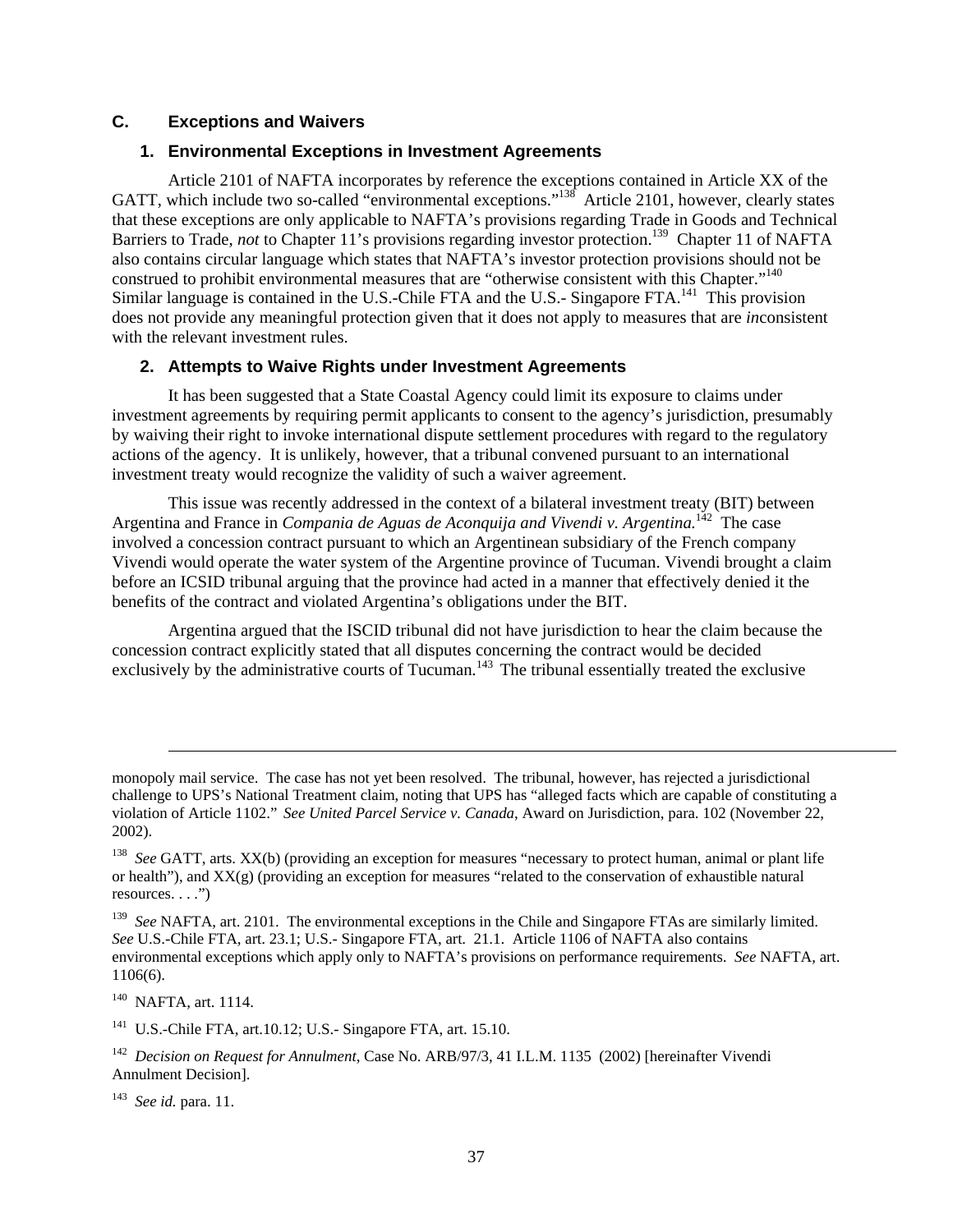## C. Exceptions and Waivers

### 1. Environmental Exceptions in Investment Agreements

Article 2101 of NAFTA incorporates by reference the exceptions contained in Article XX of the GATT, which include two so-called "environmental exceptions."[138] Article 2101, however, clearly states that these exceptions are only applicable to NAFTA's provisions regarding Trade in Goods and Technical Barriers to Trade, *not* to Chapter 11's provisions regarding investor protection.[139] Chapter 11 of NAFTA also contains circular language which states that NAFTA's investor protection provisions should not be construed to prohibit environmental measures that are "otherwise consistent with this Chapter."[140] Similar language is contained in the U.S.-Chile FTA and the U.S.- Singapore FTA.[141] This provision does not provide any meaningful protection given that it does not apply to measures that are *in*consistent with the relevant investment rules.

### 2. Attempts to Waive Rights under Investment Agreements

It has been suggested that a State Coastal Agency could limit its exposure to claims under investment agreements by requiring permit applicants to consent to the agency's jurisdiction, presumably by waiving their right to invoke international dispute settlement procedures with regard to the regulatory actions of the agency. It is unlikely, however, that a tribunal convened pursuant to an international investment treaty would recognize the validity of such a waiver agreement.

This issue was recently addressed in the context of a bilateral investment treaty (BIT) between Argentina and France in *Compania de Aguas de Aconquija and Vivendi v. Argentina.*[142] The case involved a concession contract pursuant to which an Argentinean subsidiary of the French company Vivendi would operate the water system of the Argentine province of Tucuman. Vivendi brought a claim before an ICSID tribunal arguing that the province had acted in a manner that effectively denied it the benefits of the contract and violated Argentina's obligations under the BIT.

Argentina argued that the ISCID tribunal did not have jurisdiction to hear the claim because the concession contract explicitly stated that all disputes concerning the contract would be decided exclusively by the administrative courts of Tucuman.[143] The tribunal essentially treated the exclusive

---

monopoly mail service. The case has not yet been resolved. The tribunal, however, has rejected a jurisdictional challenge to UPS's National Treatment claim, noting that UPS has "alleged facts which are capable of constituting a violation of Article 1102." *See United Parcel Service v. Canada*, Award on Jurisdiction, para. 102 (November 22, 2002).

[138] *See* GATT, arts. XX(b) (providing an exception for measures "necessary to protect human, animal or plant life or health"), and XX(g) (providing an exception for measures "related to the conservation of exhaustible natural resources. . . .")

[139] *See* NAFTA, art. 2101. The environmental exceptions in the Chile and Singapore FTAs are similarly limited. *See* U.S.-Chile FTA, art. 23.1; U.S.- Singapore FTA, art. 21.1. Article 1106 of NAFTA also contains environmental exceptions which apply only to NAFTA's provisions on performance requirements. *See* NAFTA, art. 1106(6).

[140] NAFTA, art. 1114.

[141] U.S.-Chile FTA, art.10.12; U.S.- Singapore FTA, art. 15.10.

[142] *Decision on Request for Annulment*, Case No. ARB/97/3, 41 I.L.M. 1135 (2002) [hereinafter Vivendi Annulment Decision].

[143] *See id.* para. 11.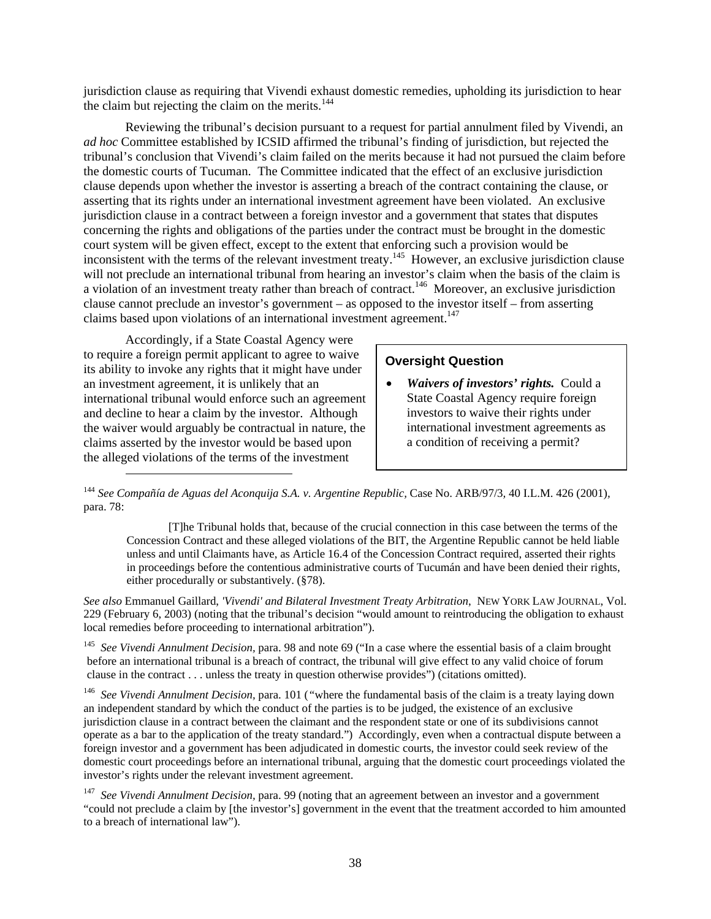jurisdiction clause as requiring that Vivendi exhaust domestic remedies, upholding its jurisdiction to hear the claim but rejecting the claim on the merits.[144]

Reviewing the tribunal's decision pursuant to a request for partial annulment filed by Vivendi, an *ad hoc* Committee established by ICSID affirmed the tribunal's finding of jurisdiction, but rejected the tribunal's conclusion that Vivendi's claim failed on the merits because it had not pursued the claim before the domestic courts of Tucuman. The Committee indicated that the effect of an exclusive jurisdiction clause depends upon whether the investor is asserting a breach of the contract containing the clause, or asserting that its rights under an international investment agreement have been violated. An exclusive jurisdiction clause in a contract between a foreign investor and a government that states that disputes concerning the rights and obligations of the parties under the contract must be brought in the domestic court system will be given effect, except to the extent that enforcing such a provision would be inconsistent with the terms of the relevant investment treaty.[145] However, an exclusive jurisdiction clause will not preclude an international tribunal from hearing an investor's claim when the basis of the claim is a violation of an investment treaty rather than breach of contract.[146] Moreover, an exclusive jurisdiction clause cannot preclude an investor's government – as opposed to the investor itself – from asserting claims based upon violations of an international investment agreement.[147]

Accordingly, if a State Coastal Agency were to require a foreign permit applicant to agree to waive its ability to invoke any rights that it might have under an investment agreement, it is unlikely that an international tribunal would enforce such an agreement and decline to hear a claim by the investor. Although the waiver would arguably be contractual in nature, the claims asserted by the investor would be based upon the alleged violations of the terms of the investment

> **Oversight Question**
>
> - ***Waivers of investors' rights.*** Could a State Coastal Agency require foreign investors to waive their rights under international investment agreements as a condition of receiving a permit?

---

[144] *See Compañía de Aguas del Aconquija S.A. v. Argentine Republic,* Case No. ARB/97/3, 40 I.L.M. 426 (2001), para. 78:

> [T]he Tribunal holds that, because of the crucial connection in this case between the terms of the Concession Contract and these alleged violations of the BIT, the Argentine Republic cannot be held liable unless and until Claimants have, as Article 16.4 of the Concession Contract required, asserted their rights in proceedings before the contentious administrative courts of Tucumán and have been denied their rights, either procedurally or substantively. (§78).

*See also* Emmanuel Gaillard, *'Vivendi' and Bilateral Investment Treaty Arbitration*, NEW YORK LAW JOURNAL, Vol. 229 (February 6, 2003) (noting that the tribunal's decision "would amount to reintroducing the obligation to exhaust local remedies before proceeding to international arbitration").

[145] *See Vivendi Annulment Decision,* para. 98 and note 69 ("In a case where the essential basis of a claim brought before an international tribunal is a breach of contract, the tribunal will give effect to any valid choice of forum clause in the contract . . . unless the treaty in question otherwise provides") (citations omitted).

[146] *See Vivendi Annulment Decision,* para. 101 ("where the fundamental basis of the claim is a treaty laying down an independent standard by which the conduct of the parties is to be judged, the existence of an exclusive jurisdiction clause in a contract between the claimant and the respondent state or one of its subdivisions cannot operate as a bar to the application of the treaty standard.") Accordingly, even when a contractual dispute between a foreign investor and a government has been adjudicated in domestic courts, the investor could seek review of the domestic court proceedings before an international tribunal, arguing that the domestic court proceedings violated the investor's rights under the relevant investment agreement.

[147] *See Vivendi Annulment Decision,* para. 99 (noting that an agreement between an investor and a government "could not preclude a claim by [the investor's] government in the event that the treatment accorded to him amounted to a breach of international law").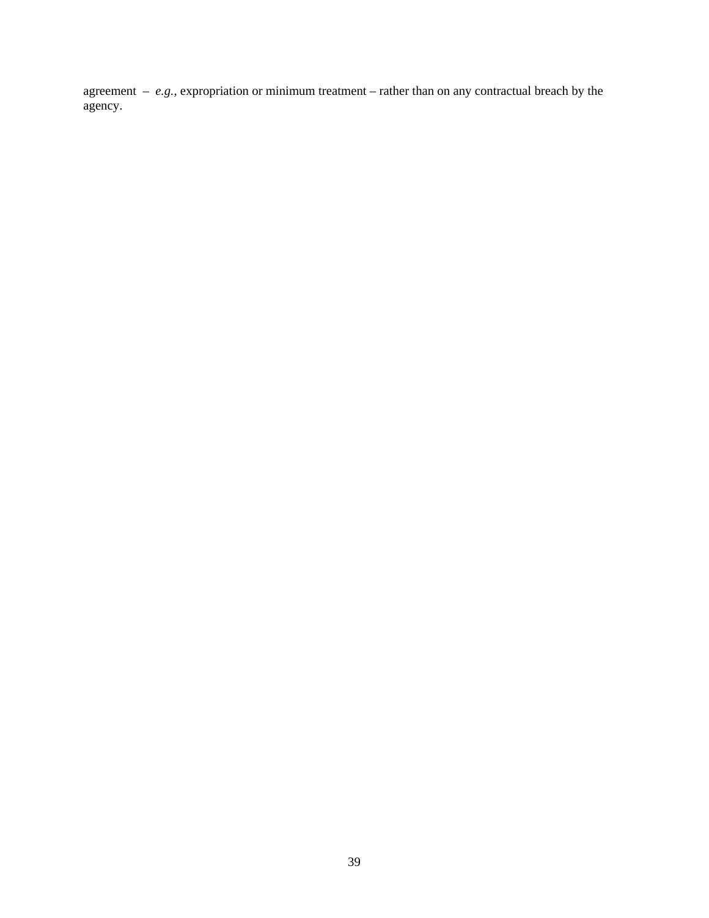agreement – *e.g.*, expropriation or minimum treatment – rather than on any contractual breach by the agency.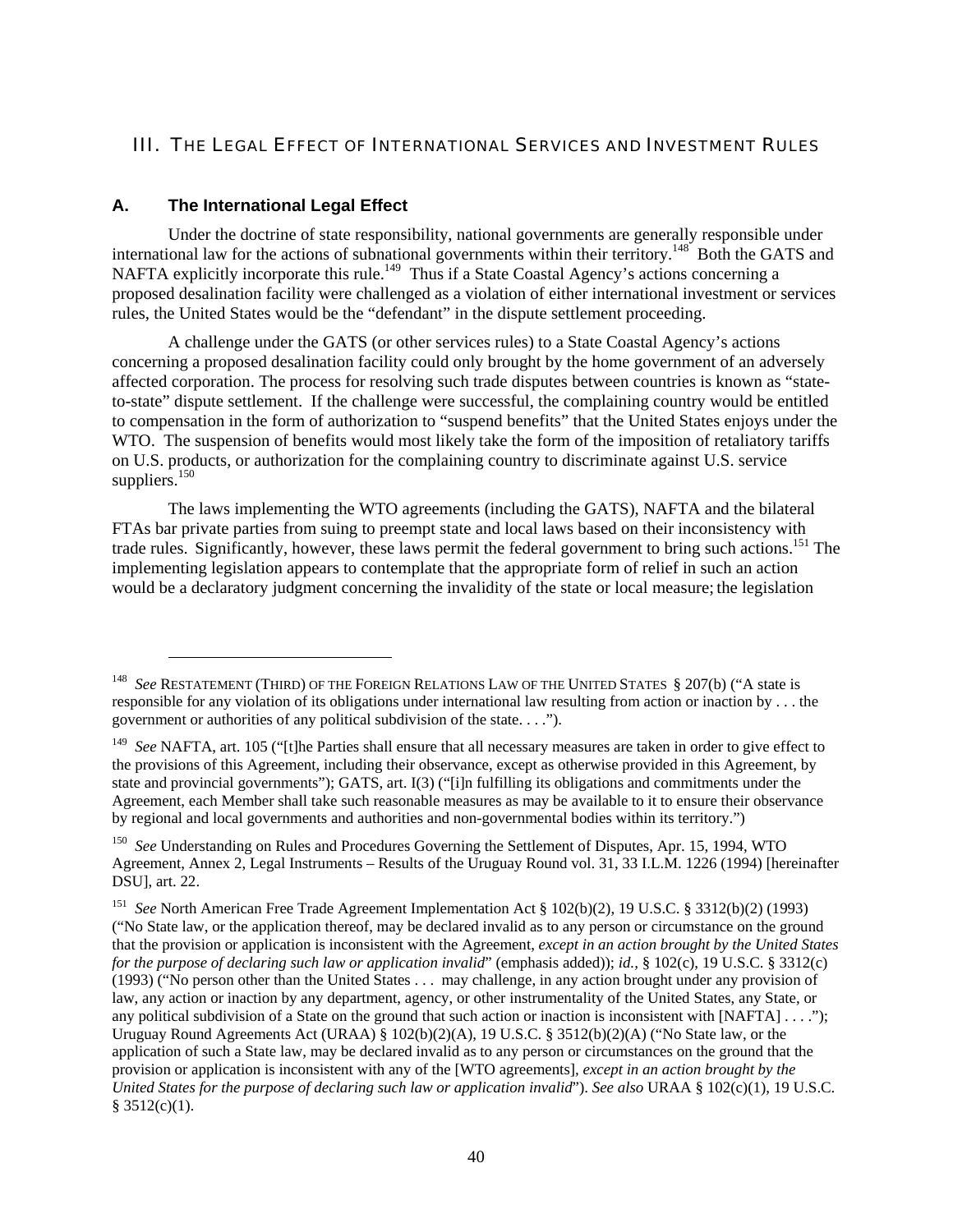## III. THE LEGAL EFFECT OF INTERNATIONAL SERVICES AND INVESTMENT RULES

### A. The International Legal Effect

Under the doctrine of state responsibility, national governments are generally responsible under international law for the actions of subnational governments within their territory.[148] Both the GATS and NAFTA explicitly incorporate this rule.[149] Thus if a State Coastal Agency's actions concerning a proposed desalination facility were challenged as a violation of either international investment or services rules, the United States would be the "defendant" in the dispute settlement proceeding.

A challenge under the GATS (or other services rules) to a State Coastal Agency's actions concerning a proposed desalination facility could only brought by the home government of an adversely affected corporation. The process for resolving such trade disputes between countries is known as "state-to-state" dispute settlement. If the challenge were successful, the complaining country would be entitled to compensation in the form of authorization to "suspend benefits" that the United States enjoys under the WTO. The suspension of benefits would most likely take the form of the imposition of retaliatory tariffs on U.S. products, or authorization for the complaining country to discriminate against U.S. service suppliers.[150]

The laws implementing the WTO agreements (including the GATS), NAFTA and the bilateral FTAs bar private parties from suing to preempt state and local laws based on their inconsistency with trade rules. Significantly, however, these laws permit the federal government to bring such actions.[151] The implementing legislation appears to contemplate that the appropriate form of relief in such an action would be a declaratory judgment concerning the invalidity of the state or local measure; the legislation

---

[148] *See* RESTATEMENT (THIRD) OF THE FOREIGN RELATIONS LAW OF THE UNITED STATES § 207(b) ("A state is responsible for any violation of its obligations under international law resulting from action or inaction by . . . the government or authorities of any political subdivision of the state. . . .").

[149] *See* NAFTA, art. 105 ("[t]he Parties shall ensure that all necessary measures are taken in order to give effect to the provisions of this Agreement, including their observance, except as otherwise provided in this Agreement, by state and provincial governments"); GATS, art. I(3) ("[i]n fulfilling its obligations and commitments under the Agreement, each Member shall take such reasonable measures as may be available to it to ensure their observance by regional and local governments and authorities and non-governmental bodies within its territory.")

[150] *See* Understanding on Rules and Procedures Governing the Settlement of Disputes, Apr. 15, 1994, WTO Agreement, Annex 2, Legal Instruments – Results of the Uruguay Round vol. 31, 33 I.L.M. 1226 (1994) [hereinafter DSU], art. 22.

[151] *See* North American Free Trade Agreement Implementation Act § 102(b)(2), 19 U.S.C. § 3312(b)(2) (1993) ("No State law, or the application thereof, may be declared invalid as to any person or circumstance on the ground that the provision or application is inconsistent with the Agreement, *except in an action brought by the United States for the purpose of declaring such law or application invalid*" (emphasis added)); *id.*, § 102(c), 19 U.S.C. § 3312(c) (1993) ("No person other than the United States . . . may challenge, in any action brought under any provision of law, any action or inaction by any department, agency, or other instrumentality of the United States, any State, or any political subdivision of a State on the ground that such action or inaction is inconsistent with [NAFTA] . . . ."); Uruguay Round Agreements Act (URAA) § 102(b)(2)(A), 19 U.S.C. § 3512(b)(2)(A) ("No State law, or the application of such a State law, may be declared invalid as to any person or circumstances on the ground that the provision or application is inconsistent with any of the [WTO agreements], *except in an action brought by the United States for the purpose of declaring such law or application invalid*"). *See also* URAA § 102(c)(1), 19 U.S.C. § 3512(c)(1).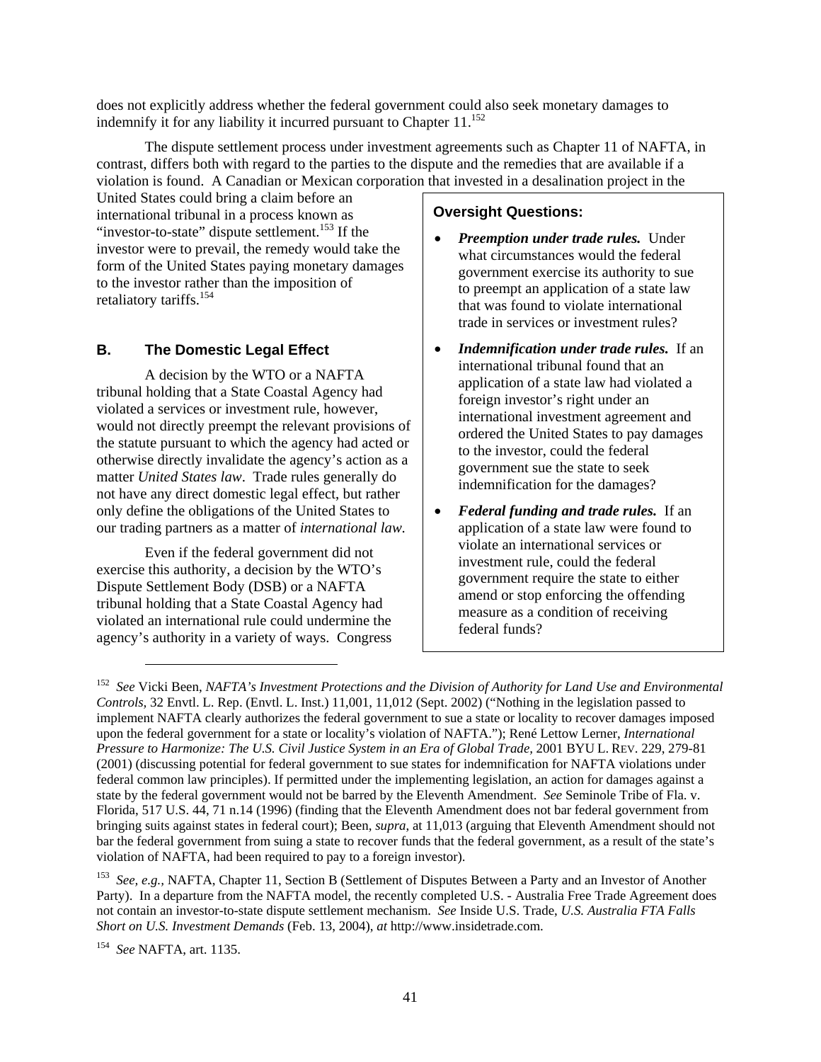does not explicitly address whether the federal government could also seek monetary damages to indemnify it for any liability it incurred pursuant to Chapter 11.[152]

The dispute settlement process under investment agreements such as Chapter 11 of NAFTA, in contrast, differs both with regard to the parties to the dispute and the remedies that are available if a violation is found. A Canadian or Mexican corporation that invested in a desalination project in the United States could bring a claim before an international tribunal in a process known as "investor-to-state" dispute settlement.[153] If the investor were to prevail, the remedy would take the form of the United States paying monetary damages to the investor rather than the imposition of retaliatory tariffs.[154]

## B. The Domestic Legal Effect

A decision by the WTO or a NAFTA tribunal holding that a State Coastal Agency had violated a services or investment rule, however, would not directly preempt the relevant provisions of the statute pursuant to which the agency had acted or otherwise directly invalidate the agency's action as a matter *United States law*. Trade rules generally do not have any direct domestic legal effect, but rather only define the obligations of the United States to our trading partners as a matter of *international law*.

Even if the federal government did not exercise this authority, a decision by the WTO's Dispute Settlement Body (DSB) or a NAFTA tribunal holding that a State Coastal Agency had violated an international rule could undermine the agency's authority in a variety of ways. Congress

> **Oversight Questions:**
>
> - ***Preemption under trade rules.*** Under what circumstances would the federal government exercise its authority to sue to preempt an application of a state law that was found to violate international trade in services or investment rules?
> - ***Indemnification under trade rules.*** If an international tribunal found that an application of a state law had violated a foreign investor's right under an international investment agreement and ordered the United States to pay damages to the investor, could the federal government sue the state to seek indemnification for the damages?
> - ***Federal funding and trade rules.*** If an application of a state law were found to violate an international services or investment rule, could the federal government require the state to either amend or stop enforcing the offending measure as a condition of receiving federal funds?

---

[152] *See* Vicki Been, *NAFTA's Investment Protections and the Division of Authority for Land Use and Environmental Controls,* 32 Envtl. L. Rep. (Envtl. L. Inst.) 11,001, 11,012 (Sept. 2002) ("Nothing in the legislation passed to implement NAFTA clearly authorizes the federal government to sue a state or locality to recover damages imposed upon the federal government for a state or locality's violation of NAFTA."); René Lettow Lerner, *International Pressure to Harmonize: The U.S. Civil Justice System in an Era of Global Trade,* 2001 BYU L. REV. 229, 279-81 (2001) (discussing potential for federal government to sue states for indemnification for NAFTA violations under federal common law principles). If permitted under the implementing legislation, an action for damages against a state by the federal government would not be barred by the Eleventh Amendment. *See* Seminole Tribe of Fla. v. Florida, 517 U.S. 44, 71 n.14 (1996) (finding that the Eleventh Amendment does not bar federal government from bringing suits against states in federal court); Been, *supra*, at 11,013 (arguing that Eleventh Amendment should not bar the federal government from suing a state to recover funds that the federal government, as a result of the state's violation of NAFTA, had been required to pay to a foreign investor).

[153] *See, e.g.,* NAFTA, Chapter 11, Section B (Settlement of Disputes Between a Party and an Investor of Another Party). In a departure from the NAFTA model, the recently completed U.S. - Australia Free Trade Agreement does not contain an investor-to-state dispute settlement mechanism. *See* Inside U.S. Trade, *U.S. Australia FTA Falls Short on U.S. Investment Demands* (Feb. 13, 2004), *at* http://www.insidetrade.com.

[154] *See* NAFTA, art. 1135.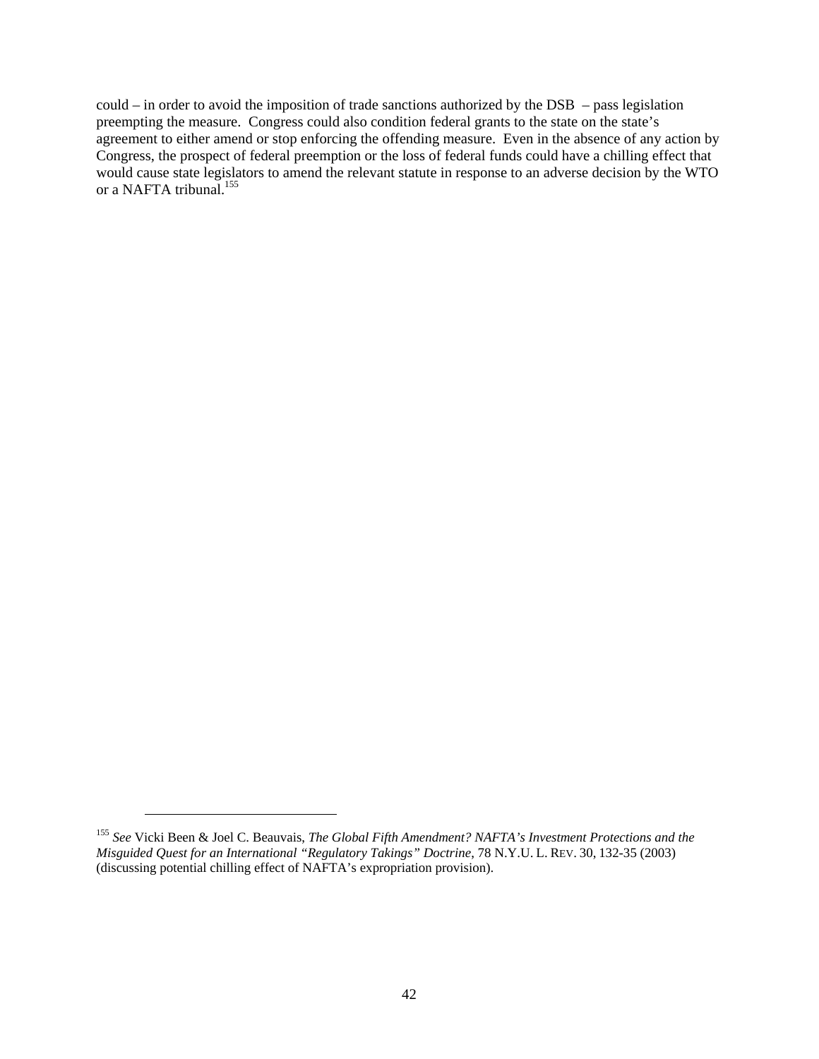could – in order to avoid the imposition of trade sanctions authorized by the DSB – pass legislation preempting the measure. Congress could also condition federal grants to the state on the state's agreement to either amend or stop enforcing the offending measure. Even in the absence of any action by Congress, the prospect of federal preemption or the loss of federal funds could have a chilling effect that would cause state legislators to amend the relevant statute in response to an adverse decision by the WTO or a NAFTA tribunal.[155]

---

[155] *See* Vicki Been & Joel C. Beauvais, *The Global Fifth Amendment? NAFTA's Investment Protections and the Misguided Quest for an International "Regulatory Takings" Doctrine*, 78 N.Y.U. L. REV. 30, 132-35 (2003) (discussing potential chilling effect of NAFTA's expropriation provision).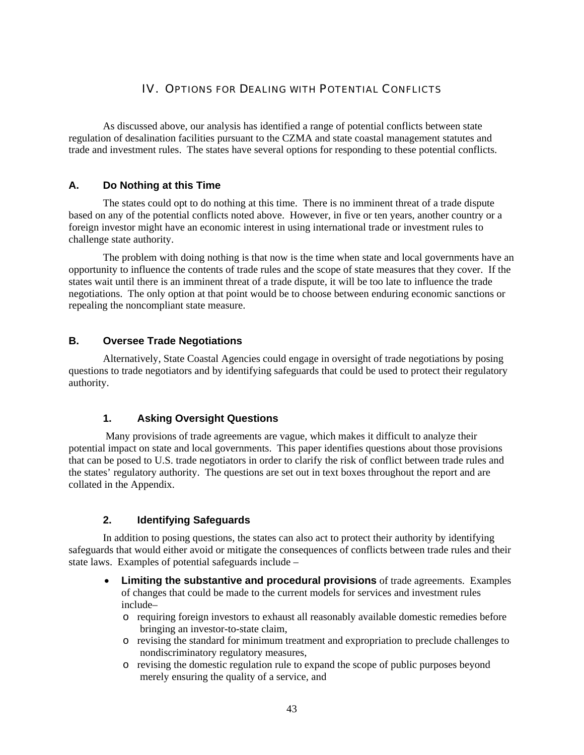# IV. Options for Dealing with Potential Conflicts

As discussed above, our analysis has identified a range of potential conflicts between state regulation of desalination facilities pursuant to the CZMA and state coastal management statutes and trade and investment rules. The states have several options for responding to these potential conflicts.

## A. Do Nothing at this Time

The states could opt to do nothing at this time. There is no imminent threat of a trade dispute based on any of the potential conflicts noted above. However, in five or ten years, another country or a foreign investor might have an economic interest in using international trade or investment rules to challenge state authority.

The problem with doing nothing is that now is the time when state and local governments have an opportunity to influence the contents of trade rules and the scope of state measures that they cover. If the states wait until there is an imminent threat of a trade dispute, it will be too late to influence the trade negotiations. The only option at that point would be to choose between enduring economic sanctions or repealing the noncompliant state measure.

## B. Oversee Trade Negotiations

Alternatively, State Coastal Agencies could engage in oversight of trade negotiations by posing questions to trade negotiators and by identifying safeguards that could be used to protect their regulatory authority.

### 1. Asking Oversight Questions

Many provisions of trade agreements are vague, which makes it difficult to analyze their potential impact on state and local governments. This paper identifies questions about those provisions that can be posed to U.S. trade negotiators in order to clarify the risk of conflict between trade rules and the states' regulatory authority. The questions are set out in text boxes throughout the report and are collated in the Appendix.

### 2. Identifying Safeguards

In addition to posing questions, the states can also act to protect their authority by identifying safeguards that would either avoid or mitigate the consequences of conflicts between trade rules and their state laws. Examples of potential safeguards include –

- **Limiting the substantive and procedural provisions** of trade agreements. Examples of changes that could be made to the current models for services and investment rules include–
  - requiring foreign investors to exhaust all reasonably available domestic remedies before bringing an investor-to-state claim,
  - revising the standard for minimum treatment and expropriation to preclude challenges to nondiscriminatory regulatory measures,
  - revising the domestic regulation rule to expand the scope of public purposes beyond merely ensuring the quality of a service, and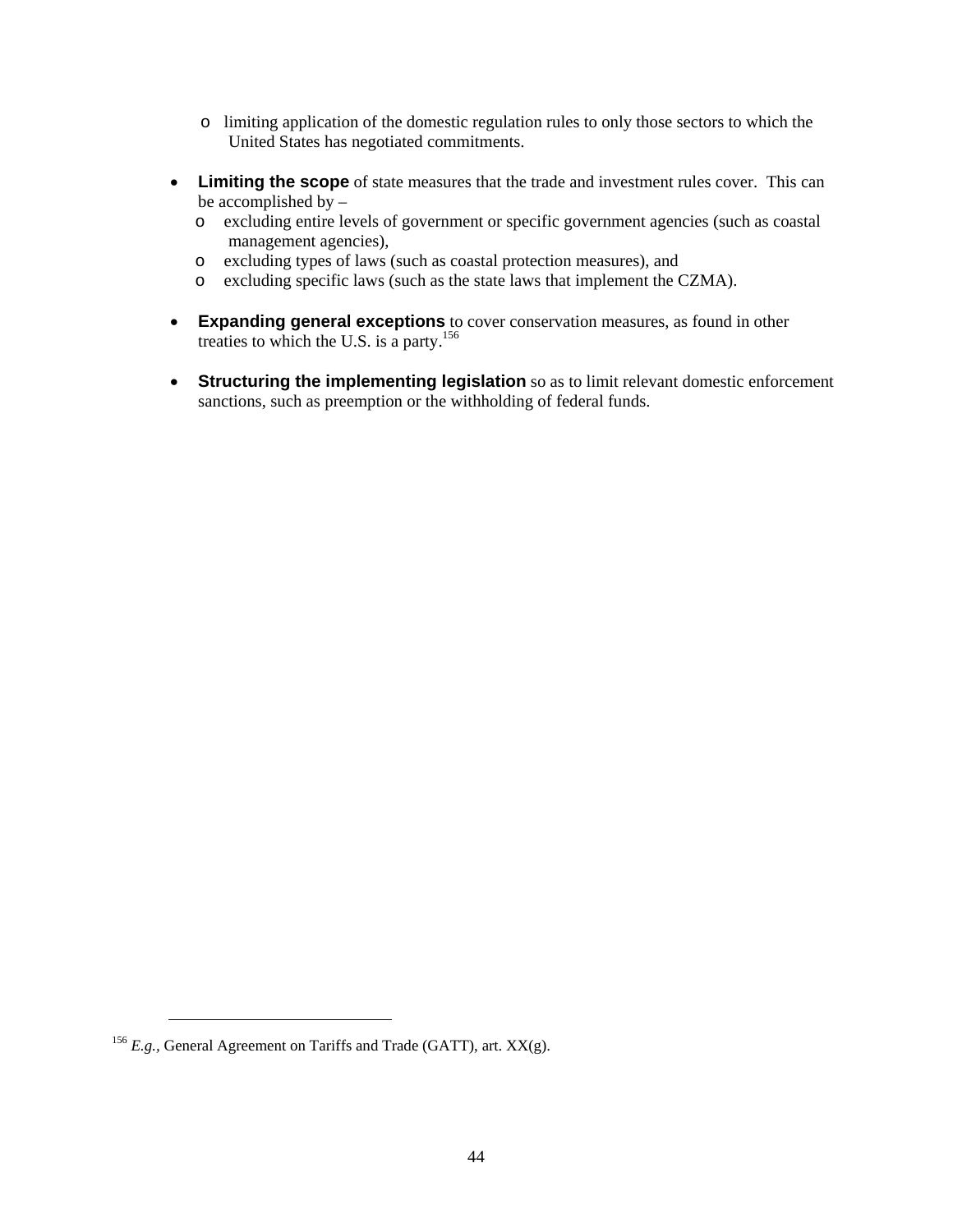- limiting application of the domestic regulation rules to only those sectors to which the United States has negotiated commitments.

- **Limiting the scope** of state measures that the trade and investment rules cover. This can be accomplished by –
  - excluding entire levels of government or specific government agencies (such as coastal management agencies),
  - excluding types of laws (such as coastal protection measures), and
  - excluding specific laws (such as the state laws that implement the CZMA).

- **Expanding general exceptions** to cover conservation measures, as found in other treaties to which the U.S. is a party.[156]

- **Structuring the implementing legislation** so as to limit relevant domestic enforcement sanctions, such as preemption or the withholding of federal funds.

---

[156] *E.g.*, General Agreement on Tariffs and Trade (GATT), art. XX(g).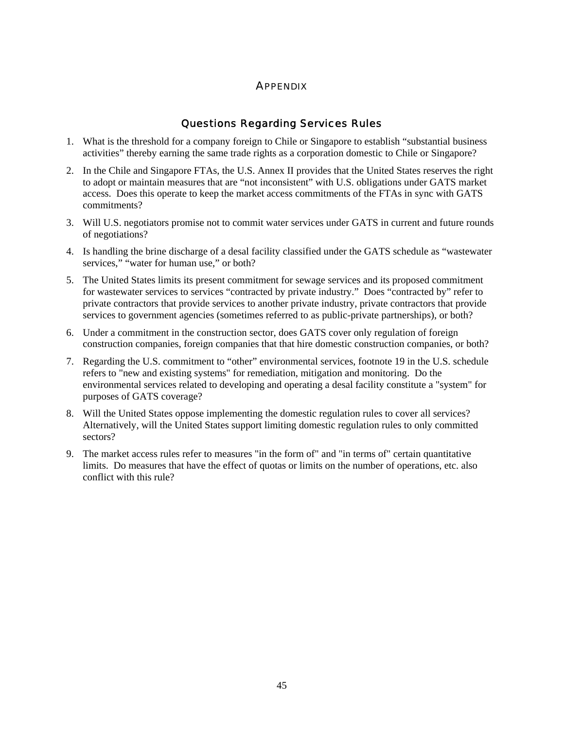# APPENDIX

## Questions Regarding Services Rules

1. What is the threshold for a company foreign to Chile or Singapore to establish "substantial business activities" thereby earning the same trade rights as a corporation domestic to Chile or Singapore?
2. In the Chile and Singapore FTAs, the U.S. Annex II provides that the United States reserves the right to adopt or maintain measures that are "not inconsistent" with U.S. obligations under GATS market access. Does this operate to keep the market access commitments of the FTAs in sync with GATS commitments?
3. Will U.S. negotiators promise not to commit water services under GATS in current and future rounds of negotiations?
4. Is handling the brine discharge of a desal facility classified under the GATS schedule as "wastewater services," "water for human use," or both?
5. The United States limits its present commitment for sewage services and its proposed commitment for wastewater services to services "contracted by private industry." Does "contracted by" refer to private contractors that provide services to another private industry, private contractors that provide services to government agencies (sometimes referred to as public-private partnerships), or both?
6. Under a commitment in the construction sector, does GATS cover only regulation of foreign construction companies, foreign companies that that hire domestic construction companies, or both?
7. Regarding the U.S. commitment to "other" environmental services, footnote 19 in the U.S. schedule refers to "new and existing systems" for remediation, mitigation and monitoring. Do the environmental services related to developing and operating a desal facility constitute a "system" for purposes of GATS coverage?
8. Will the United States oppose implementing the domestic regulation rules to cover all services? Alternatively, will the United States support limiting domestic regulation rules to only committed sectors?
9. The market access rules refer to measures "in the form of" and "in terms of" certain quantitative limits. Do measures that have the effect of quotas or limits on the number of operations, etc. also conflict with this rule?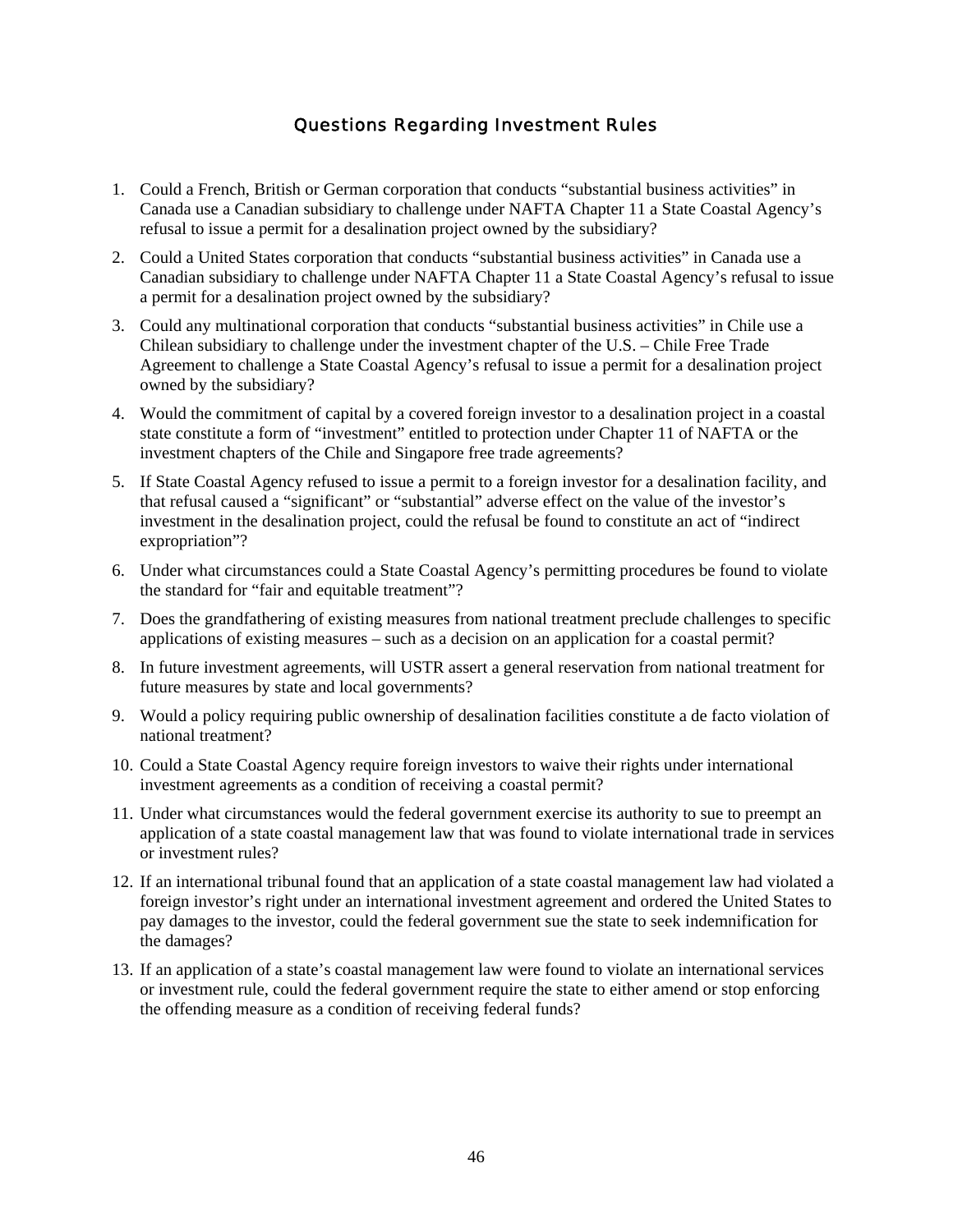## Questions Regarding Investment Rules

1. Could a French, British or German corporation that conducts "substantial business activities" in Canada use a Canadian subsidiary to challenge under NAFTA Chapter 11 a State Coastal Agency's refusal to issue a permit for a desalination project owned by the subsidiary?
2. Could a United States corporation that conducts "substantial business activities" in Canada use a Canadian subsidiary to challenge under NAFTA Chapter 11 a State Coastal Agency's refusal to issue a permit for a desalination project owned by the subsidiary?
3. Could any multinational corporation that conducts "substantial business activities" in Chile use a Chilean subsidiary to challenge under the investment chapter of the U.S. – Chile Free Trade Agreement to challenge a State Coastal Agency's refusal to issue a permit for a desalination project owned by the subsidiary?
4. Would the commitment of capital by a covered foreign investor to a desalination project in a coastal state constitute a form of "investment" entitled to protection under Chapter 11 of NAFTA or the investment chapters of the Chile and Singapore free trade agreements?
5. If State Coastal Agency refused to issue a permit to a foreign investor for a desalination facility, and that refusal caused a "significant" or "substantial" adverse effect on the value of the investor's investment in the desalination project, could the refusal be found to constitute an act of "indirect expropriation"?
6. Under what circumstances could a State Coastal Agency's permitting procedures be found to violate the standard for "fair and equitable treatment"?
7. Does the grandfathering of existing measures from national treatment preclude challenges to specific applications of existing measures – such as a decision on an application for a coastal permit?
8. In future investment agreements, will USTR assert a general reservation from national treatment for future measures by state and local governments?
9. Would a policy requiring public ownership of desalination facilities constitute a de facto violation of national treatment?
10. Could a State Coastal Agency require foreign investors to waive their rights under international investment agreements as a condition of receiving a coastal permit?
11. Under what circumstances would the federal government exercise its authority to sue to preempt an application of a state coastal management law that was found to violate international trade in services or investment rules?
12. If an international tribunal found that an application of a state coastal management law had violated a foreign investor's right under an international investment agreement and ordered the United States to pay damages to the investor, could the federal government sue the state to seek indemnification for the damages?
13. If an application of a state's coastal management law were found to violate an international services or investment rule, could the federal government require the state to either amend or stop enforcing the offending measure as a condition of receiving federal funds?